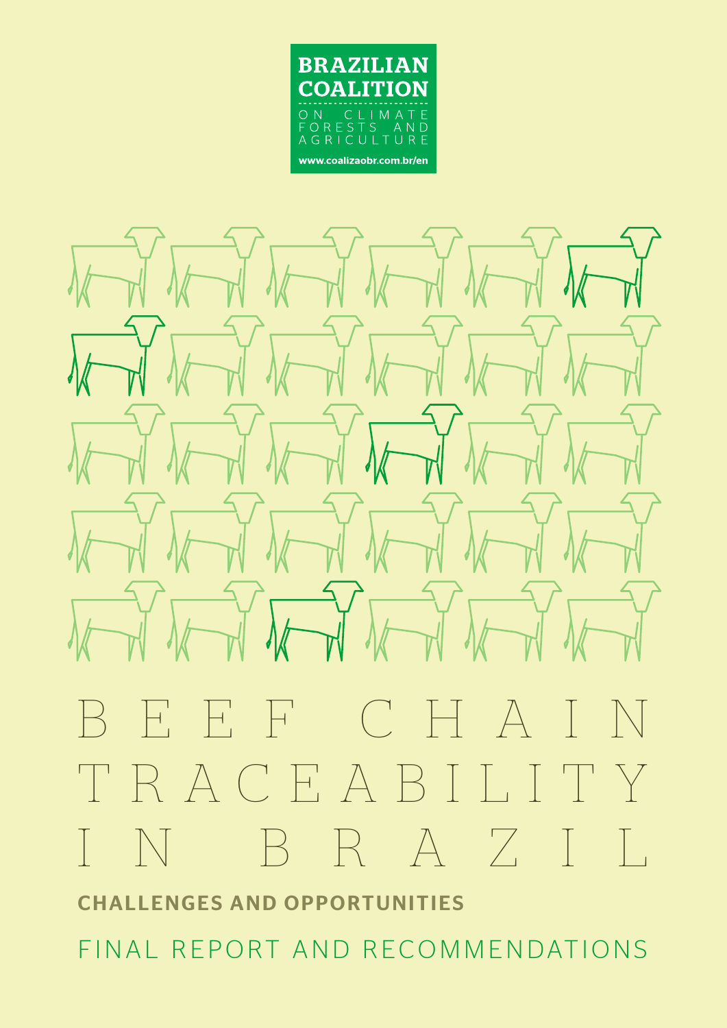**BRAZILIAN COALITION**

ON CLIMATE FORESTS AND AGRICULTURE

www.coalizaobr.com.br/en

# BEEF CHAIN TRACEABILITY IN BRAZIL

## CHALLENGES AND OPPORTUNITIES

FINAL REPORT AND RECOMMENDATIONS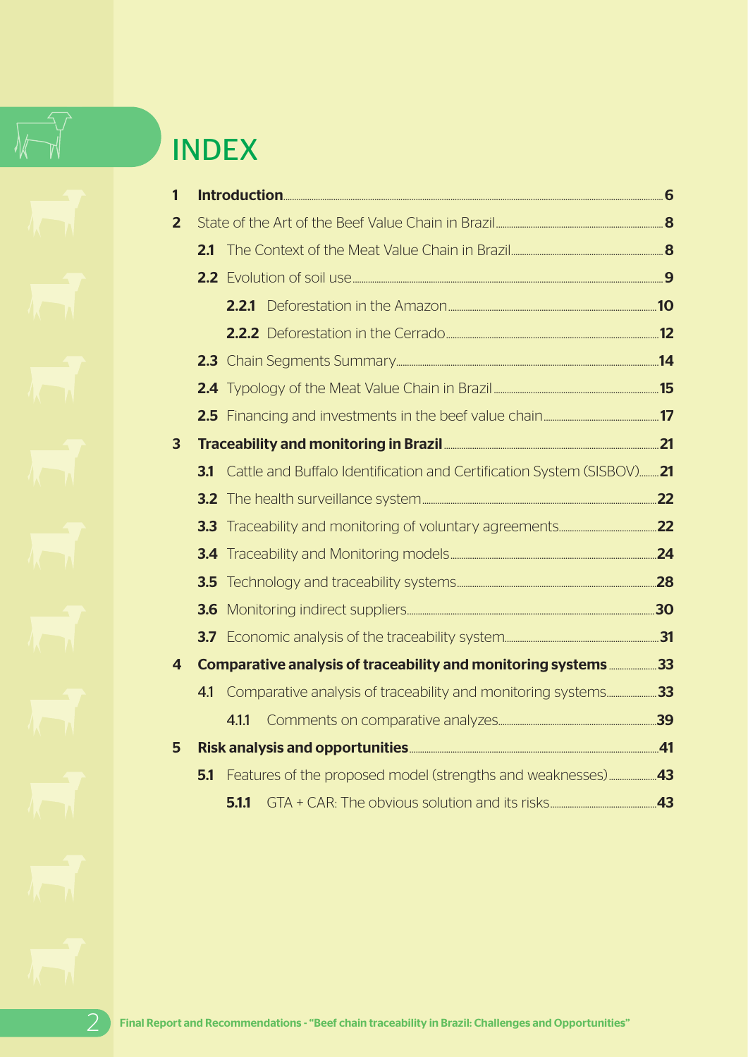# INDEX

| | | |
|---|---|---|
| **1** | **Introduction** | **6** |
| **2** | State of the Art of the Beef Value Chain in Brazil | **8** |
| | **2.1** The Context of the Meat Value Chain in Brazil | **8** |
| | **2.2** Evolution of soil use | **9** |
| | **2.2.1** Deforestation in the Amazon | **10** |
| | **2.2.2** Deforestation in the Cerrado | **12** |
| | **2.3** Chain Segments Summary | **14** |
| | **2.4** Typology of the Meat Value Chain in Brazil | **15** |
| | **2.5** Financing and investments in the beef value chain | **17** |
| **3** | **Traceability and monitoring in Brazil** | **21** |
| | **3.1** Cattle and Buffalo Identification and Certification System (SISBOV) | **21** |
| | **3.2** The health surveillance system | **22** |
| | **3.3** Traceability and monitoring of voluntary agreements | **22** |
| | **3.4** Traceability and Monitoring models | **24** |
| | **3.5** Technology and traceability systems | **28** |
| | **3.6** Monitoring indirect suppliers | **30** |
| | **3.7** Economic analysis of the traceability system | **31** |
| **4** | **Comparative analysis of traceability and monitoring systems** | **33** |
| | 4.1 Comparative analysis of traceability and monitoring systems | **33** |
| | 4.1.1 Comments on comparative analyzes | **39** |
| **5** | **Risk analysis and opportunities** | **41** |
| | **5.1** Features of the proposed model (strengths and weaknesses) | **43** |
| | **5.1.1** GTA + CAR: The obvious solution and its risks | **43** |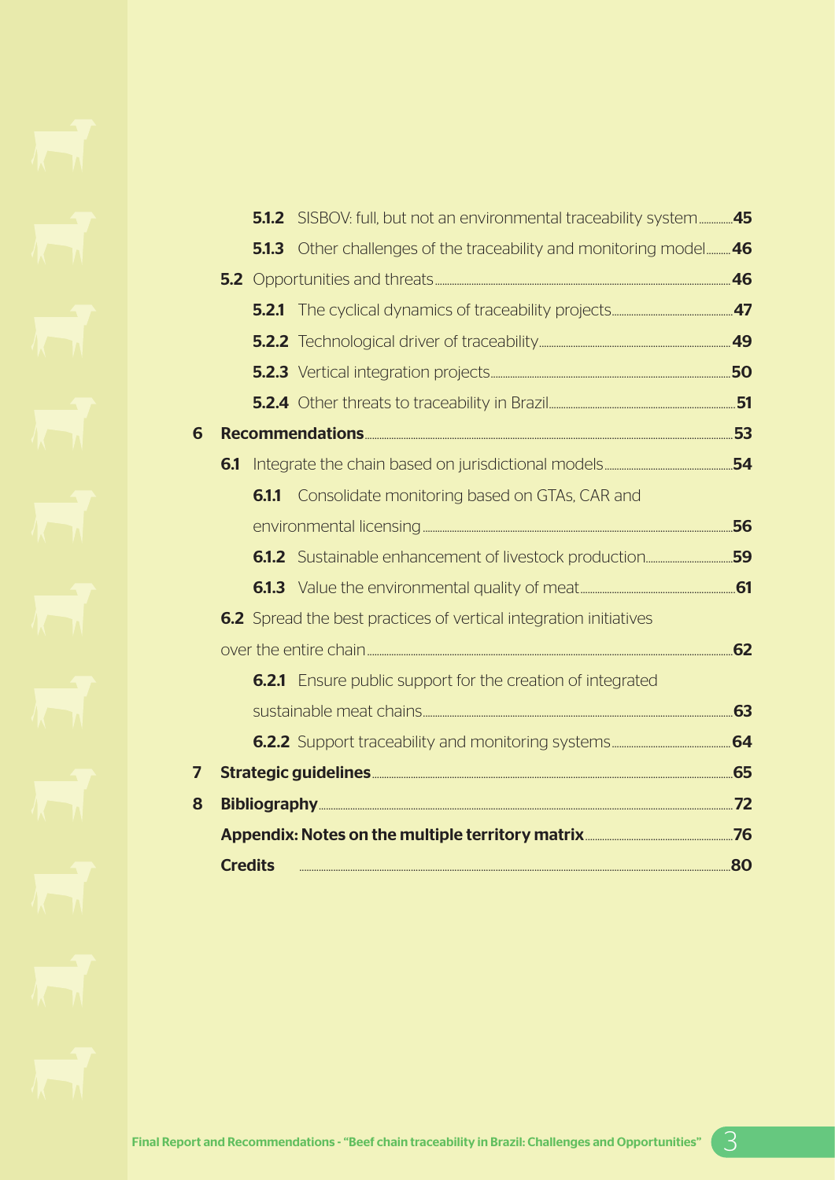- **5.1.2** SISBOV: full, but not an environmental traceability system ............. 45
- **5.1.3** Other challenges of the traceability and monitoring model ......... 46

**5.2** Opportunities and threats ........................................ 46

- **5.2.1** The cyclical dynamics of traceability projects ........................ 47
- **5.2.2** Technological driver of traceability ........................................ 49
- **5.2.3** Vertical integration projects ........................................ 50
- **5.2.4** Other threats to traceability in Brazil ........................................ 51

**6 Recommendations** ........................................ 53

**6.1** Integrate the chain based on jurisdictional models ........................ 54

- **6.1.1** Consolidate monitoring based on GTAs, CAR and environmental licensing ........................................ 56
- **6.1.2** Sustainable enhancement of livestock production ........................ 59
- **6.1.3** Value the environmental quality of meat ........................................ 61

**6.2** Spread the best practices of vertical integration initiatives over the entire chain ........................................ 62

- **6.2.1** Ensure public support for the creation of integrated sustainable meat chains ........................................ 63
- **6.2.2** Support traceability and monitoring systems ........................ 64

**7 Strategic guidelines** ........................................ 65

**8 Bibliography** ........................................ 72

**Appendix: Notes on the multiple territory matrix** ........................ 76

**Credits** ........................................ 80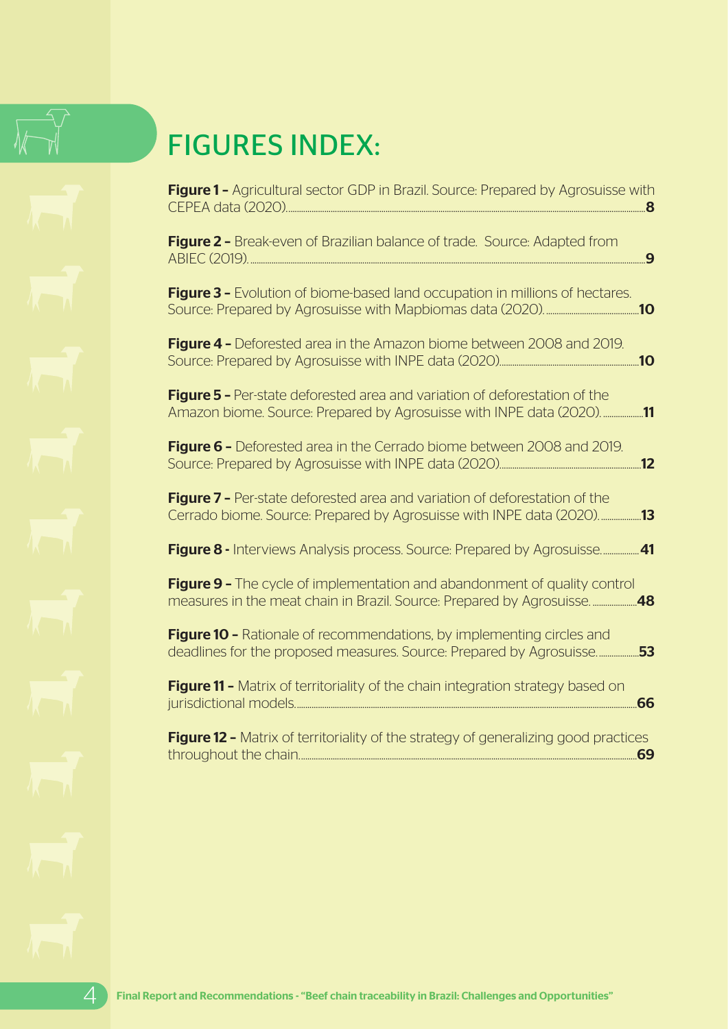# FIGURES INDEX:

**Figure 1 –** Agricultural sector GDP in Brazil. Source: Prepared by Agrosuisse with CEPEA data (2020)....... **8**

**Figure 2 –** Break-even of Brazilian balance of trade. Source: Adapted from ABIEC (2019)....... **9**

**Figure 3 –** Evolution of biome-based land occupation in millions of hectares. Source: Prepared by Agrosuisse with Mapbiomas data (2020)....... **10**

**Figure 4 –** Deforested area in the Amazon biome between 2008 and 2019. Source: Prepared by Agrosuisse with INPE data (2020)....... **10**

**Figure 5 –** Per-state deforested area and variation of deforestation of the Amazon biome. Source: Prepared by Agrosuisse with INPE data (2020)....... **11**

**Figure 6 –** Deforested area in the Cerrado biome between 2008 and 2019. Source: Prepared by Agrosuisse with INPE data (2020)....... **12**

**Figure 7 –** Per-state deforested area and variation of deforestation of the Cerrado biome. Source: Prepared by Agrosuisse with INPE data (2020)....... **13**

**Figure 8 -** Interviews Analysis process. Source: Prepared by Agrosuisse....... **41**

**Figure 9 –** The cycle of implementation and abandonment of quality control measures in the meat chain in Brazil. Source: Prepared by Agrosuisse....... **48**

**Figure 10 –** Rationale of recommendations, by implementing circles and deadlines for the proposed measures. Source: Prepared by Agrosuisse....... **53**

**Figure 11 –** Matrix of territoriality of the chain integration strategy based on jurisdictional models....... **66**

**Figure 12 –** Matrix of territoriality of the strategy of generalizing good practices throughout the chain....... **69**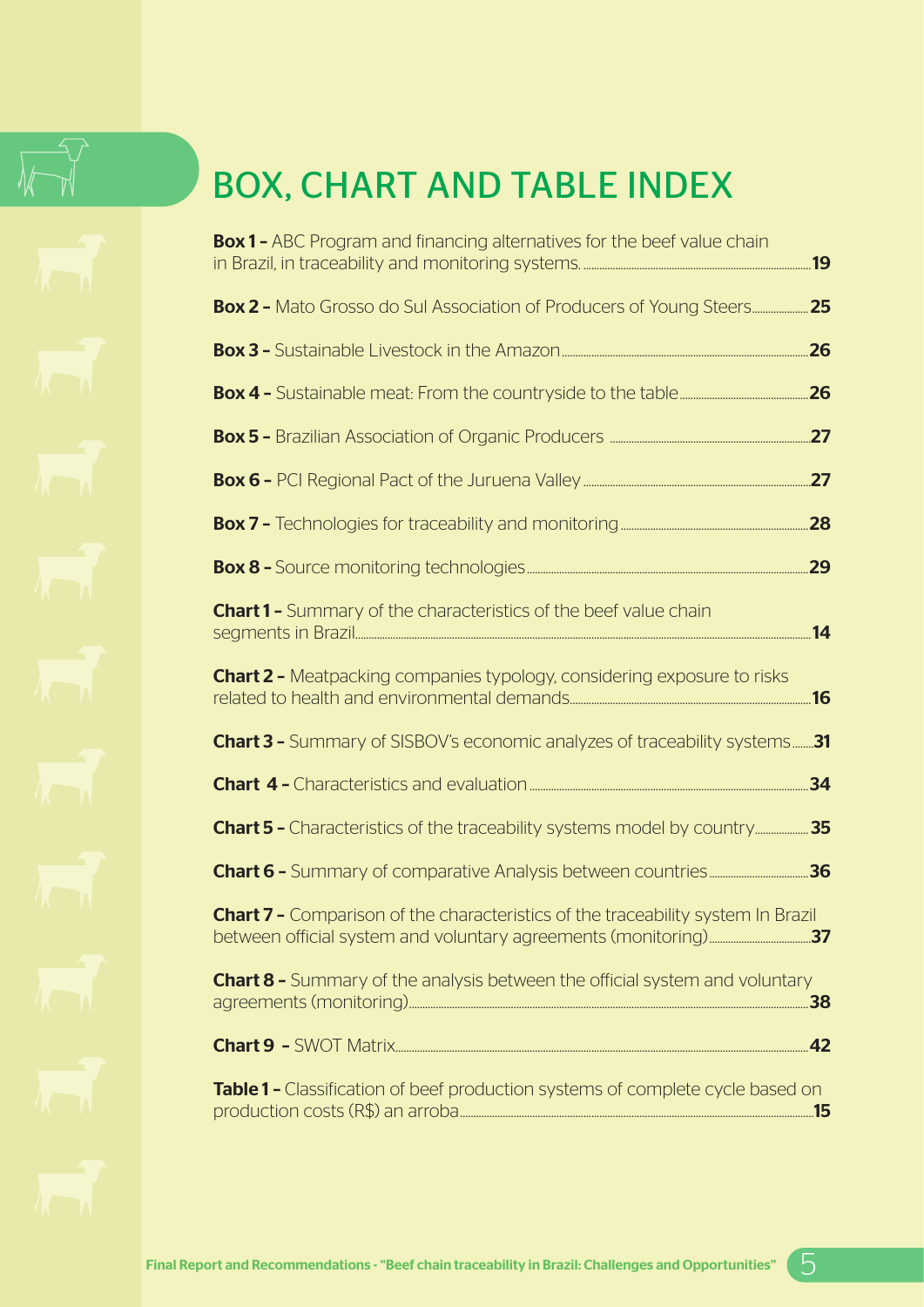# BOX, CHART AND TABLE INDEX

**Box 1 –** ABC Program and financing alternatives for the beef value chain in Brazil, in traceability and monitoring systems. **19**

**Box 2 –** Mato Grosso do Sul Association of Producers of Young Steers **25**

**Box 3 –** Sustainable Livestock in the Amazon **26**

**Box 4 –** Sustainable meat: From the countryside to the table **26**

**Box 5 –** Brazilian Association of Organic Producers **27**

**Box 6 –** PCI Regional Pact of the Juruena Valley **27**

**Box 7 –** Technologies for traceability and monitoring **28**

**Box 8 –** Source monitoring technologies **29**

**Chart 1 –** Summary of the characteristics of the beef value chain segments in Brazil **14**

**Chart 2 –** Meatpacking companies typology, considering exposure to risks related to health and environmental demands **16**

**Chart 3 –** Summary of SISBOV's economic analyzes of traceability systems **31**

**Chart 4 –** Characteristics and evaluation **34**

**Chart 5 –** Characteristics of the traceability systems model by country **35**

**Chart 6 –** Summary of comparative Analysis between countries **36**

**Chart 7 –** Comparison of the characteristics of the traceability system In Brazil between official system and voluntary agreements (monitoring) **37**

**Chart 8 –** Summary of the analysis between the official system and voluntary agreements (monitoring) **38**

**Chart 9 –** SWOT Matrix **42**

**Table 1 –** Classification of beef production systems of complete cycle based on production costs (R$) an arroba **15**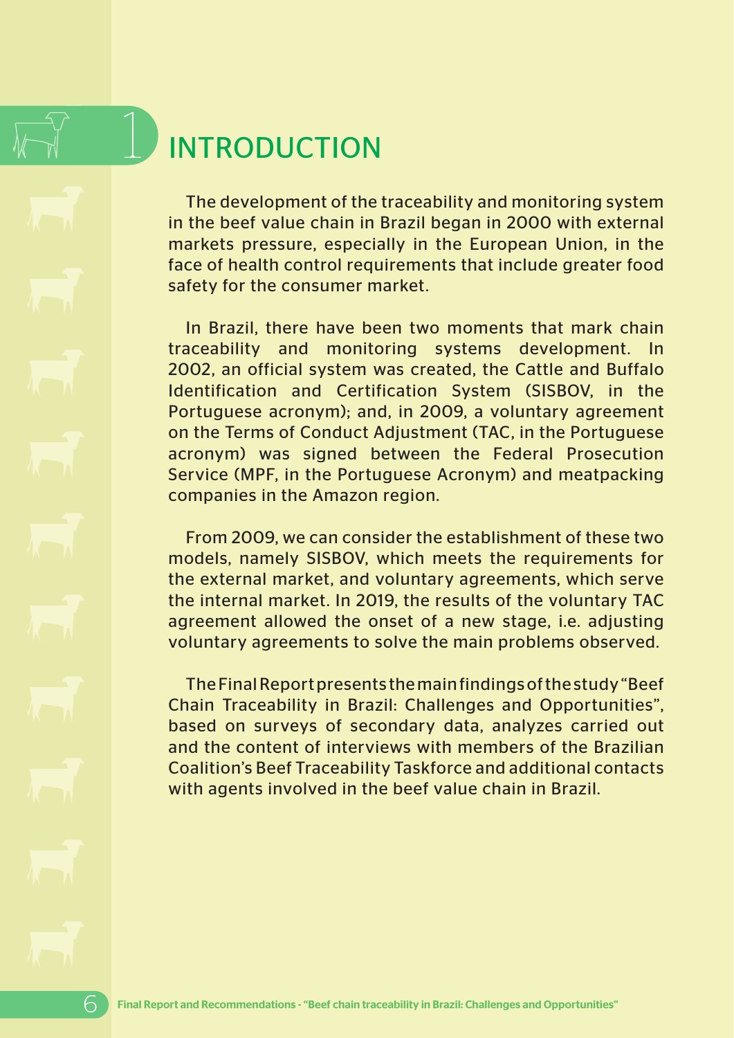# 1 INTRODUCTION

The development of the traceability and monitoring system in the beef value chain in Brazil began in 2000 with external markets pressure, especially in the European Union, in the face of health control requirements that include greater food safety for the consumer market.

In Brazil, there have been two moments that mark chain traceability and monitoring systems development. In 2002, an official system was created, the Cattle and Buffalo Identification and Certification System (SISBOV, in the Portuguese acronym); and, in 2009, a voluntary agreement on the Terms of Conduct Adjustment (TAC, in the Portuguese acronym) was signed between the Federal Prosecution Service (MPF, in the Portuguese Acronym) and meatpacking companies in the Amazon region.

From 2009, we can consider the establishment of these two models, namely SISBOV, which meets the requirements for the external market, and voluntary agreements, which serve the internal market. In 2019, the results of the voluntary TAC agreement allowed the onset of a new stage, i.e. adjusting voluntary agreements to solve the main problems observed.

The Final Report presents the main findings of the study "Beef Chain Traceability in Brazil: Challenges and Opportunities", based on surveys of secondary data, analyzes carried out and the content of interviews with members of the Brazilian Coalition's Beef Traceability Taskforce and additional contacts with agents involved in the beef value chain in Brazil.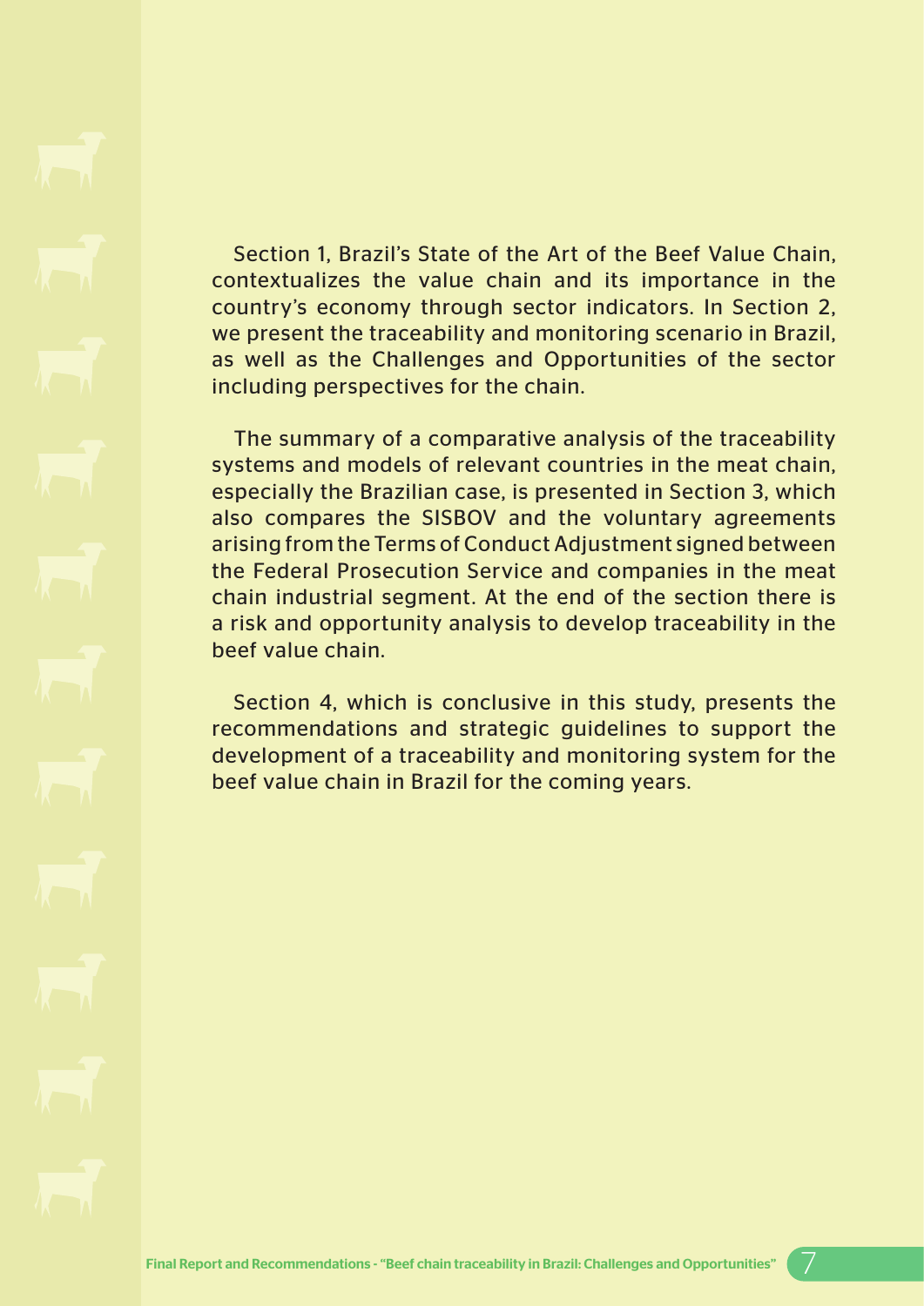Section 1, Brazil's State of the Art of the Beef Value Chain, contextualizes the value chain and its importance in the country's economy through sector indicators. In Section 2, we present the traceability and monitoring scenario in Brazil, as well as the Challenges and Opportunities of the sector including perspectives for the chain.

The summary of a comparative analysis of the traceability systems and models of relevant countries in the meat chain, especially the Brazilian case, is presented in Section 3, which also compares the SISBOV and the voluntary agreements arising from the Terms of Conduct Adjustment signed between the Federal Prosecution Service and companies in the meat chain industrial segment. At the end of the section there is a risk and opportunity analysis to develop traceability in the beef value chain.

Section 4, which is conclusive in this study, presents the recommendations and strategic guidelines to support the development of a traceability and monitoring system for the beef value chain in Brazil for the coming years.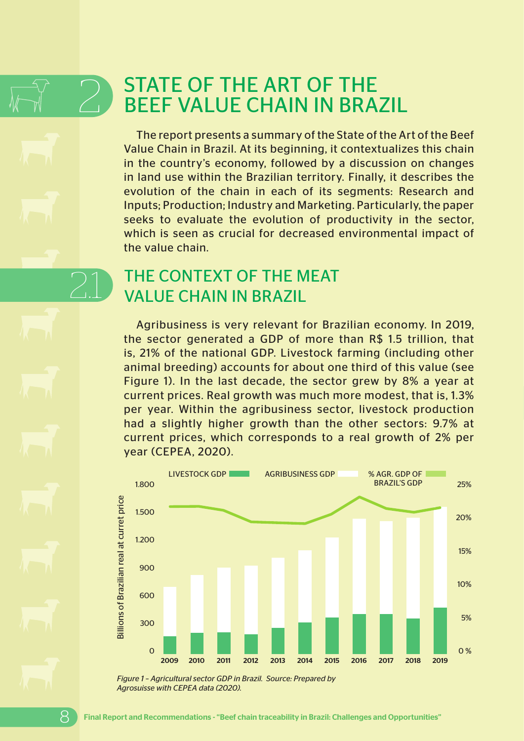## 2 STATE OF THE ART OF THE BEEF VALUE CHAIN IN BRAZIL

The report presents a summary of the State of the Art of the Beef Value Chain in Brazil. At its beginning, it contextualizes this chain in the country's economy, followed by a discussion on changes in land use within the Brazilian territory. Finally, it describes the evolution of the chain in each of its segments: Research and Inputs; Production; Industry and Marketing. Particularly, the paper seeks to evaluate the evolution of productivity in the sector, which is seen as crucial for decreased environmental impact of the value chain.

### 2.1 THE CONTEXT OF THE MEAT VALUE CHAIN IN BRAZIL

Agribusiness is very relevant for Brazilian economy. In 2019, the sector generated a GDP of more than R$ 1.5 trillion, that is, 21% of the national GDP. Livestock farming (including other animal breeding) accounts for about one third of this value (see Figure 1). In the last decade, the sector grew by 8% a year at current prices. Real growth was much more modest, that is, 1.3% per year. Within the agribusiness sector, livestock production had a slightly higher growth than the other sectors: 9.7% at current prices, which corresponds to a real growth of 2% per year (CEPEA, 2020).

*Figure 1 – Agricultural sector GDP in Brazil. Source: Prepared by Agrosuisse with CEPEA data (2020).*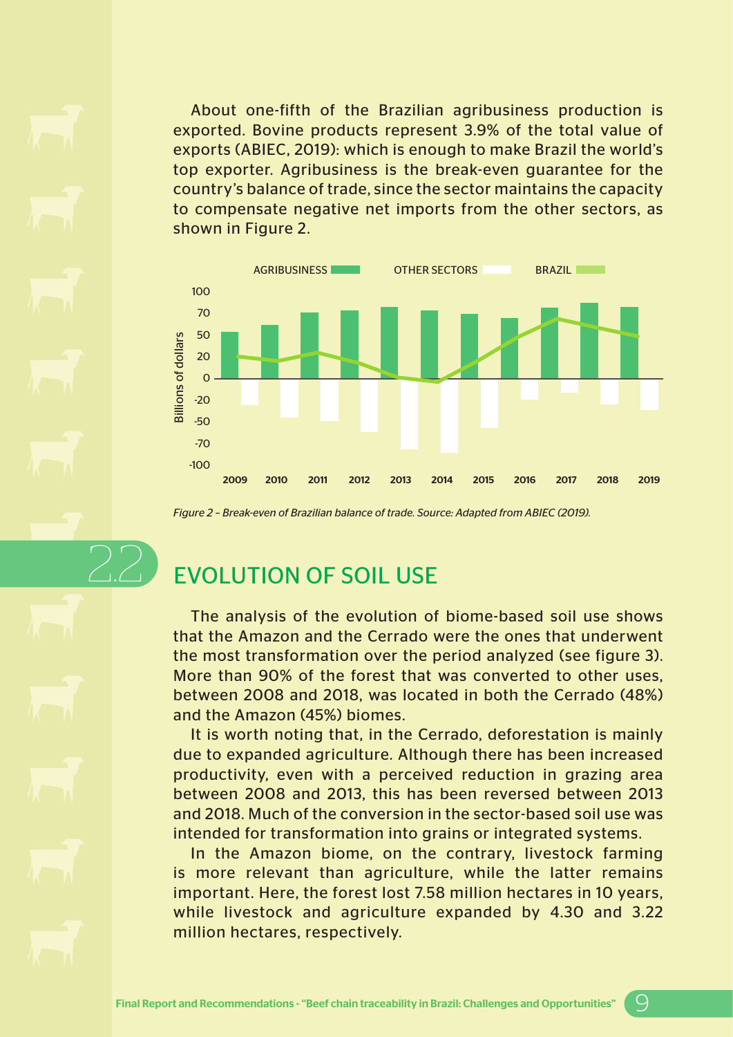About one-fifth of the Brazilian agribusiness production is exported. Bovine products represent 3.9% of the total value of exports (ABIEC, 2019): which is enough to make Brazil the world's top exporter. Agribusiness is the break-even guarantee for the country's balance of trade, since the sector maintains the capacity to compensate negative net imports from the other sectors, as shown in Figure 2.

*Figure 2 – Break-even of Brazilian balance of trade. Source: Adapted from ABIEC (2019).*

## 2.2 EVOLUTION OF SOIL USE

The analysis of the evolution of biome-based soil use shows that the Amazon and the Cerrado were the ones that underwent the most transformation over the period analyzed (see figure 3). More than 90% of the forest that was converted to other uses, between 2008 and 2018, was located in both the Cerrado (48%) and the Amazon (45%) biomes.

It is worth noting that, in the Cerrado, deforestation is mainly due to expanded agriculture. Although there has been increased productivity, even with a perceived reduction in grazing area between 2008 and 2013, this has been reversed between 2013 and 2018. Much of the conversion in the sector-based soil use was intended for transformation into grains or integrated systems.

In the Amazon biome, on the contrary, livestock farming is more relevant than agriculture, while the latter remains important. Here, the forest lost 7.58 million hectares in 10 years, while livestock and agriculture expanded by 4.30 and 3.22 million hectares, respectively.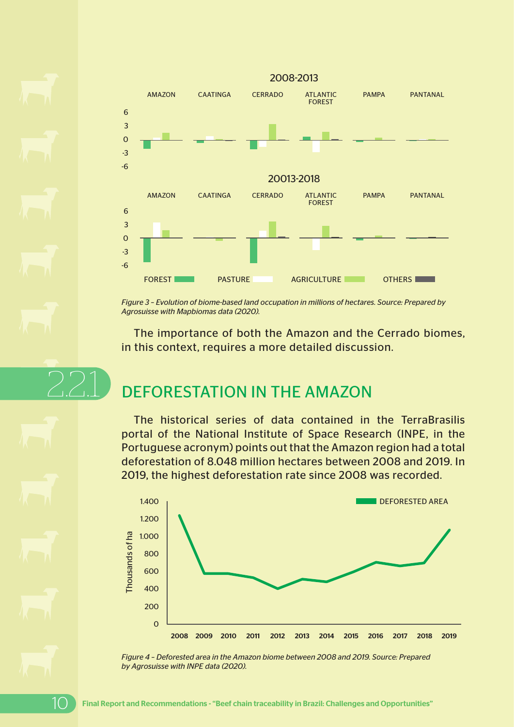Figure 3 – Evolution of biome-based land occupation in millions of hectares. Source: Prepared by Agrosuisse with Mapbiomas data (2020).

The importance of both the Amazon and the Cerrado biomes, in this context, requires a more detailed discussion.

## 2.2.1 DEFORESTATION IN THE AMAZON

The historical series of data contained in the TerraBrasilis portal of the National Institute of Space Research (INPE, in the Portuguese acronym) points out that the Amazon region had a total deforestation of 8.048 million hectares between 2008 and 2019. In 2019, the highest deforestation rate since 2008 was recorded.

*Figure 4 – Deforested area in the Amazon biome between 2008 and 2019. Source: Prepared by Agrosuisse with INPE data (2020).*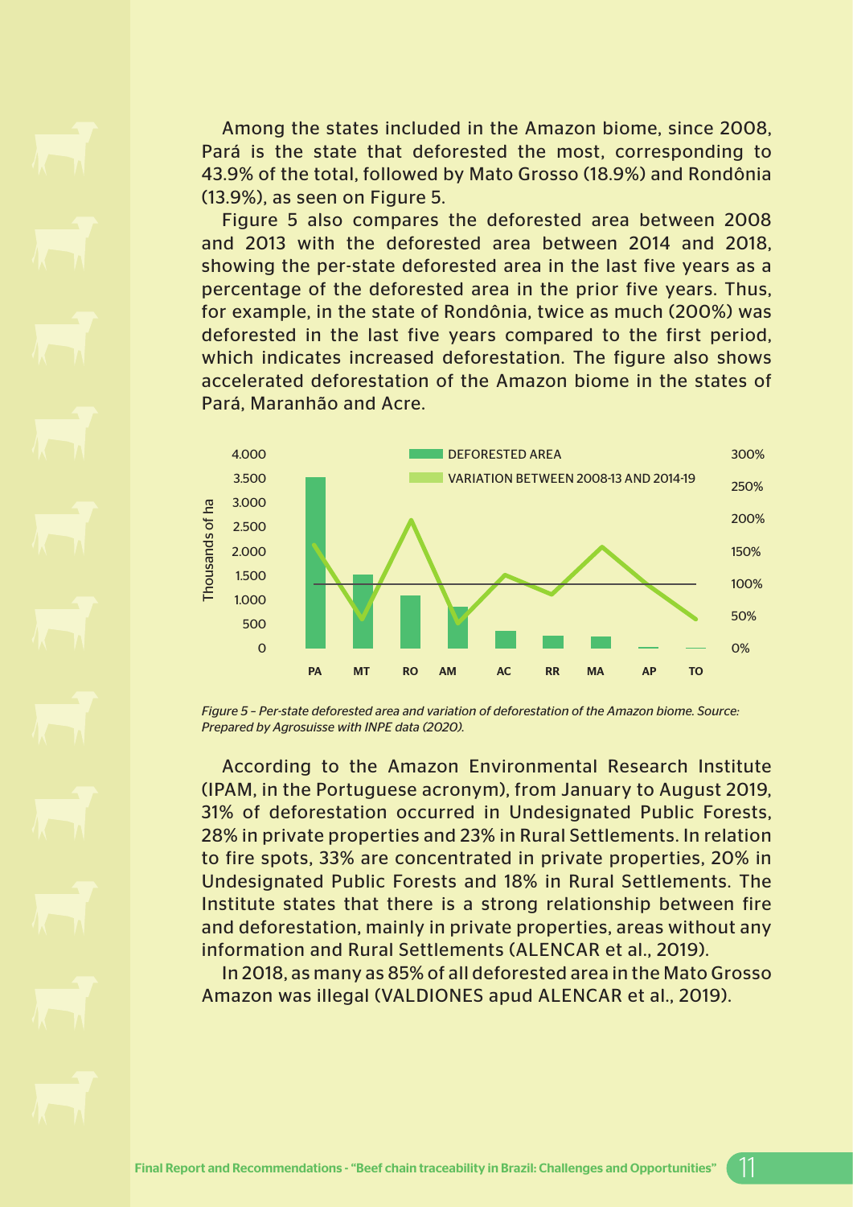Among the states included in the Amazon biome, since 2008, Pará is the state that deforested the most, corresponding to 43.9% of the total, followed by Mato Grosso (18.9%) and Rondônia (13.9%), as seen on Figure 5.

Figure 5 also compares the deforested area between 2008 and 2013 with the deforested area between 2014 and 2018, showing the per-state deforested area in the last five years as a percentage of the deforested area in the prior five years. Thus, for example, in the state of Rondônia, twice as much (200%) was deforested in the last five years compared to the first period, which indicates increased deforestation. The figure also shows accelerated deforestation of the Amazon biome in the states of Pará, Maranhão and Acre.

*Figure 5 – Per-state deforested area and variation of deforestation of the Amazon biome. Source: Prepared by Agrosuisse with INPE data (2020).*

According to the Amazon Environmental Research Institute (IPAM, in the Portuguese acronym), from January to August 2019, 31% of deforestation occurred in Undesignated Public Forests, 28% in private properties and 23% in Rural Settlements. In relation to fire spots, 33% are concentrated in private properties, 20% in Undesignated Public Forests and 18% in Rural Settlements. The Institute states that there is a strong relationship between fire and deforestation, mainly in private properties, areas without any information and Rural Settlements (ALENCAR et al., 2019).

In 2018, as many as 85% of all deforested area in the Mato Grosso Amazon was illegal (VALDIONES apud ALENCAR et al., 2019).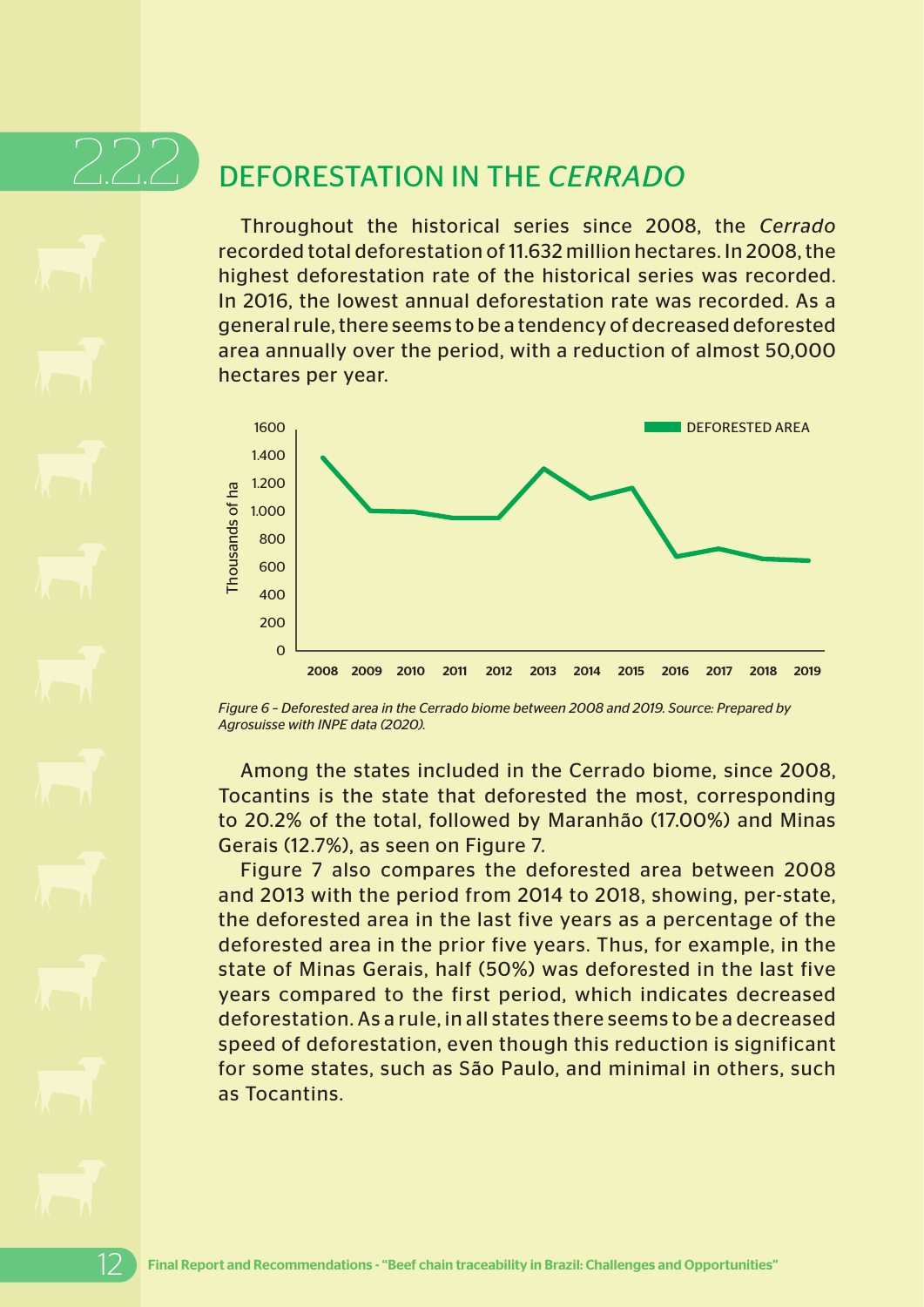## 2.2.2 DEFORESTATION IN THE *CERRADO*

Throughout the historical series since 2008, the *Cerrado* recorded total deforestation of 11.632 million hectares. In 2008, the highest deforestation rate of the historical series was recorded. In 2016, the lowest annual deforestation rate was recorded. As a general rule, there seems to be a tendency of decreased deforested area annually over the period, with a reduction of almost 50,000 hectares per year.

*Figure 6 – Deforested area in the Cerrado biome between 2008 and 2019. Source: Prepared by Agrosuisse with INPE data (2020).*

Among the states included in the Cerrado biome, since 2008, Tocantins is the state that deforested the most, corresponding to 20.2% of the total, followed by Maranhão (17.00%) and Minas Gerais (12.7%), as seen on Figure 7.

Figure 7 also compares the deforested area between 2008 and 2013 with the period from 2014 to 2018, showing, per-state, the deforested area in the last five years as a percentage of the deforested area in the prior five years. Thus, for example, in the state of Minas Gerais, half (50%) was deforested in the last five years compared to the first period, which indicates decreased deforestation. As a rule, in all states there seems to be a decreased speed of deforestation, even though this reduction is significant for some states, such as São Paulo, and minimal in others, such as Tocantins.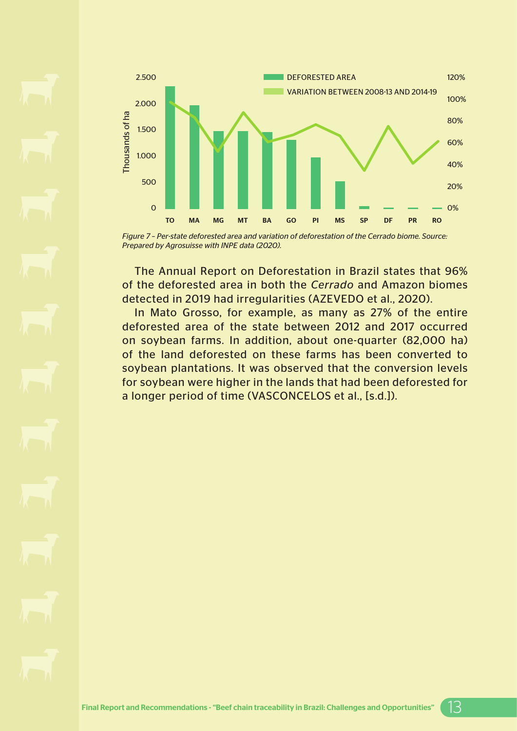*Figure 7 – Per-state deforested area and variation of deforestation of the Cerrado biome. Source: Prepared by Agrosuisse with INPE data (2020).*

The Annual Report on Deforestation in Brazil states that 96% of the deforested area in both the *Cerrado* and Amazon biomes detected in 2019 had irregularities (AZEVEDO et al., 2020).

In Mato Grosso, for example, as many as 27% of the entire deforested area of the state between 2012 and 2017 occurred on soybean farms. In addition, about one-quarter (82,000 ha) of the land deforested on these farms has been converted to soybean plantations. It was observed that the conversion levels for soybean were higher in the lands that had been deforested for a longer period of time (VASCONCELOS et al., [s.d.]).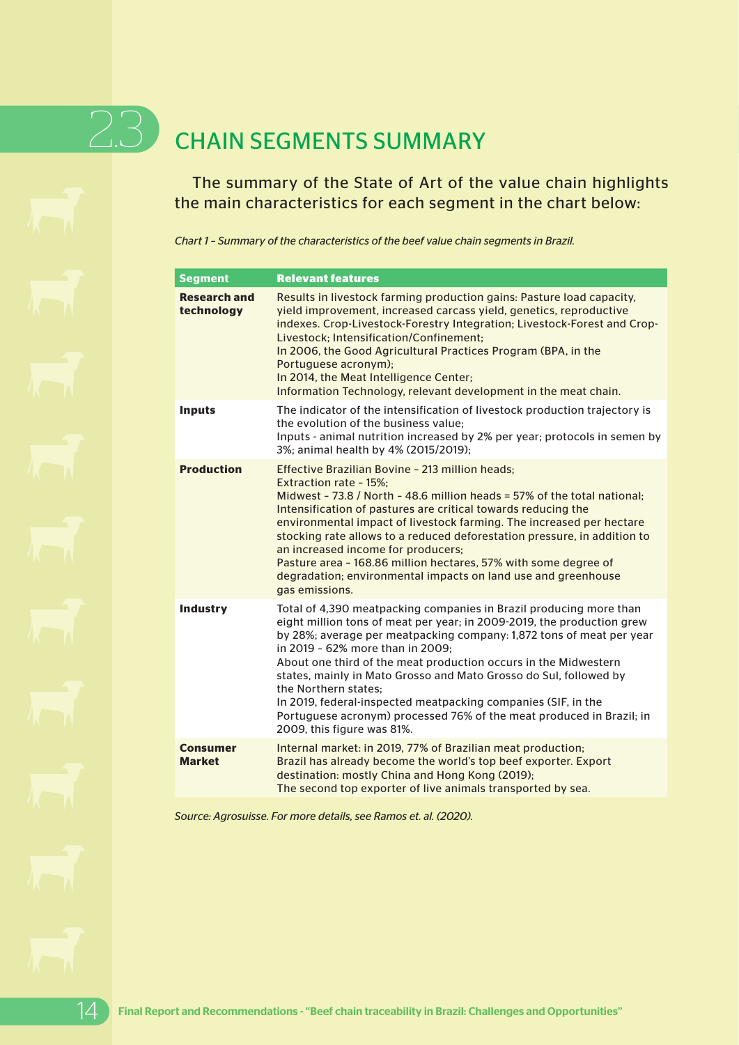## 2.3 CHAIN SEGMENTS SUMMARY

The summary of the State of Art of the value chain highlights the main characteristics for each segment in the chart below:

*Chart 1 – Summary of the characteristics of the beef value chain segments in Brazil.*

| Segment | Relevant features |
|---|---|
| **Research and technology** | Results in livestock farming production gains: Pasture load capacity, yield improvement, increased carcass yield, genetics, reproductive indexes. Crop-Livestock-Forestry Integration; Livestock-Forest and Crop-Livestock; Intensification/Confinement;<br>In 2006, the Good Agricultural Practices Program (BPA, in the Portuguese acronym);<br>In 2014, the Meat Intelligence Center;<br>Information Technology, relevant development in the meat chain. |
| **Inputs** | The indicator of the intensification of livestock production trajectory is the evolution of the business value;<br>Inputs - animal nutrition increased by 2% per year; protocols in semen by 3%; animal health by 4% (2015/2019); |
| **Production** | Effective Brazilian Bovine – 213 million heads;<br>Extraction rate – 15%;<br>Midwest – 73.8 / North – 48.6 million heads = 57% of the total national;<br>Intensification of pastures are critical towards reducing the environmental impact of livestock farming. The increased per hectare stocking rate allows to a reduced deforestation pressure, in addition to an increased income for producers;<br>Pasture area – 168.86 million hectares, 57% with some degree of degradation; environmental impacts on land use and greenhouse gas emissions. |
| **Industry** | Total of 4,390 meatpacking companies in Brazil producing more than eight million tons of meat per year; in 2009-2019, the production grew by 28%; average per meatpacking company: 1,872 tons of meat per year in 2019 – 62% more than in 2009;<br>About one third of the meat production occurs in the Midwestern states, mainly in Mato Grosso and Mato Grosso do Sul, followed by the Northern states;<br>In 2019, federal-inspected meatpacking companies (SIF, in the Portuguese acronym) processed 76% of the meat produced in Brazil; in 2009, this figure was 81%. |
| **Consumer Market** | Internal market: in 2019, 77% of Brazilian meat production;<br>Brazil has already become the world's top beef exporter. Export destination: mostly China and Hong Kong (2019);<br>The second top exporter of live animals transported by sea. |

*Source: Agrosuisse. For more details, see Ramos et. al. (2020).*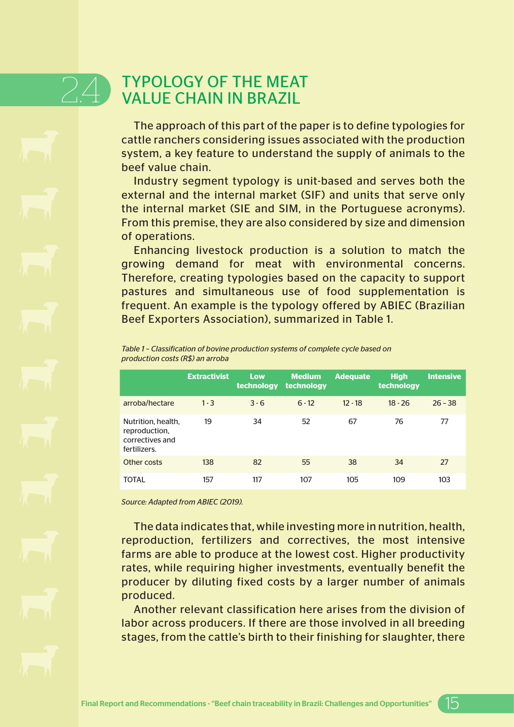## 2.4 TYPOLOGY OF THE MEAT VALUE CHAIN IN BRAZIL

The approach of this part of the paper is to define typologies for cattle ranchers considering issues associated with the production system, a key feature to understand the supply of animals to the beef value chain.

Industry segment typology is unit-based and serves both the external and the internal market (SIF) and units that serve only the internal market (SIE and SIM, in the Portuguese acronyms). From this premise, they are also considered by size and dimension of operations.

Enhancing livestock production is a solution to match the growing demand for meat with environmental concerns. Therefore, creating typologies based on the capacity to support pastures and simultaneous use of food supplementation is frequent. An example is the typology offered by ABIEC (Brazilian Beef Exporters Association), summarized in Table 1.

*Table 1 – Classification of bovine production systems of complete cycle based on production costs (R$) an arroba*

| | Extractivist | Low technology | Medium technology | Adequate | High technology | Intensive |
|---|---|---|---|---|---|---|
| arroba/hectare | 1 - 3 | 3 - 6 | 6 - 12 | 12 - 18 | 18 - 26 | 26 – 38 |
| Nutrition, health, reproduction, correctives and fertilizers. | 19 | 34 | 52 | 67 | 76 | 77 |
| Other costs | 138 | 82 | 55 | 38 | 34 | 27 |
| TOTAL | 157 | 117 | 107 | 105 | 109 | 103 |

*Source: Adapted from ABIEC (2019).*

The data indicates that, while investing more in nutrition, health, reproduction, fertilizers and correctives, the most intensive farms are able to produce at the lowest cost. Higher productivity rates, while requiring higher investments, eventually benefit the producer by diluting fixed costs by a larger number of animals produced.

Another relevant classification here arises from the division of labor across producers. If there are those involved in all breeding stages, from the cattle's birth to their finishing for slaughter, there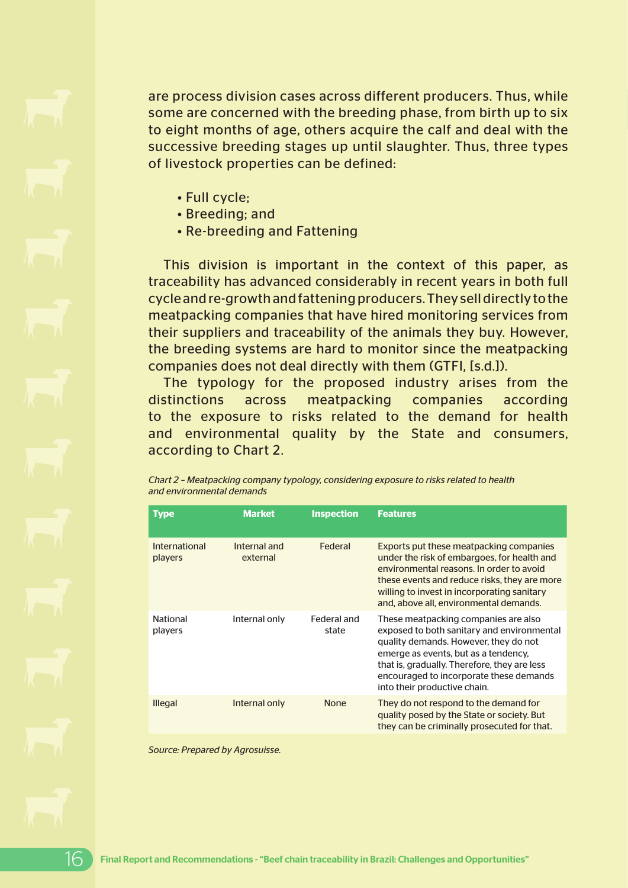are process division cases across different producers. Thus, while some are concerned with the breeding phase, from birth up to six to eight months of age, others acquire the calf and deal with the successive breeding stages up until slaughter. Thus, three types of livestock properties can be defined:

- Full cycle;
- Breeding; and
- Re-breeding and Fattening

This division is important in the context of this paper, as traceability has advanced considerably in recent years in both full cycle and re-growth and fattening producers. They sell directly to the meatpacking companies that have hired monitoring services from their suppliers and traceability of the animals they buy. However, the breeding systems are hard to monitor since the meatpacking companies does not deal directly with them (GTFI, [s.d.]).

The typology for the proposed industry arises from the distinctions across meatpacking companies according to the exposure to risks related to the demand for health and environmental quality by the State and consumers, according to Chart 2.

*Chart 2 – Meatpacking company typology, considering exposure to risks related to health and environmental demands*

| Type | Market | Inspection | Features |
|---|---|---|---|
| International players | Internal and external | Federal | Exports put these meatpacking companies under the risk of embargoes, for health and environmental reasons. In order to avoid these events and reduce risks, they are more willing to invest in incorporating sanitary and, above all, environmental demands. |
| National players | Internal only | Federal and state | These meatpacking companies are also exposed to both sanitary and environmental quality demands. However, they do not emerge as events, but as a tendency, that is, gradually. Therefore, they are less encouraged to incorporate these demands into their productive chain. |
| Illegal | Internal only | None | They do not respond to the demand for quality posed by the State or society. But they can be criminally prosecuted for that. |

*Source: Prepared by Agrosuisse.*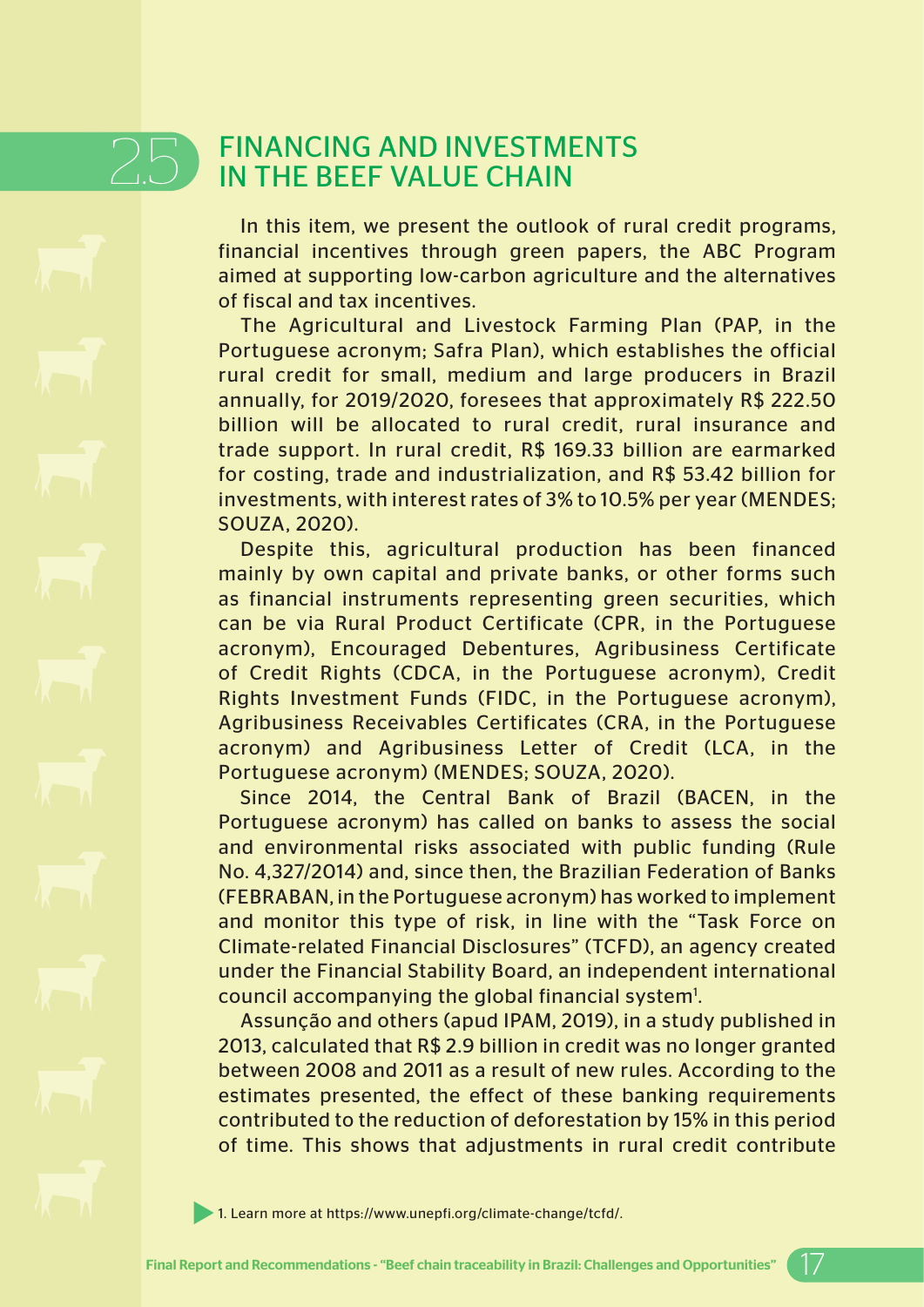## 2.5 FINANCING AND INVESTMENTS IN THE BEEF VALUE CHAIN

In this item, we present the outlook of rural credit programs, financial incentives through green papers, the ABC Program aimed at supporting low-carbon agriculture and the alternatives of fiscal and tax incentives.

The Agricultural and Livestock Farming Plan (PAP, in the Portuguese acronym; Safra Plan), which establishes the official rural credit for small, medium and large producers in Brazil annually, for 2019/2020, foresees that approximately R$ 222.50 billion will be allocated to rural credit, rural insurance and trade support. In rural credit, R$ 169.33 billion are earmarked for costing, trade and industrialization, and R$ 53.42 billion for investments, with interest rates of 3% to 10.5% per year (MENDES; SOUZA, 2020).

Despite this, agricultural production has been financed mainly by own capital and private banks, or other forms such as financial instruments representing green securities, which can be via Rural Product Certificate (CPR, in the Portuguese acronym), Encouraged Debentures, Agribusiness Certificate of Credit Rights (CDCA, in the Portuguese acronym), Credit Rights Investment Funds (FIDC, in the Portuguese acronym), Agribusiness Receivables Certificates (CRA, in the Portuguese acronym) and Agribusiness Letter of Credit (LCA, in the Portuguese acronym) (MENDES; SOUZA, 2020).

Since 2014, the Central Bank of Brazil (BACEN, in the Portuguese acronym) has called on banks to assess the social and environmental risks associated with public funding (Rule No. 4,327/2014) and, since then, the Brazilian Federation of Banks (FEBRABAN, in the Portuguese acronym) has worked to implement and monitor this type of risk, in line with the "Task Force on Climate-related Financial Disclosures" (TCFD), an agency created under the Financial Stability Board, an independent international council accompanying the global financial system[1].

Assunção and others (apud IPAM, 2019), in a study published in 2013, calculated that R$ 2.9 billion in credit was no longer granted between 2008 and 2011 as a result of new rules. According to the estimates presented, the effect of these banking requirements contributed to the reduction of deforestation by 15% in this period of time. This shows that adjustments in rural credit contribute

1. Learn more at https://www.unepfi.org/climate-change/tcfd/.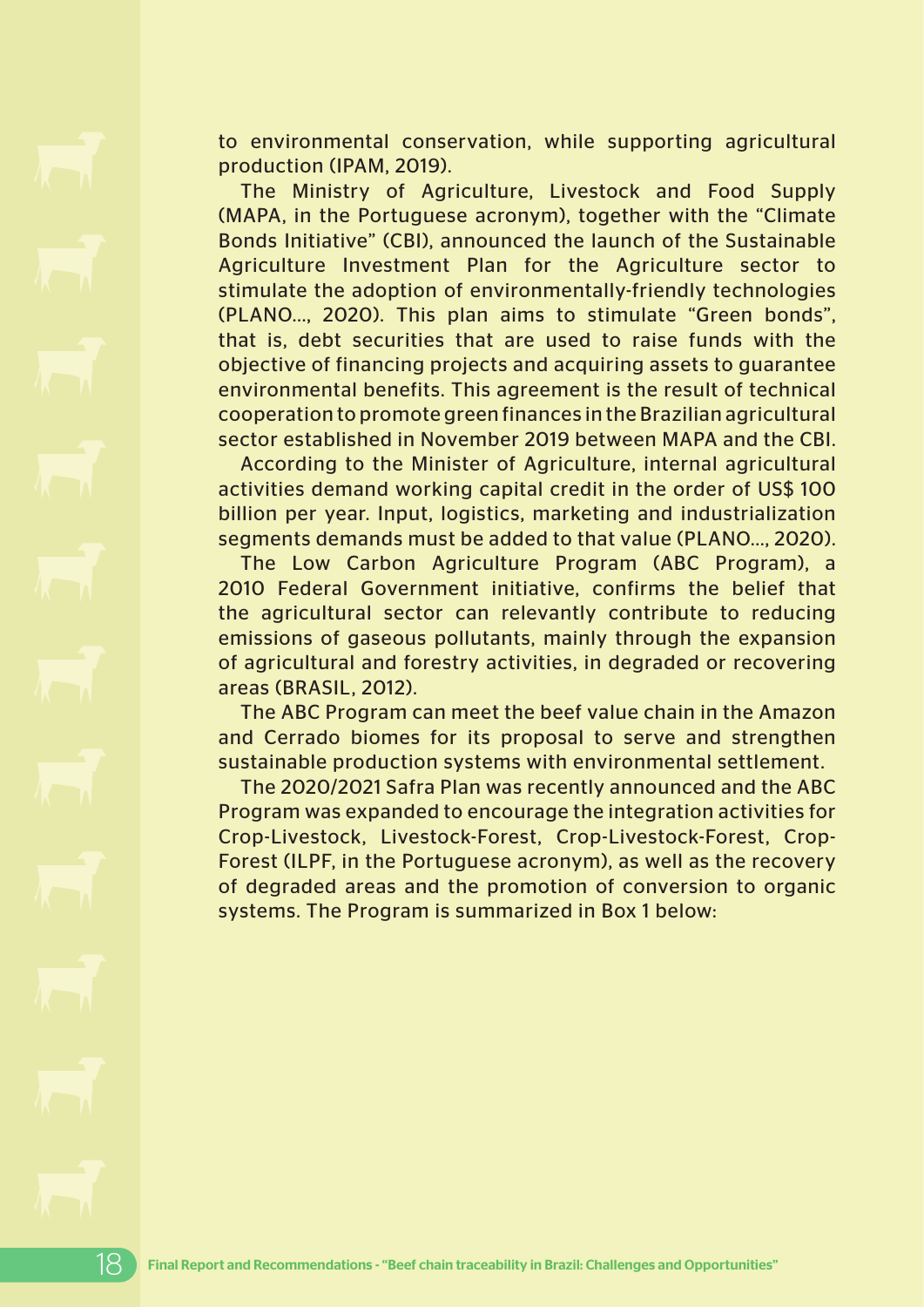to environmental conservation, while supporting agricultural production (IPAM, 2019).

The Ministry of Agriculture, Livestock and Food Supply (MAPA, in the Portuguese acronym), together with the "Climate Bonds Initiative" (CBI), announced the launch of the Sustainable Agriculture Investment Plan for the Agriculture sector to stimulate the adoption of environmentally-friendly technologies (PLANO..., 2020). This plan aims to stimulate "Green bonds", that is, debt securities that are used to raise funds with the objective of financing projects and acquiring assets to guarantee environmental benefits. This agreement is the result of technical cooperation to promote green finances in the Brazilian agricultural sector established in November 2019 between MAPA and the CBI.

According to the Minister of Agriculture, internal agricultural activities demand working capital credit in the order of US$ 100 billion per year. Input, logistics, marketing and industrialization segments demands must be added to that value (PLANO..., 2020).

The Low Carbon Agriculture Program (ABC Program), a 2010 Federal Government initiative, confirms the belief that the agricultural sector can relevantly contribute to reducing emissions of gaseous pollutants, mainly through the expansion of agricultural and forestry activities, in degraded or recovering areas (BRASIL, 2012).

The ABC Program can meet the beef value chain in the Amazon and Cerrado biomes for its proposal to serve and strengthen sustainable production systems with environmental settlement.

The 2020/2021 Safra Plan was recently announced and the ABC Program was expanded to encourage the integration activities for Crop-Livestock, Livestock-Forest, Crop-Livestock-Forest, Crop-Forest (ILPF, in the Portuguese acronym), as well as the recovery of degraded areas and the promotion of conversion to organic systems. The Program is summarized in Box 1 below: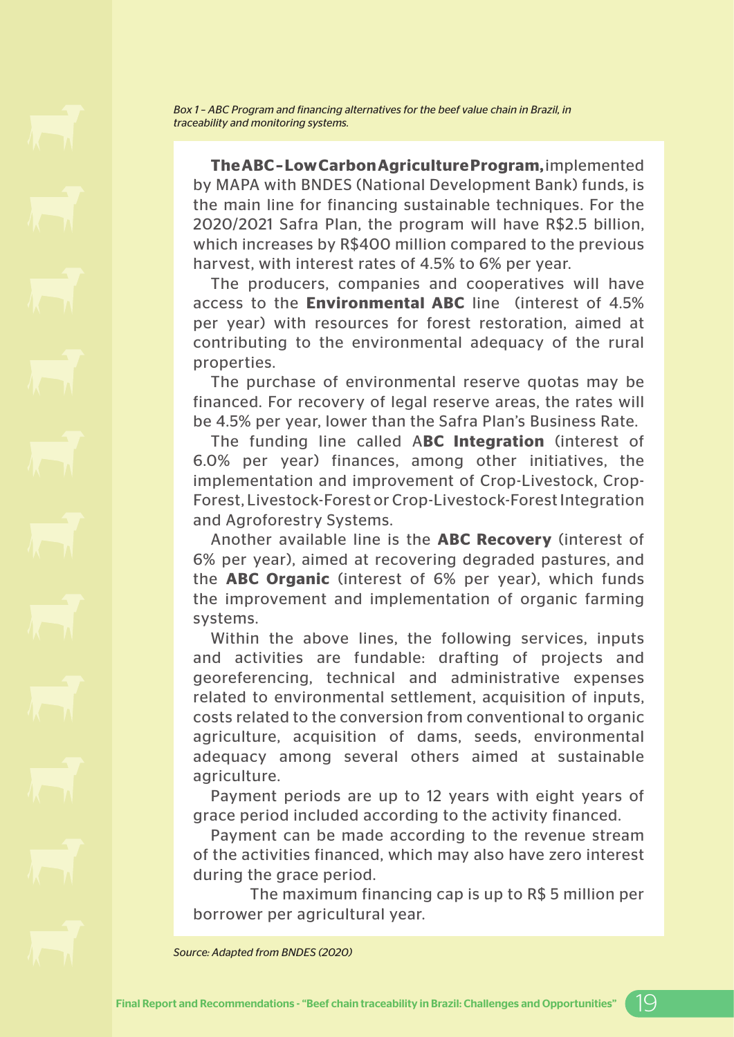*Box 1 – ABC Program and financing alternatives for the beef value chain in Brazil, in traceability and monitoring systems.*

**The ABC – Low Carbon Agriculture Program,** implemented by MAPA with BNDES (National Development Bank) funds, is the main line for financing sustainable techniques. For the 2020/2021 Safra Plan, the program will have R$2.5 billion, which increases by R$400 million compared to the previous harvest, with interest rates of 4.5% to 6% per year.

The producers, companies and cooperatives will have access to the **Environmental ABC** line (interest of 4.5% per year) with resources for forest restoration, aimed at contributing to the environmental adequacy of the rural properties.

The purchase of environmental reserve quotas may be financed. For recovery of legal reserve areas, the rates will be 4.5% per year, lower than the Safra Plan's Business Rate.

The funding line called A**BC Integration** (interest of 6.0% per year) finances, among other initiatives, the implementation and improvement of Crop-Livestock, Crop-Forest, Livestock-Forest or Crop-Livestock-Forest Integration and Agroforestry Systems.

Another available line is the **ABC Recovery** (interest of 6% per year), aimed at recovering degraded pastures, and the **ABC Organic** (interest of 6% per year), which funds the improvement and implementation of organic farming systems.

Within the above lines, the following services, inputs and activities are fundable: drafting of projects and georeferencing, technical and administrative expenses related to environmental settlement, acquisition of inputs, costs related to the conversion from conventional to organic agriculture, acquisition of dams, seeds, environmental adequacy among several others aimed at sustainable agriculture.

Payment periods are up to 12 years with eight years of grace period included according to the activity financed.

Payment can be made according to the revenue stream of the activities financed, which may also have zero interest during the grace period.

The maximum financing cap is up to R$ 5 million per borrower per agricultural year.

*Source: Adapted from BNDES (2020)*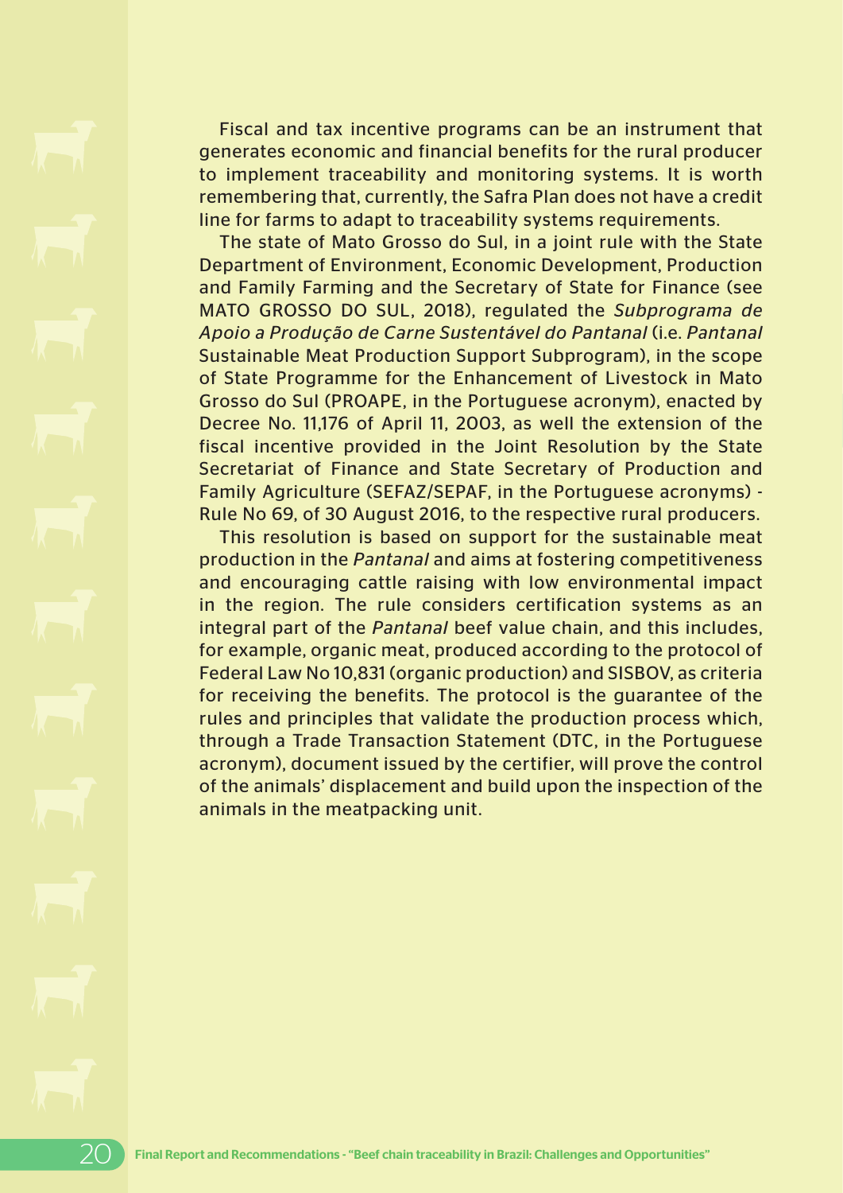Fiscal and tax incentive programs can be an instrument that generates economic and financial benefits for the rural producer to implement traceability and monitoring systems. It is worth remembering that, currently, the Safra Plan does not have a credit line for farms to adapt to traceability systems requirements.

The state of Mato Grosso do Sul, in a joint rule with the State Department of Environment, Economic Development, Production and Family Farming and the Secretary of State for Finance (see MATO GROSSO DO SUL, 2018), regulated the *Subprograma de Apoio a Produção de Carne Sustentável do Pantanal* (i.e. *Pantanal* Sustainable Meat Production Support Subprogram), in the scope of State Programme for the Enhancement of Livestock in Mato Grosso do Sul (PROAPE, in the Portuguese acronym), enacted by Decree No. 11,176 of April 11, 2003, as well the extension of the fiscal incentive provided in the Joint Resolution by the State Secretariat of Finance and State Secretary of Production and Family Agriculture (SEFAZ/SEPAF, in the Portuguese acronyms) - Rule No 69, of 30 August 2016, to the respective rural producers.

This resolution is based on support for the sustainable meat production in the *Pantanal* and aims at fostering competitiveness and encouraging cattle raising with low environmental impact in the region. The rule considers certification systems as an integral part of the *Pantanal* beef value chain, and this includes, for example, organic meat, produced according to the protocol of Federal Law No 10,831 (organic production) and SISBOV, as criteria for receiving the benefits. The protocol is the guarantee of the rules and principles that validate the production process which, through a Trade Transaction Statement (DTC, in the Portuguese acronym), document issued by the certifier, will prove the control of the animals' displacement and build upon the inspection of the animals in the meatpacking unit.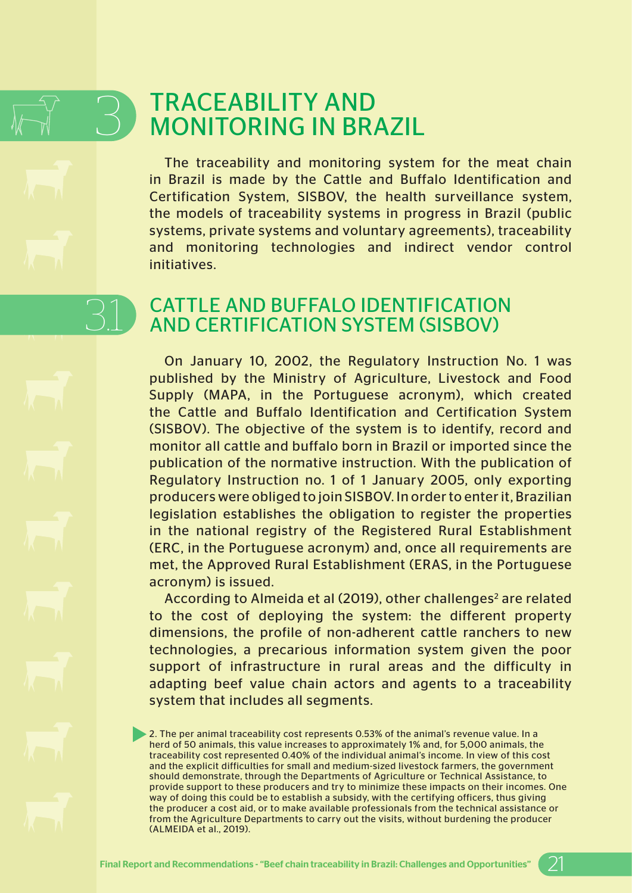# 3 TRACEABILITY AND MONITORING IN BRAZIL

The traceability and monitoring system for the meat chain in Brazil is made by the Cattle and Buffalo Identification and Certification System, SISBOV, the health surveillance system, the models of traceability systems in progress in Brazil (public systems, private systems and voluntary agreements), traceability and monitoring technologies and indirect vendor control initiatives.

## 3.1 CATTLE AND BUFFALO IDENTIFICATION AND CERTIFICATION SYSTEM (SISBOV)

On January 10, 2002, the Regulatory Instruction No. 1 was published by the Ministry of Agriculture, Livestock and Food Supply (MAPA, in the Portuguese acronym), which created the Cattle and Buffalo Identification and Certification System (SISBOV). The objective of the system is to identify, record and monitor all cattle and buffalo born in Brazil or imported since the publication of the normative instruction. With the publication of Regulatory Instruction no. 1 of 1 January 2005, only exporting producers were obliged to join SISBOV. In order to enter it, Brazilian legislation establishes the obligation to register the properties in the national registry of the Registered Rural Establishment (ERC, in the Portuguese acronym) and, once all requirements are met, the Approved Rural Establishment (ERAS, in the Portuguese acronym) is issued.

According to Almeida et al (2019), other challenges[2] are related to the cost of deploying the system: the different property dimensions, the profile of non-adherent cattle ranchers to new technologies, a precarious information system given the poor support of infrastructure in rural areas and the difficulty in adapting beef value chain actors and agents to a traceability system that includes all segments.

2. The per animal traceability cost represents 0.53% of the animal's revenue value. In a herd of 50 animals, this value increases to approximately 1% and, for 5,000 animals, the traceability cost represented 0.40% of the individual animal's income. In view of this cost and the explicit difficulties for small and medium-sized livestock farmers, the government should demonstrate, through the Departments of Agriculture or Technical Assistance, to provide support to these producers and try to minimize these impacts on their incomes. One way of doing this could be to establish a subsidy, with the certifying officers, thus giving the producer a cost aid, or to make available professionals from the technical assistance or from the Agriculture Departments to carry out the visits, without burdening the producer (ALMEIDA et al., 2019).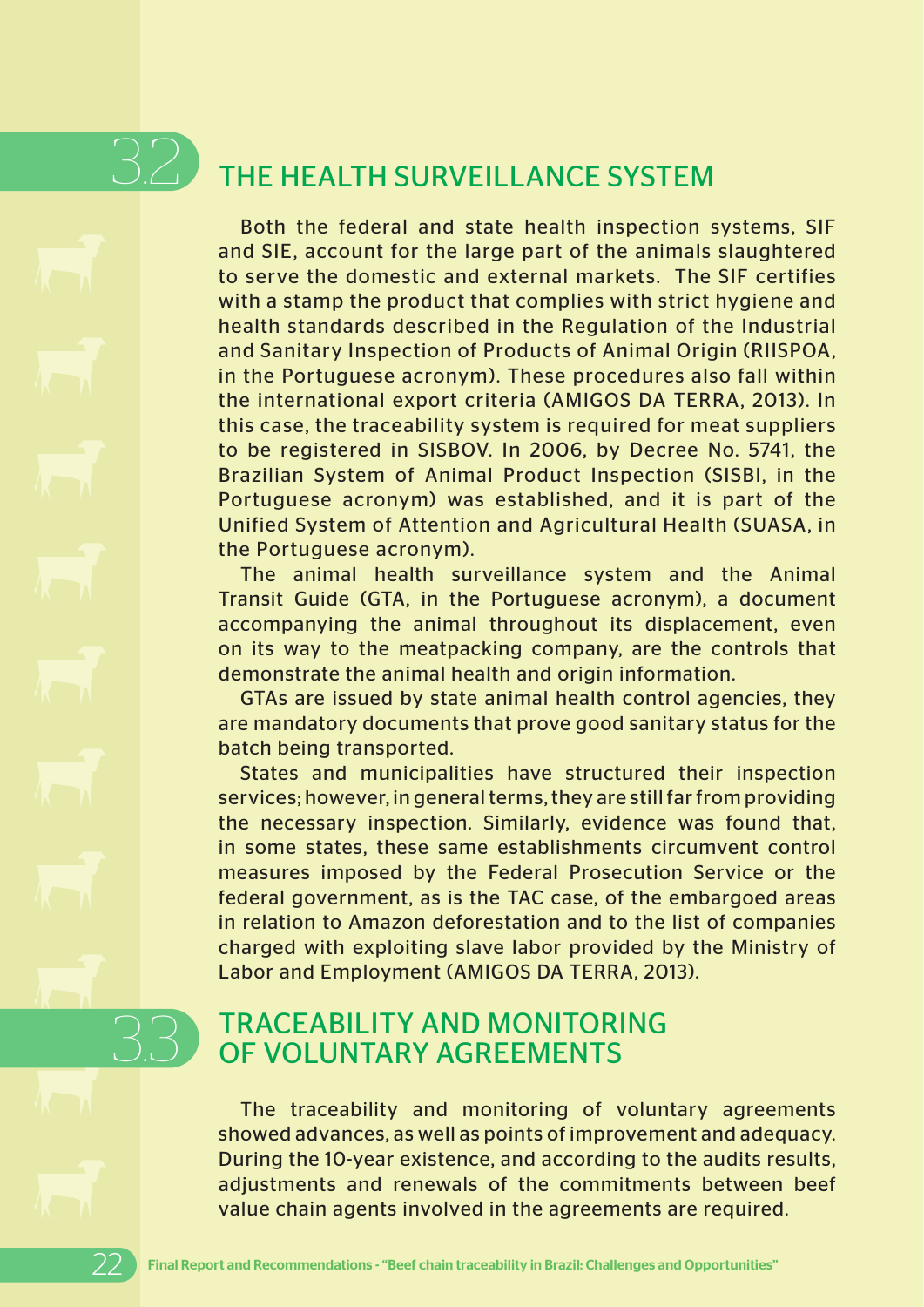## 3.2 THE HEALTH SURVEILLANCE SYSTEM

Both the federal and state health inspection systems, SIF and SIE, account for the large part of the animals slaughtered to serve the domestic and external markets. The SIF certifies with a stamp the product that complies with strict hygiene and health standards described in the Regulation of the Industrial and Sanitary Inspection of Products of Animal Origin (RIISPOA, in the Portuguese acronym). These procedures also fall within the international export criteria (AMIGOS DA TERRA, 2013). In this case, the traceability system is required for meat suppliers to be registered in SISBOV. In 2006, by Decree No. 5741, the Brazilian System of Animal Product Inspection (SISBI, in the Portuguese acronym) was established, and it is part of the Unified System of Attention and Agricultural Health (SUASA, in the Portuguese acronym).

The animal health surveillance system and the Animal Transit Guide (GTA, in the Portuguese acronym), a document accompanying the animal throughout its displacement, even on its way to the meatpacking company, are the controls that demonstrate the animal health and origin information.

GTAs are issued by state animal health control agencies, they are mandatory documents that prove good sanitary status for the batch being transported.

States and municipalities have structured their inspection services; however, in general terms, they are still far from providing the necessary inspection. Similarly, evidence was found that, in some states, these same establishments circumvent control measures imposed by the Federal Prosecution Service or the federal government, as is the TAC case, of the embargoed areas in relation to Amazon deforestation and to the list of companies charged with exploiting slave labor provided by the Ministry of Labor and Employment (AMIGOS DA TERRA, 2013).

## 3.3 TRACEABILITY AND MONITORING OF VOLUNTARY AGREEMENTS

The traceability and monitoring of voluntary agreements showed advances, as well as points of improvement and adequacy. During the 10-year existence, and according to the audits results, adjustments and renewals of the commitments between beef value chain agents involved in the agreements are required.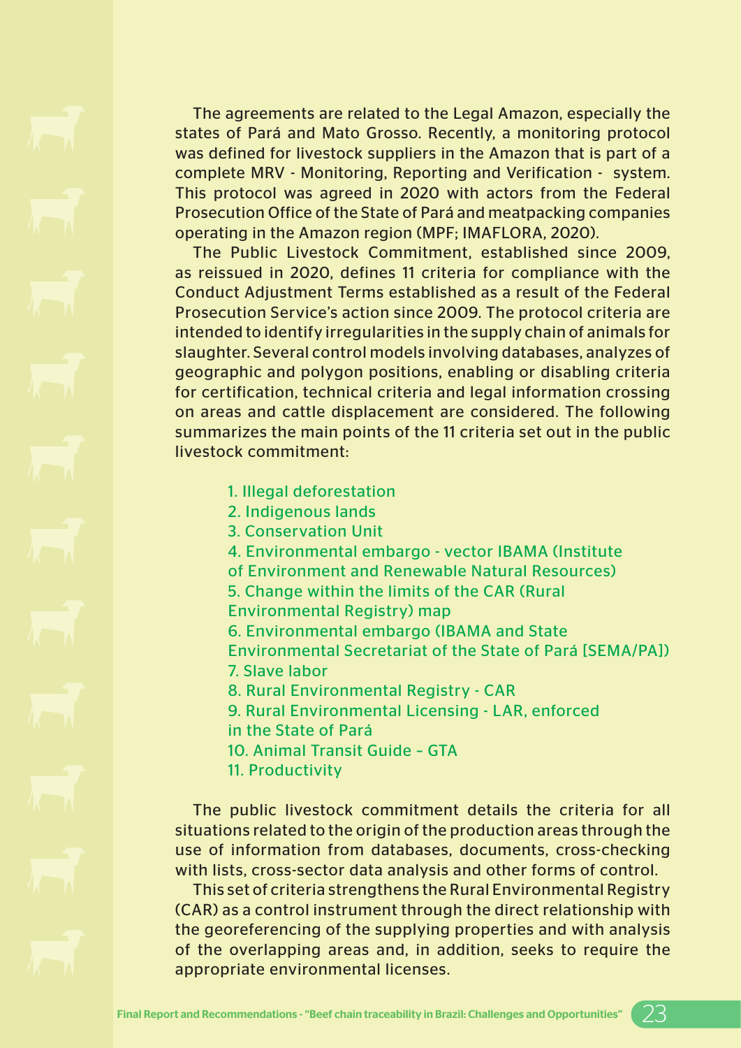The agreements are related to the Legal Amazon, especially the states of Pará and Mato Grosso. Recently, a monitoring protocol was defined for livestock suppliers in the Amazon that is part of a complete MRV - Monitoring, Reporting and Verification - system. This protocol was agreed in 2020 with actors from the Federal Prosecution Office of the State of Pará and meatpacking companies operating in the Amazon region (MPF; IMAFLORA, 2020).

The Public Livestock Commitment, established since 2009, as reissued in 2020, defines 11 criteria for compliance with the Conduct Adjustment Terms established as a result of the Federal Prosecution Service's action since 2009. The protocol criteria are intended to identify irregularities in the supply chain of animals for slaughter. Several control models involving databases, analyzes of geographic and polygon positions, enabling or disabling criteria for certification, technical criteria and legal information crossing on areas and cattle displacement are considered. The following summarizes the main points of the 11 criteria set out in the public livestock commitment:

1. Illegal deforestation
2. Indigenous lands
3. Conservation Unit
4. Environmental embargo - vector IBAMA (Institute of Environment and Renewable Natural Resources)
5. Change within the limits of the CAR (Rural Environmental Registry) map
6. Environmental embargo (IBAMA and State Environmental Secretariat of the State of Pará [SEMA/PA])
7. Slave labor
8. Rural Environmental Registry - CAR
9. Rural Environmental Licensing - LAR, enforced in the State of Pará
10. Animal Transit Guide – GTA
11. Productivity

The public livestock commitment details the criteria for all situations related to the origin of the production areas through the use of information from databases, documents, cross-checking with lists, cross-sector data analysis and other forms of control.

This set of criteria strengthens the Rural Environmental Registry (CAR) as a control instrument through the direct relationship with the georeferencing of the supplying properties and with analysis of the overlapping areas and, in addition, seeks to require the appropriate environmental licenses.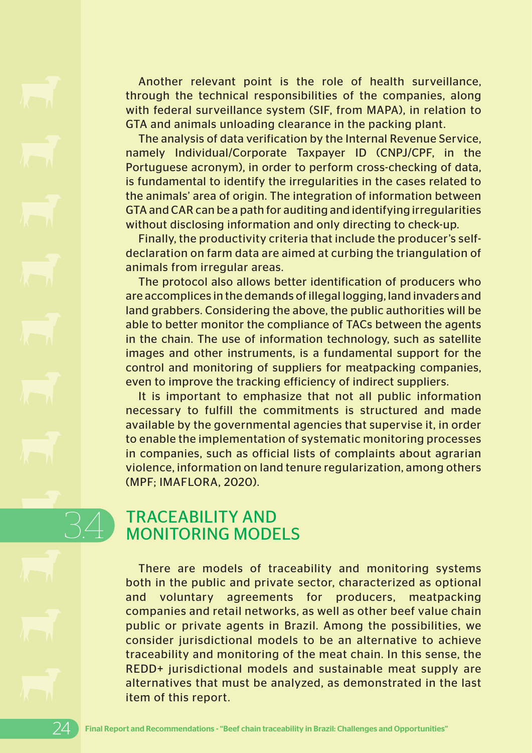Another relevant point is the role of health surveillance, through the technical responsibilities of the companies, along with federal surveillance system (SIF, from MAPA), in relation to GTA and animals unloading clearance in the packing plant.

The analysis of data verification by the Internal Revenue Service, namely Individual/Corporate Taxpayer ID (CNPJ/CPF, in the Portuguese acronym), in order to perform cross-checking of data, is fundamental to identify the irregularities in the cases related to the animals' area of origin. The integration of information between GTA and CAR can be a path for auditing and identifying irregularities without disclosing information and only directing to check-up.

Finally, the productivity criteria that include the producer's self-declaration on farm data are aimed at curbing the triangulation of animals from irregular areas.

The protocol also allows better identification of producers who are accomplices in the demands of illegal logging, land invaders and land grabbers. Considering the above, the public authorities will be able to better monitor the compliance of TACs between the agents in the chain. The use of information technology, such as satellite images and other instruments, is a fundamental support for the control and monitoring of suppliers for meatpacking companies, even to improve the tracking efficiency of indirect suppliers.

It is important to emphasize that not all public information necessary to fulfill the commitments is structured and made available by the governmental agencies that supervise it, in order to enable the implementation of systematic monitoring processes in companies, such as official lists of complaints about agrarian violence, information on land tenure regularization, among others (MPF; IMAFLORA, 2020).

## 3.4 TRACEABILITY AND MONITORING MODELS

There are models of traceability and monitoring systems both in the public and private sector, characterized as optional and voluntary agreements for producers, meatpacking companies and retail networks, as well as other beef value chain public or private agents in Brazil. Among the possibilities, we consider jurisdictional models to be an alternative to achieve traceability and monitoring of the meat chain. In this sense, the REDD+ jurisdictional models and sustainable meat supply are alternatives that must be analyzed, as demonstrated in the last item of this report.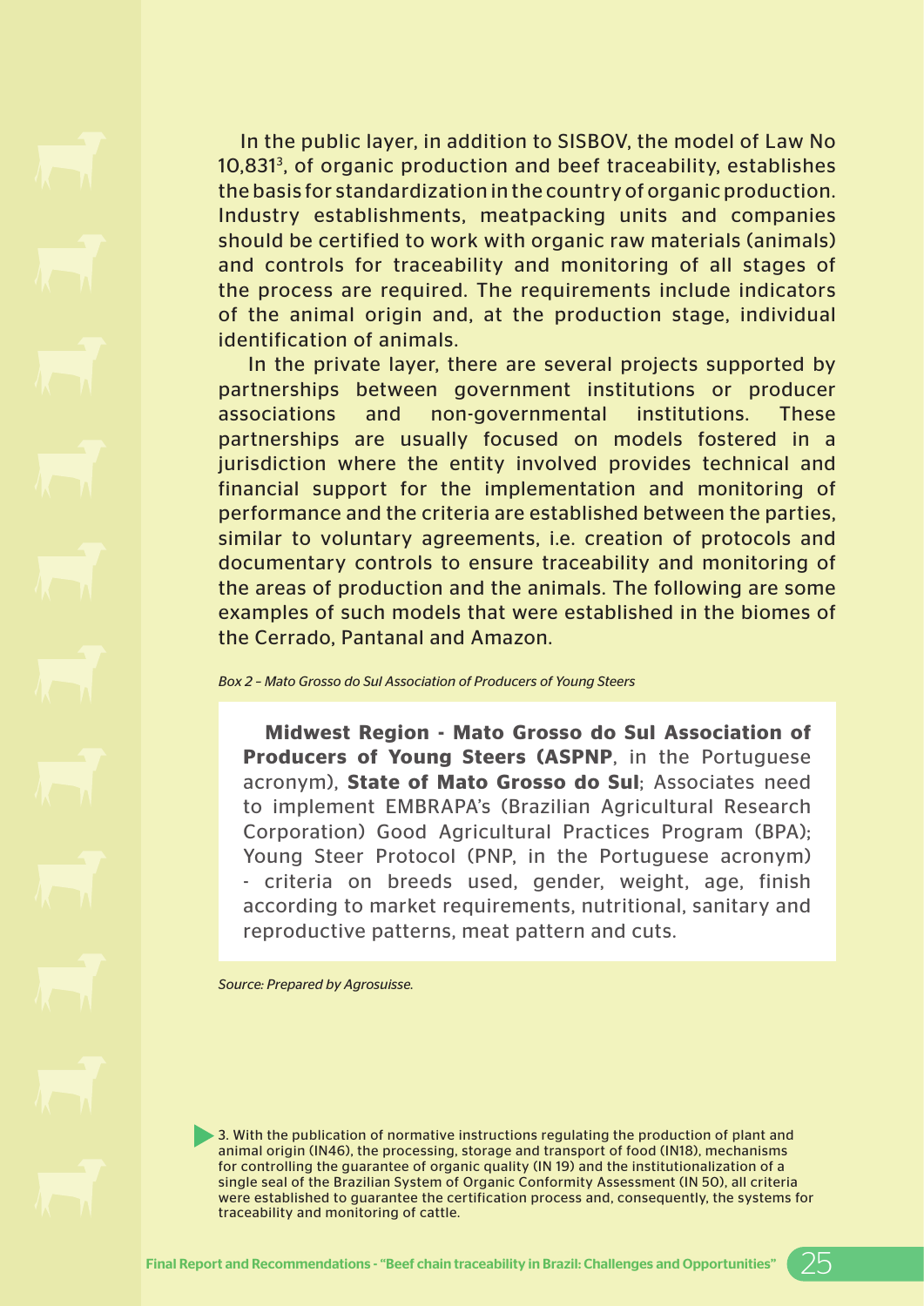In the public layer, in addition to SISBOV, the model of Law No 10,831[3], of organic production and beef traceability, establishes the basis for standardization in the country of organic production. Industry establishments, meatpacking units and companies should be certified to work with organic raw materials (animals) and controls for traceability and monitoring of all stages of the process are required. The requirements include indicators of the animal origin and, at the production stage, individual identification of animals.

In the private layer, there are several projects supported by partnerships between government institutions or producer associations and non-governmental institutions. These partnerships are usually focused on models fostered in a jurisdiction where the entity involved provides technical and financial support for the implementation and monitoring of performance and the criteria are established between the parties, similar to voluntary agreements, i.e. creation of protocols and documentary controls to ensure traceability and monitoring of the areas of production and the animals. The following are some examples of such models that were established in the biomes of the Cerrado, Pantanal and Amazon.

*Box 2 – Mato Grosso do Sul Association of Producers of Young Steers*

> **Midwest Region - Mato Grosso do Sul Association of Producers of Young Steers (ASPNP**, in the Portuguese acronym), **State of Mato Grosso do Sul**; Associates need to implement EMBRAPA's (Brazilian Agricultural Research Corporation) Good Agricultural Practices Program (BPA); Young Steer Protocol (PNP, in the Portuguese acronym) - criteria on breeds used, gender, weight, age, finish according to market requirements, nutritional, sanitary and reproductive patterns, meat pattern and cuts.

*Source: Prepared by Agrosuisse.*

3. With the publication of normative instructions regulating the production of plant and animal origin (IN46), the processing, storage and transport of food (IN18), mechanisms for controlling the guarantee of organic quality (IN 19) and the institutionalization of a single seal of the Brazilian System of Organic Conformity Assessment (IN 50), all criteria were established to guarantee the certification process and, consequently, the systems for traceability and monitoring of cattle.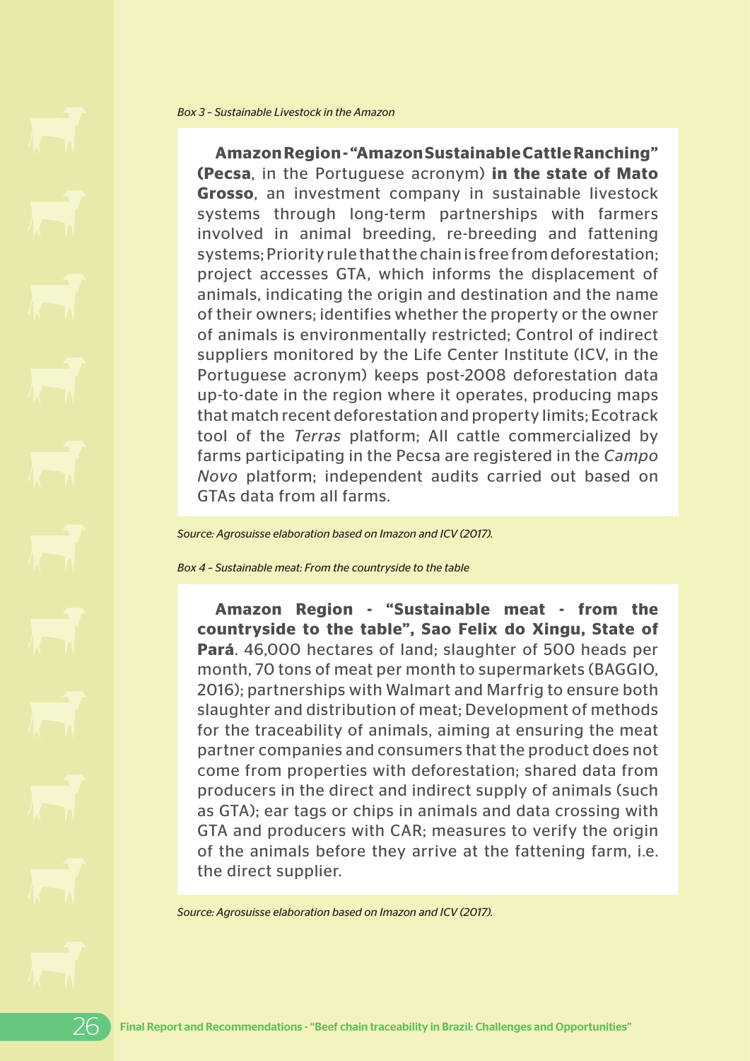*Box 3 – Sustainable Livestock in the Amazon*

**Amazon Region - "Amazon Sustainable Cattle Ranching" (Pecsa**, in the Portuguese acronym) **in the state of Mato Grosso**, an investment company in sustainable livestock systems through long-term partnerships with farmers involved in animal breeding, re-breeding and fattening systems; Priority rule that the chain is free from deforestation; project accesses GTA, which informs the displacement of animals, indicating the origin and destination and the name of their owners; identifies whether the property or the owner of animals is environmentally restricted; Control of indirect suppliers monitored by the Life Center Institute (ICV, in the Portuguese acronym) keeps post-2008 deforestation data up-to-date in the region where it operates, producing maps that match recent deforestation and property limits; Ecotrack tool of the *Terras* platform; All cattle commercialized by farms participating in the Pecsa are registered in the *Campo Novo* platform; independent audits carried out based on GTAs data from all farms.

*Source: Agrosuisse elaboration based on Imazon and ICV (2017).*

*Box 4 – Sustainable meat: From the countryside to the table*

**Amazon Region - "Sustainable meat - from the countryside to the table", Sao Felix do Xingu, State of Pará**. 46,000 hectares of land; slaughter of 500 heads per month, 70 tons of meat per month to supermarkets (BAGGIO, 2016); partnerships with Walmart and Marfrig to ensure both slaughter and distribution of meat; Development of methods for the traceability of animals, aiming at ensuring the meat partner companies and consumers that the product does not come from properties with deforestation; shared data from producers in the direct and indirect supply of animals (such as GTA); ear tags or chips in animals and data crossing with GTA and producers with CAR; measures to verify the origin of the animals before they arrive at the fattening farm, i.e. the direct supplier.

*Source: Agrosuisse elaboration based on Imazon and ICV (2017).*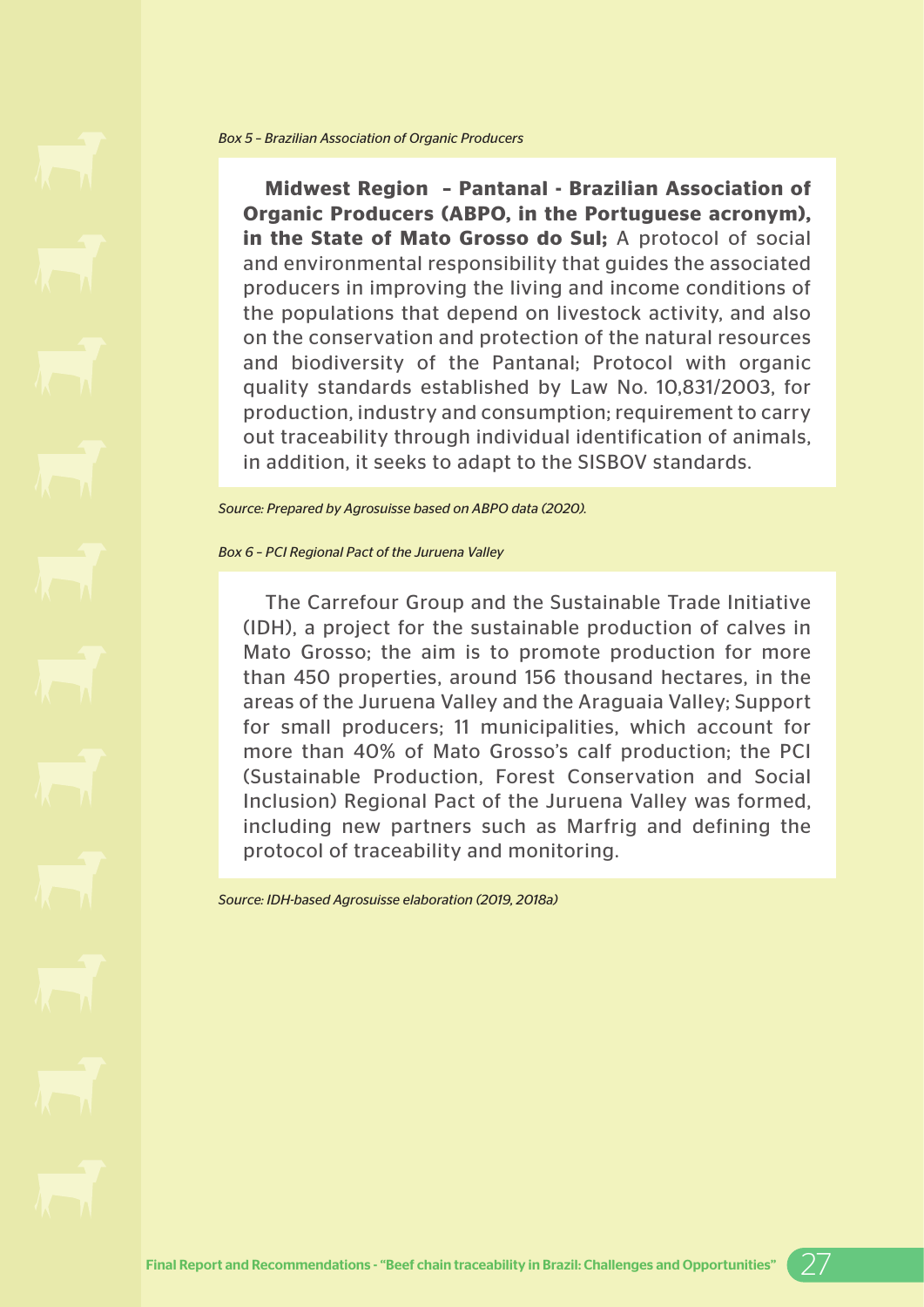*Box 5 – Brazilian Association of Organic Producers*

**Midwest Region – Pantanal - Brazilian Association of Organic Producers (ABPO, in the Portuguese acronym), in the State of Mato Grosso do Sul;** A protocol of social and environmental responsibility that guides the associated producers in improving the living and income conditions of the populations that depend on livestock activity, and also on the conservation and protection of the natural resources and biodiversity of the Pantanal; Protocol with organic quality standards established by Law No. 10,831/2003, for production, industry and consumption; requirement to carry out traceability through individual identification of animals, in addition, it seeks to adapt to the SISBOV standards.

*Source: Prepared by Agrosuisse based on ABPO data (2020).*

*Box 6 – PCI Regional Pact of the Juruena Valley*

The Carrefour Group and the Sustainable Trade Initiative (IDH), a project for the sustainable production of calves in Mato Grosso; the aim is to promote production for more than 450 properties, around 156 thousand hectares, in the areas of the Juruena Valley and the Araguaia Valley; Support for small producers; 11 municipalities, which account for more than 40% of Mato Grosso's calf production; the PCI (Sustainable Production, Forest Conservation and Social Inclusion) Regional Pact of the Juruena Valley was formed, including new partners such as Marfrig and defining the protocol of traceability and monitoring.

*Source: IDH-based Agrosuisse elaboration (2019, 2018a)*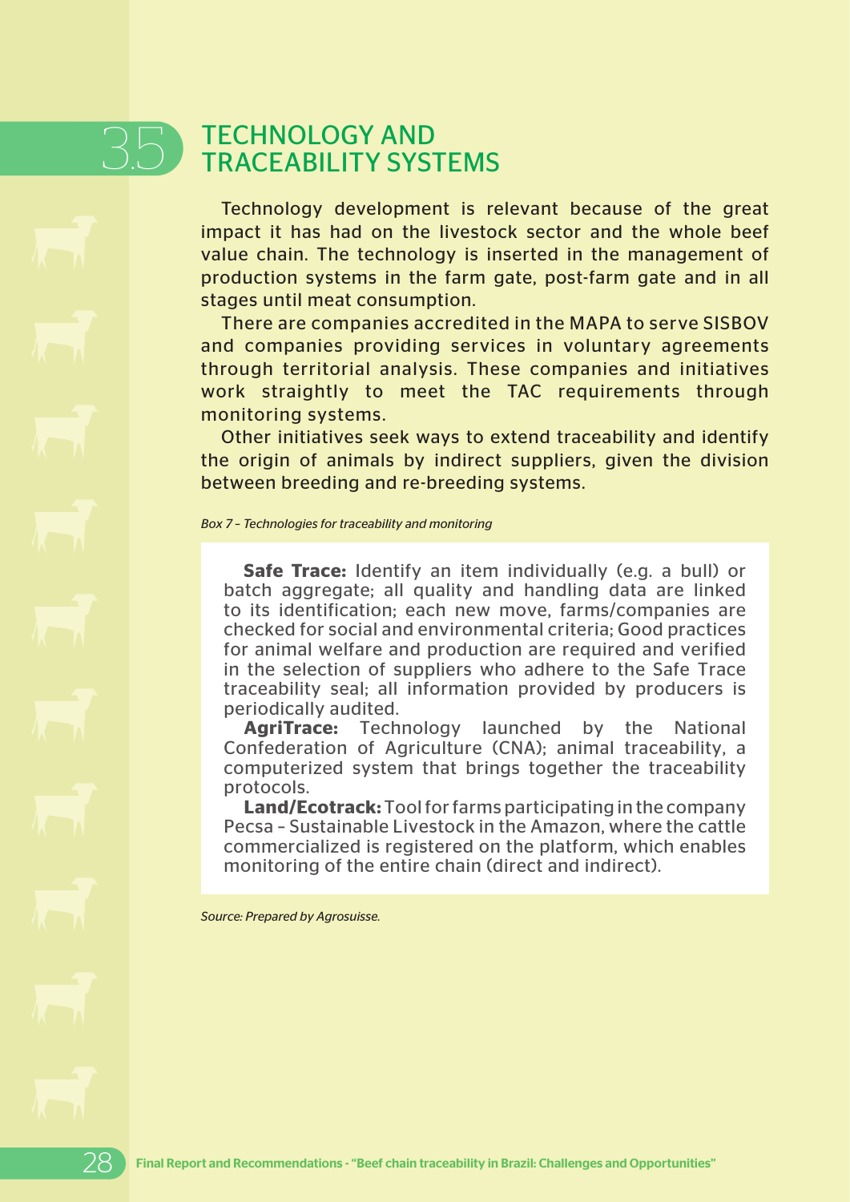## 3.5 TECHNOLOGY AND TRACEABILITY SYSTEMS

Technology development is relevant because of the great impact it has had on the livestock sector and the whole beef value chain. The technology is inserted in the management of production systems in the farm gate, post-farm gate and in all stages until meat consumption.

There are companies accredited in the MAPA to serve SISBOV and companies providing services in voluntary agreements through territorial analysis. These companies and initiatives work straightly to meet the TAC requirements through monitoring systems.

Other initiatives seek ways to extend traceability and identify the origin of animals by indirect suppliers, given the division between breeding and re-breeding systems.

*Box 7 – Technologies for traceability and monitoring*

**Safe Trace:** Identify an item individually (e.g. a bull) or batch aggregate; all quality and handling data are linked to its identification; each new move, farms/companies are checked for social and environmental criteria; Good practices for animal welfare and production are required and verified in the selection of suppliers who adhere to the Safe Trace traceability seal; all information provided by producers is periodically audited.

**AgriTrace:** Technology launched by the National Confederation of Agriculture (CNA); animal traceability, a computerized system that brings together the traceability protocols.

**Land/Ecotrack:** Tool for farms participating in the company Pecsa – Sustainable Livestock in the Amazon, where the cattle commercialized is registered on the platform, which enables monitoring of the entire chain (direct and indirect).

*Source: Prepared by Agrosuisse.*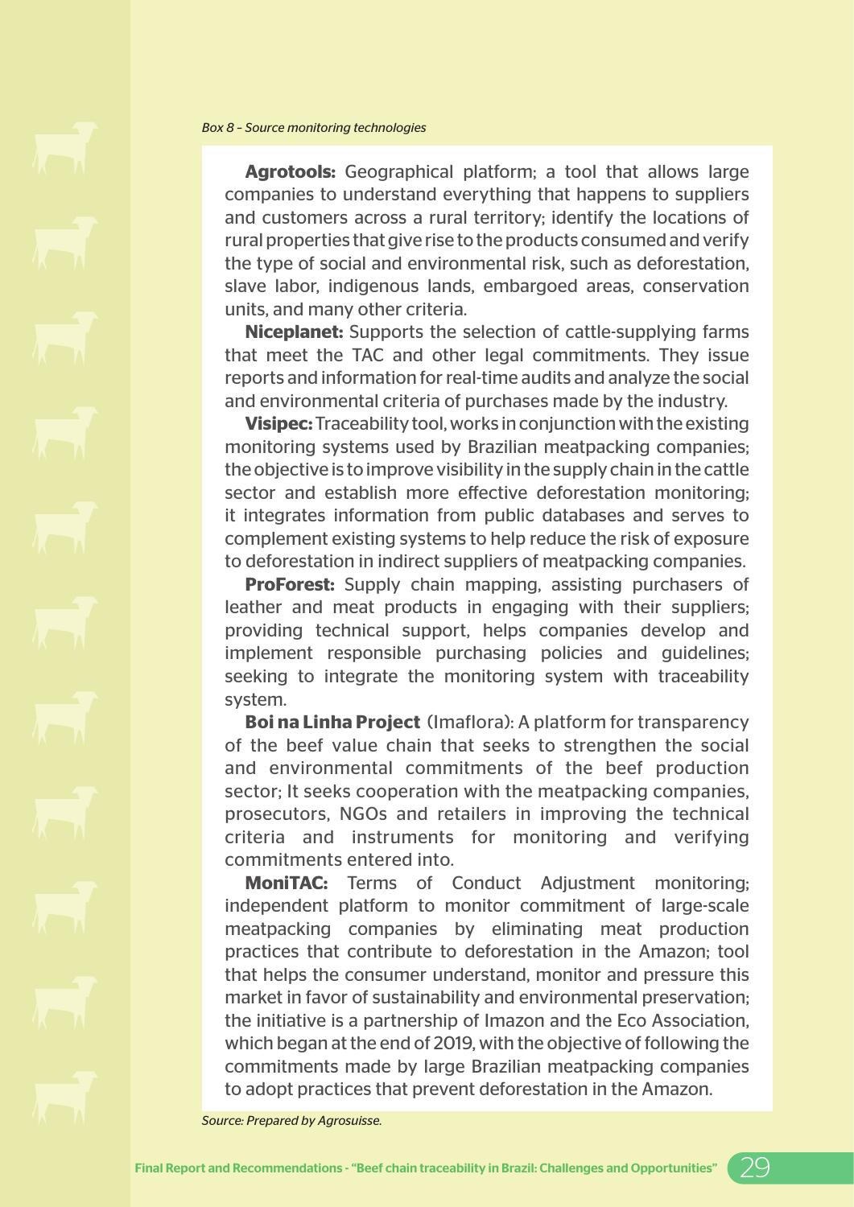*Box 8 – Source monitoring technologies*

**Agrotools:** Geographical platform; a tool that allows large companies to understand everything that happens to suppliers and customers across a rural territory; identify the locations of rural properties that give rise to the products consumed and verify the type of social and environmental risk, such as deforestation, slave labor, indigenous lands, embargoed areas, conservation units, and many other criteria.

**Niceplanet:** Supports the selection of cattle-supplying farms that meet the TAC and other legal commitments. They issue reports and information for real-time audits and analyze the social and environmental criteria of purchases made by the industry.

**Visipec:** Traceability tool, works in conjunction with the existing monitoring systems used by Brazilian meatpacking companies; the objective is to improve visibility in the supply chain in the cattle sector and establish more effective deforestation monitoring; it integrates information from public databases and serves to complement existing systems to help reduce the risk of exposure to deforestation in indirect suppliers of meatpacking companies.

**ProForest:** Supply chain mapping, assisting purchasers of leather and meat products in engaging with their suppliers; providing technical support, helps companies develop and implement responsible purchasing policies and guidelines; seeking to integrate the monitoring system with traceability system.

**Boi na Linha Project** (Imaflora): A platform for transparency of the beef value chain that seeks to strengthen the social and environmental commitments of the beef production sector; It seeks cooperation with the meatpacking companies, prosecutors, NGOs and retailers in improving the technical criteria and instruments for monitoring and verifying commitments entered into.

**MoniTAC:** Terms of Conduct Adjustment monitoring; independent platform to monitor commitment of large-scale meatpacking companies by eliminating meat production practices that contribute to deforestation in the Amazon; tool that helps the consumer understand, monitor and pressure this market in favor of sustainability and environmental preservation; the initiative is a partnership of Imazon and the Eco Association, which began at the end of 2019, with the objective of following the commitments made by large Brazilian meatpacking companies to adopt practices that prevent deforestation in the Amazon.

*Source: Prepared by Agrosuisse.*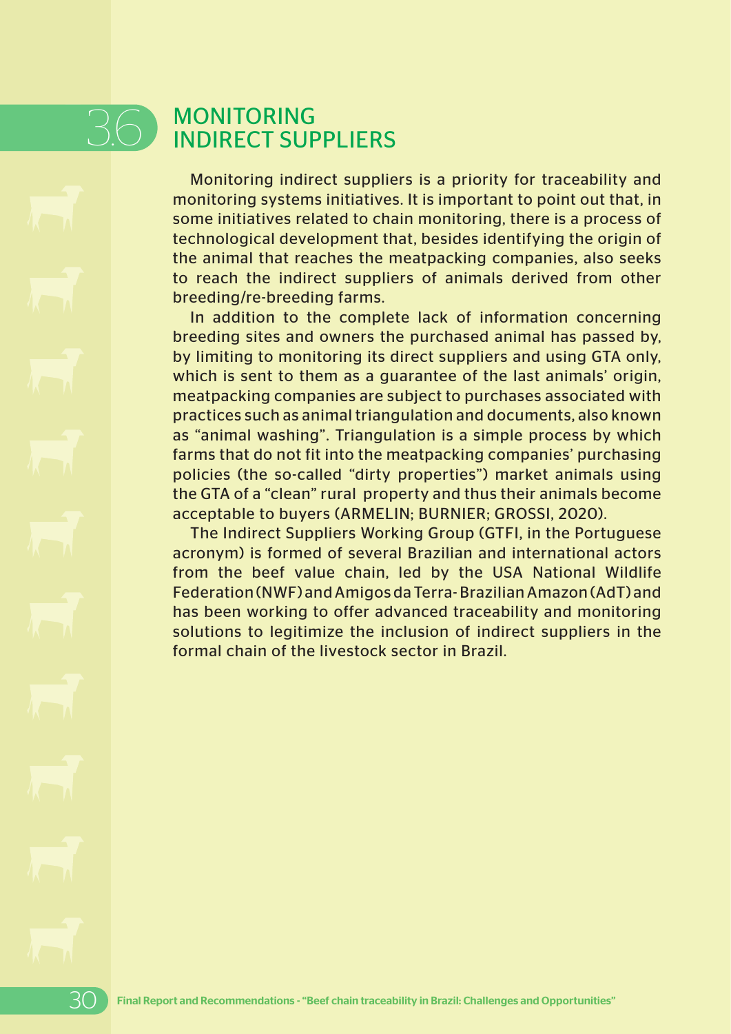## 3.6 MONITORING INDIRECT SUPPLIERS

Monitoring indirect suppliers is a priority for traceability and monitoring systems initiatives. It is important to point out that, in some initiatives related to chain monitoring, there is a process of technological development that, besides identifying the origin of the animal that reaches the meatpacking companies, also seeks to reach the indirect suppliers of animals derived from other breeding/re-breeding farms.

In addition to the complete lack of information concerning breeding sites and owners the purchased animal has passed by, by limiting to monitoring its direct suppliers and using GTA only, which is sent to them as a guarantee of the last animals' origin, meatpacking companies are subject to purchases associated with practices such as animal triangulation and documents, also known as "animal washing". Triangulation is a simple process by which farms that do not fit into the meatpacking companies' purchasing policies (the so-called "dirty properties") market animals using the GTA of a "clean" rural property and thus their animals become acceptable to buyers (ARMELIN; BURNIER; GROSSI, 2020).

The Indirect Suppliers Working Group (GTFI, in the Portuguese acronym) is formed of several Brazilian and international actors from the beef value chain, led by the USA National Wildlife Federation (NWF) and Amigos da Terra- Brazilian Amazon (AdT) and has been working to offer advanced traceability and monitoring solutions to legitimize the inclusion of indirect suppliers in the formal chain of the livestock sector in Brazil.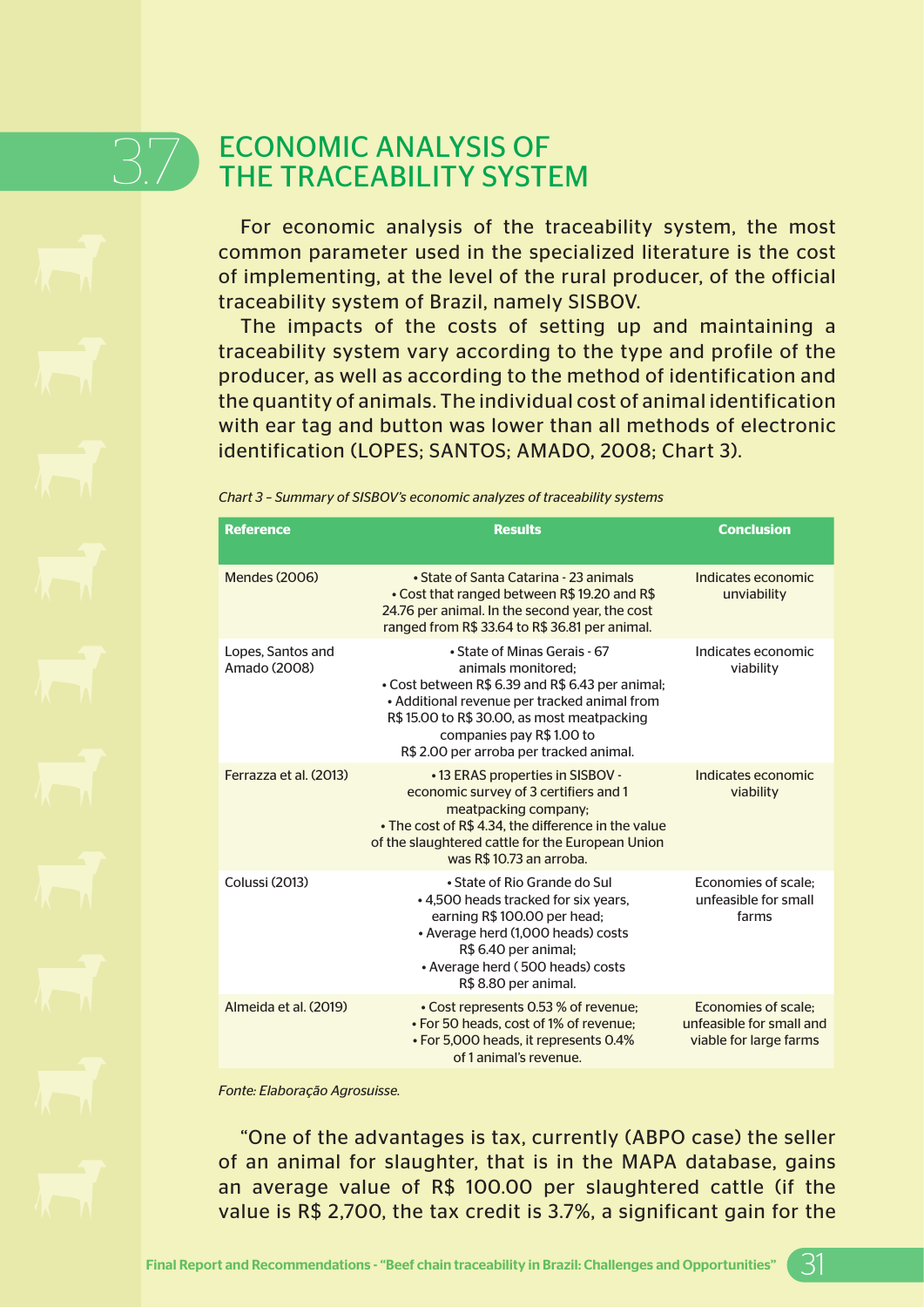## 3.7 ECONOMIC ANALYSIS OF THE TRACEABILITY SYSTEM

For economic analysis of the traceability system, the most common parameter used in the specialized literature is the cost of implementing, at the level of the rural producer, of the official traceability system of Brazil, namely SISBOV.

The impacts of the costs of setting up and maintaining a traceability system vary according to the type and profile of the producer, as well as according to the method of identification and the quantity of animals. The individual cost of animal identification with ear tag and button was lower than all methods of electronic identification (LOPES; SANTOS; AMADO, 2008; Chart 3).

*Chart 3 – Summary of SISBOV's economic analyzes of traceability systems*

| Reference | Results | Conclusion |
|---|---|---|
| Mendes (2006) | • State of Santa Catarina - 23 animals<br>• Cost that ranged between R$ 19.20 and R$ 24.76 per animal. In the second year, the cost ranged from R$ 33.64 to R$ 36.81 per animal. | Indicates economic unviability |
| Lopes, Santos and Amado (2008) | • State of Minas Gerais - 67 animals monitored;<br>• Cost between R$ 6.39 and R$ 6.43 per animal;<br>• Additional revenue per tracked animal from R$ 15.00 to R$ 30.00, as most meatpacking companies pay R$ 1.00 to R$ 2.00 per arroba per tracked animal. | Indicates economic viability |
| Ferrazza et al. (2013) | • 13 ERAS properties in SISBOV - economic survey of 3 certifiers and 1 meatpacking company;<br>• The cost of R$ 4.34, the difference in the value of the slaughtered cattle for the European Union was R$ 10.73 an arroba. | Indicates economic viability |
| Colussi (2013) | • State of Rio Grande do Sul<br>• 4,500 heads tracked for six years, earning R$ 100.00 per head;<br>• Average herd (1,000 heads) costs R$ 6.40 per animal;<br>• Average herd ( 500 heads) costs R$ 8.80 per animal. | Economies of scale; unfeasible for small farms |
| Almeida et al. (2019) | • Cost represents 0.53 % of revenue;<br>• For 50 heads, cost of 1% of revenue;<br>• For 5,000 heads, it represents 0.4% of 1 animal's revenue. | Economies of scale; unfeasible for small and viable for large farms |

*Fonte: Elaboração Agrosuisse.*

"One of the advantages is tax, currently (ABPO case) the seller of an animal for slaughter, that is in the MAPA database, gains an average value of R$ 100.00 per slaughtered cattle (if the value is R$ 2,700, the tax credit is 3.7%, a significant gain for the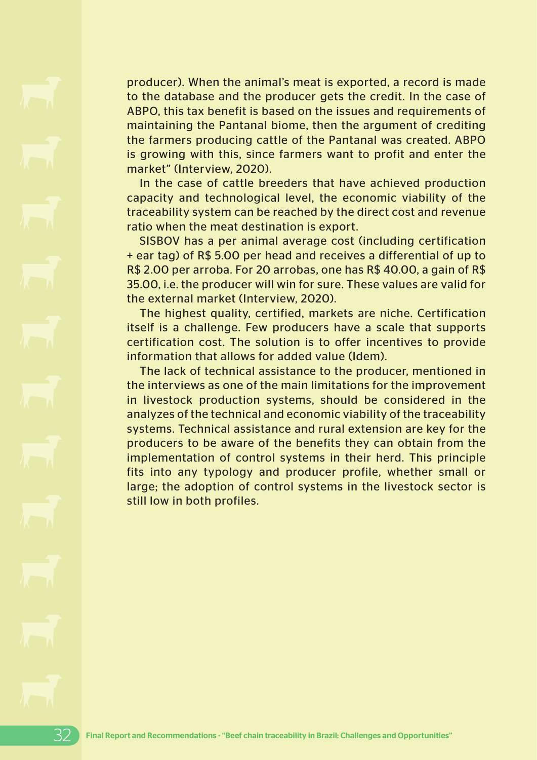producer). When the animal's meat is exported, a record is made to the database and the producer gets the credit. In the case of ABPO, this tax benefit is based on the issues and requirements of maintaining the Pantanal biome, then the argument of crediting the farmers producing cattle of the Pantanal was created. ABPO is growing with this, since farmers want to profit and enter the market" (Interview, 2020).

In the case of cattle breeders that have achieved production capacity and technological level, the economic viability of the traceability system can be reached by the direct cost and revenue ratio when the meat destination is export.

SISBOV has a per animal average cost (including certification + ear tag) of R$ 5.00 per head and receives a differential of up to R$ 2.00 per arroba. For 20 arrobas, one has R$ 40.00, a gain of R$ 35.00, i.e. the producer will win for sure. These values are valid for the external market (Interview, 2020).

The highest quality, certified, markets are niche. Certification itself is a challenge. Few producers have a scale that supports certification cost. The solution is to offer incentives to provide information that allows for added value (Idem).

The lack of technical assistance to the producer, mentioned in the interviews as one of the main limitations for the improvement in livestock production systems, should be considered in the analyzes of the technical and economic viability of the traceability systems. Technical assistance and rural extension are key for the producers to be aware of the benefits they can obtain from the implementation of control systems in their herd. This principle fits into any typology and producer profile, whether small or large; the adoption of control systems in the livestock sector is still low in both profiles.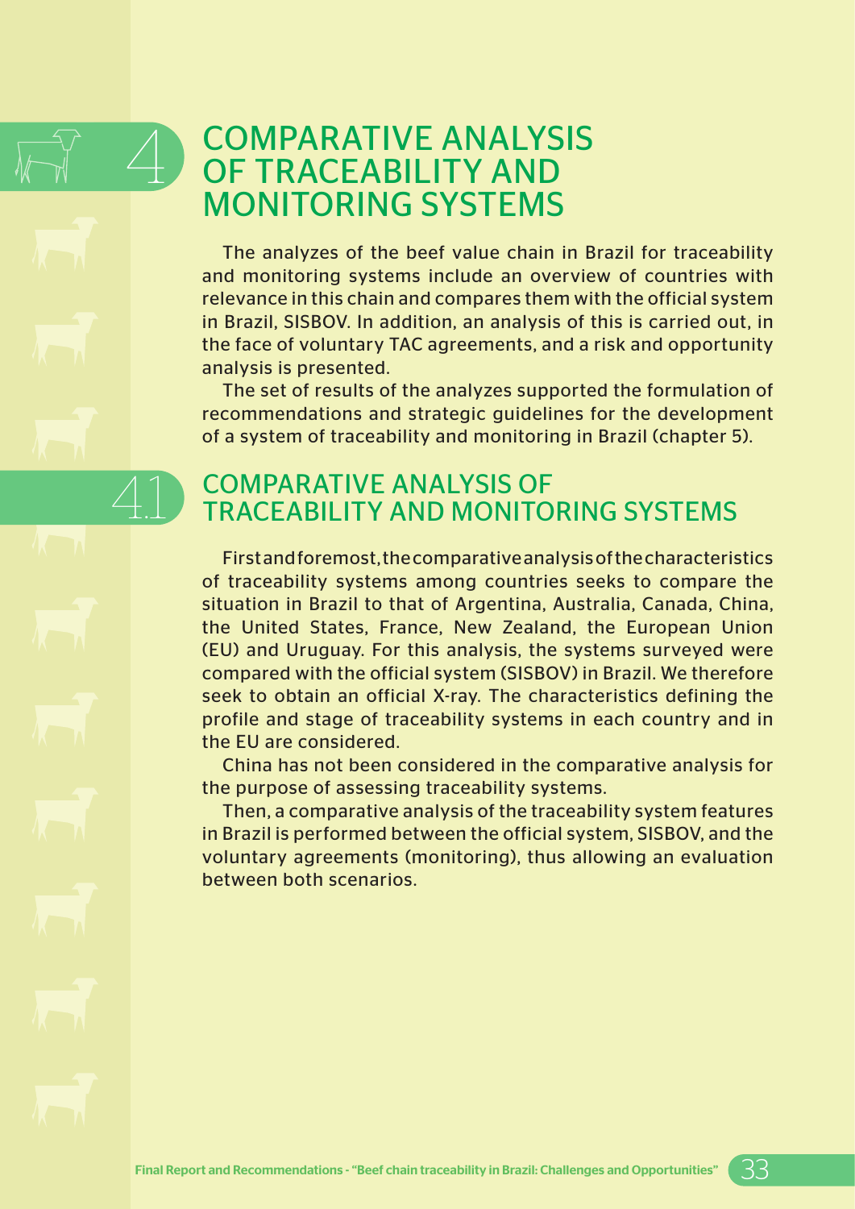# 4 COMPARATIVE ANALYSIS OF TRACEABILITY AND MONITORING SYSTEMS

The analyzes of the beef value chain in Brazil for traceability and monitoring systems include an overview of countries with relevance in this chain and compares them with the official system in Brazil, SISBOV. In addition, an analysis of this is carried out, in the face of voluntary TAC agreements, and a risk and opportunity analysis is presented.

The set of results of the analyzes supported the formulation of recommendations and strategic guidelines for the development of a system of traceability and monitoring in Brazil (chapter 5).

## 4.1 COMPARATIVE ANALYSIS OF TRACEABILITY AND MONITORING SYSTEMS

First and foremost, the comparative analysis of the characteristics of traceability systems among countries seeks to compare the situation in Brazil to that of Argentina, Australia, Canada, China, the United States, France, New Zealand, the European Union (EU) and Uruguay. For this analysis, the systems surveyed were compared with the official system (SISBOV) in Brazil. We therefore seek to obtain an official X-ray. The characteristics defining the profile and stage of traceability systems in each country and in the EU are considered.

China has not been considered in the comparative analysis for the purpose of assessing traceability systems.

Then, a comparative analysis of the traceability system features in Brazil is performed between the official system, SISBOV, and the voluntary agreements (monitoring), thus allowing an evaluation between both scenarios.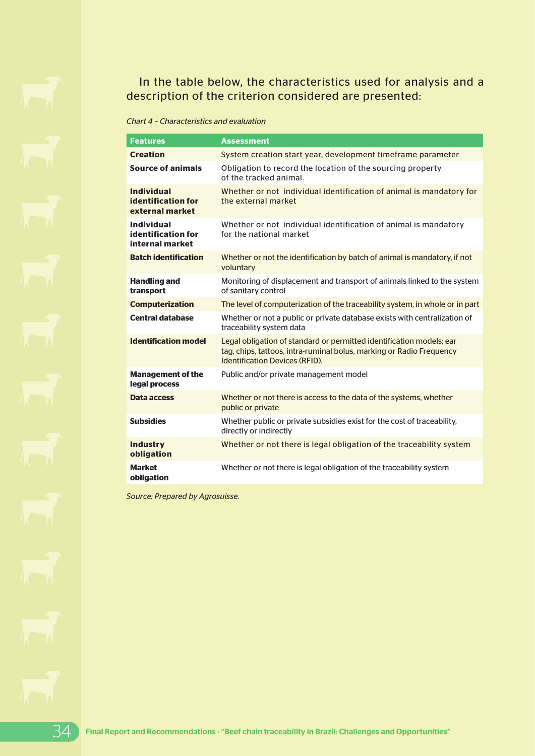In the table below, the characteristics used for analysis and a description of the criterion considered are presented:

*Chart 4 – Characteristics and evaluation*

| Features | Assessment |
|---|---|
| **Creation** | System creation start year, development timeframe parameter |
| **Source of animals** | Obligation to record the location of the sourcing property of the tracked animal. |
| **Individual identification for external market** | Whether or not individual identification of animal is mandatory for the external market |
| **Individual identification for internal market** | Whether or not individual identification of animal is mandatory for the national market |
| **Batch identification** | Whether or not the identification by batch of animal is mandatory, if not voluntary |
| **Handling and transport** | Monitoring of displacement and transport of animals linked to the system of sanitary control |
| **Computerization** | The level of computerization of the traceability system, in whole or in part |
| **Central database** | Whether or not a public or private database exists with centralization of traceability system data |
| **Identification model** | Legal obligation of standard or permitted identification models; ear tag, chips, tattoos, intra-ruminal bolus, marking or Radio Frequency Identification Devices (RFID). |
| **Management of the legal process** | Public and/or private management model |
| **Data access** | Whether or not there is access to the data of the systems, whether public or private |
| **Subsidies** | Whether public or private subsidies exist for the cost of traceability, directly or indirectly |
| **Industry obligation** | Whether or not there is legal obligation of the traceability system |
| **Market obligation** | Whether or not there is legal obligation of the traceability system |

*Source: Prepared by Agrosuisse.*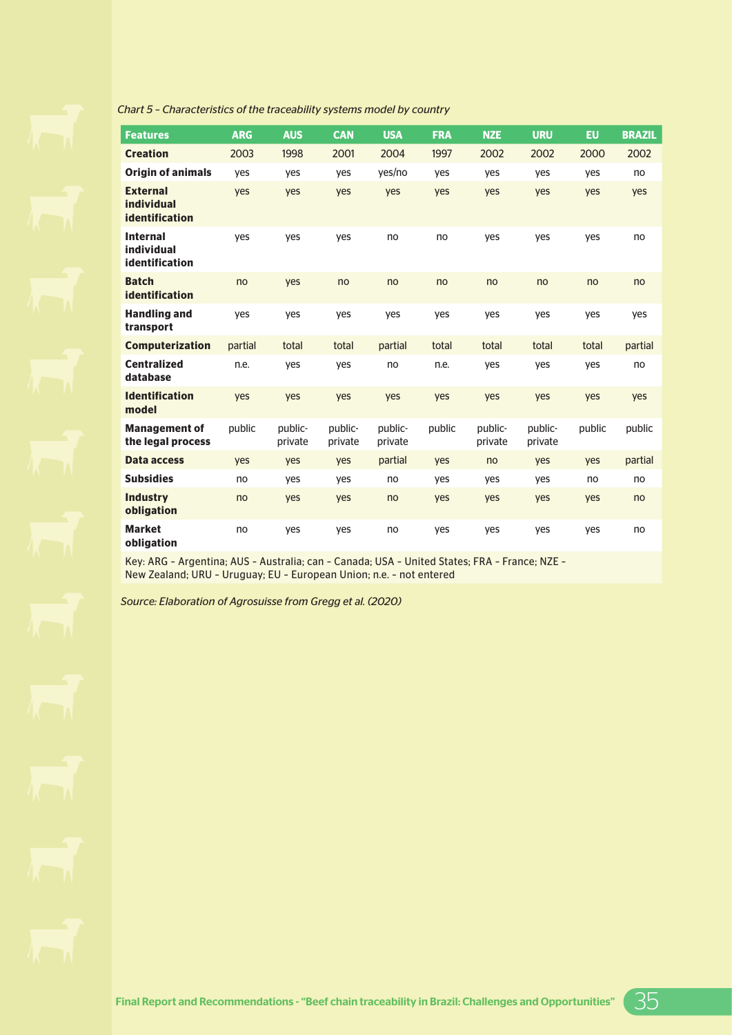*Chart 5 – Characteristics of the traceability systems model by country*

| Features | ARG | AUS | CAN | USA | FRA | NZE | URU | EU | BRAZIL |
|---|---|---|---|---|---|---|---|---|---|
| **Creation** | 2003 | 1998 | 2001 | 2004 | 1997 | 2002 | 2002 | 2000 | 2002 |
| **Origin of animals** | yes | yes | yes | yes/no | yes | yes | yes | yes | no |
| **External individual identification** | yes | yes | yes | yes | yes | yes | yes | yes | yes |
| **Internal individual identification** | yes | yes | yes | no | no | yes | yes | yes | no |
| **Batch identification** | no | yes | no | no | no | no | no | no | no |
| **Handling and transport** | yes | yes | yes | yes | yes | yes | yes | yes | yes |
| **Computerization** | partial | total | total | partial | total | total | total | total | partial |
| **Centralized database** | n.e. | yes | yes | no | n.e. | yes | yes | yes | no |
| **Identification model** | yes | yes | yes | yes | yes | yes | yes | yes | yes |
| **Management of the legal process** | public | public-private | public-private | public-private | public | public-private | public-private | public | public |
| **Data access** | yes | yes | yes | partial | yes | no | yes | yes | partial |
| **Subsidies** | no | yes | yes | no | yes | yes | yes | no | no |
| **Industry obligation** | no | yes | yes | no | yes | yes | yes | yes | no |
| **Market obligation** | no | yes | yes | no | yes | yes | yes | yes | no |

Key: ARG – Argentina; AUS – Australia; can – Canada; USA – United States; FRA – France; NZE – New Zealand; URU – Uruguay; EU – European Union; n.e. – not entered

*Source: Elaboration of Agrosuisse from Gregg et al. (2020)*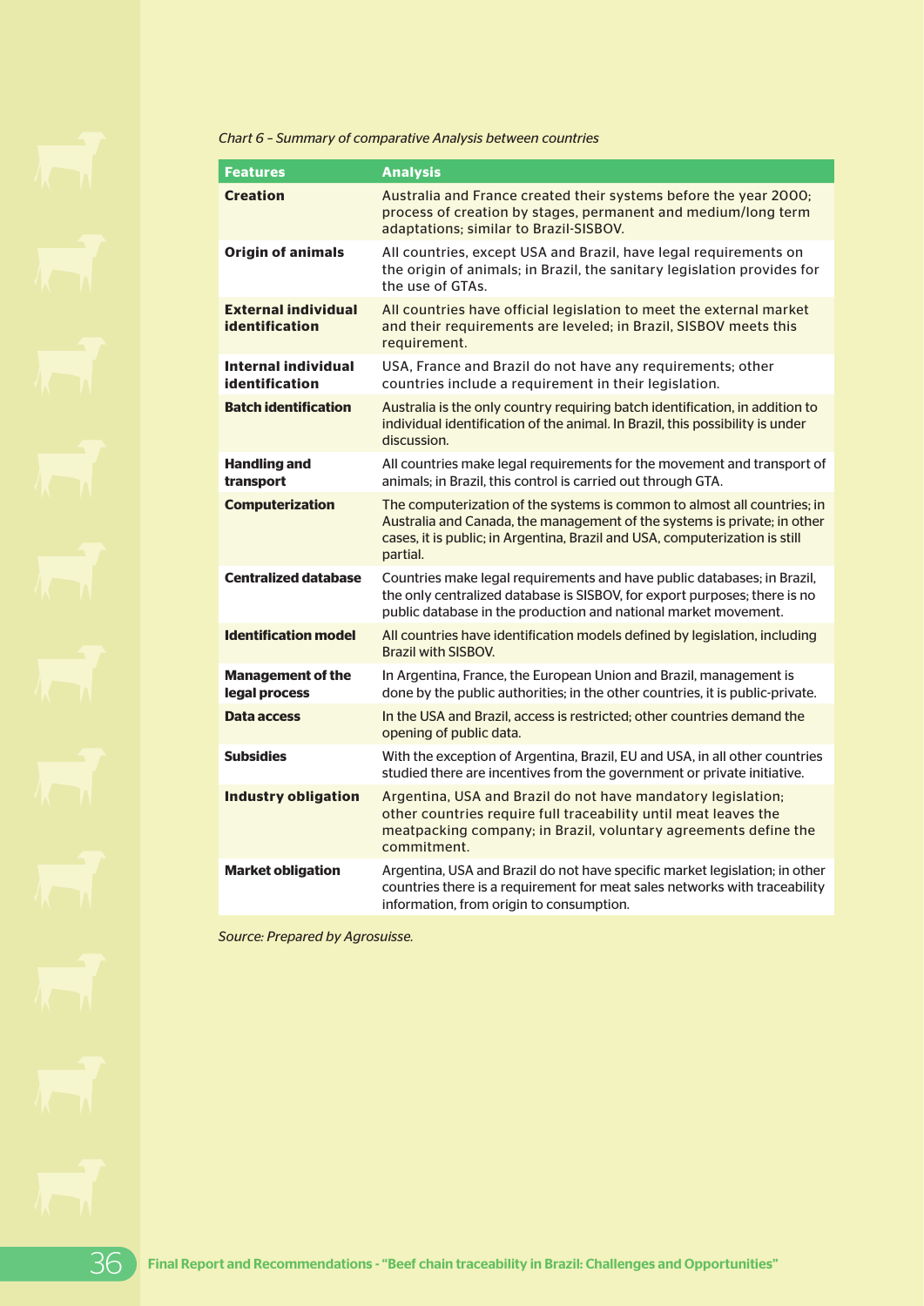*Chart 6 – Summary of comparative Analysis between countries*

| Features | Analysis |
|---|---|
| **Creation** | Australia and France created their systems before the year 2000; process of creation by stages, permanent and medium/long term adaptations; similar to Brazil-SISBOV. |
| **Origin of animals** | All countries, except USA and Brazil, have legal requirements on the origin of animals; in Brazil, the sanitary legislation provides for the use of GTAs. |
| **External individual identification** | All countries have official legislation to meet the external market and their requirements are leveled; in Brazil, SISBOV meets this requirement. |
| **Internal individual identification** | USA, France and Brazil do not have any requirements; other countries include a requirement in their legislation. |
| **Batch identification** | Australia is the only country requiring batch identification, in addition to individual identification of the animal. In Brazil, this possibility is under discussion. |
| **Handling and transport** | All countries make legal requirements for the movement and transport of animals; in Brazil, this control is carried out through GTA. |
| **Computerization** | The computerization of the systems is common to almost all countries; in Australia and Canada, the management of the systems is private; in other cases, it is public; in Argentina, Brazil and USA, computerization is still partial. |
| **Centralized database** | Countries make legal requirements and have public databases; in Brazil, the only centralized database is SISBOV, for export purposes; there is no public database in the production and national market movement. |
| **Identification model** | All countries have identification models defined by legislation, including Brazil with SISBOV. |
| **Management of the legal process** | In Argentina, France, the European Union and Brazil, management is done by the public authorities; in the other countries, it is public-private. |
| **Data access** | In the USA and Brazil, access is restricted; other countries demand the opening of public data. |
| **Subsidies** | With the exception of Argentina, Brazil, EU and USA, in all other countries studied there are incentives from the government or private initiative. |
| **Industry obligation** | Argentina, USA and Brazil do not have mandatory legislation; other countries require full traceability until meat leaves the meatpacking company; in Brazil, voluntary agreements define the commitment. |
| **Market obligation** | Argentina, USA and Brazil do not have specific market legislation; in other countries there is a requirement for meat sales networks with traceability information, from origin to consumption. |

*Source: Prepared by Agrosuisse.*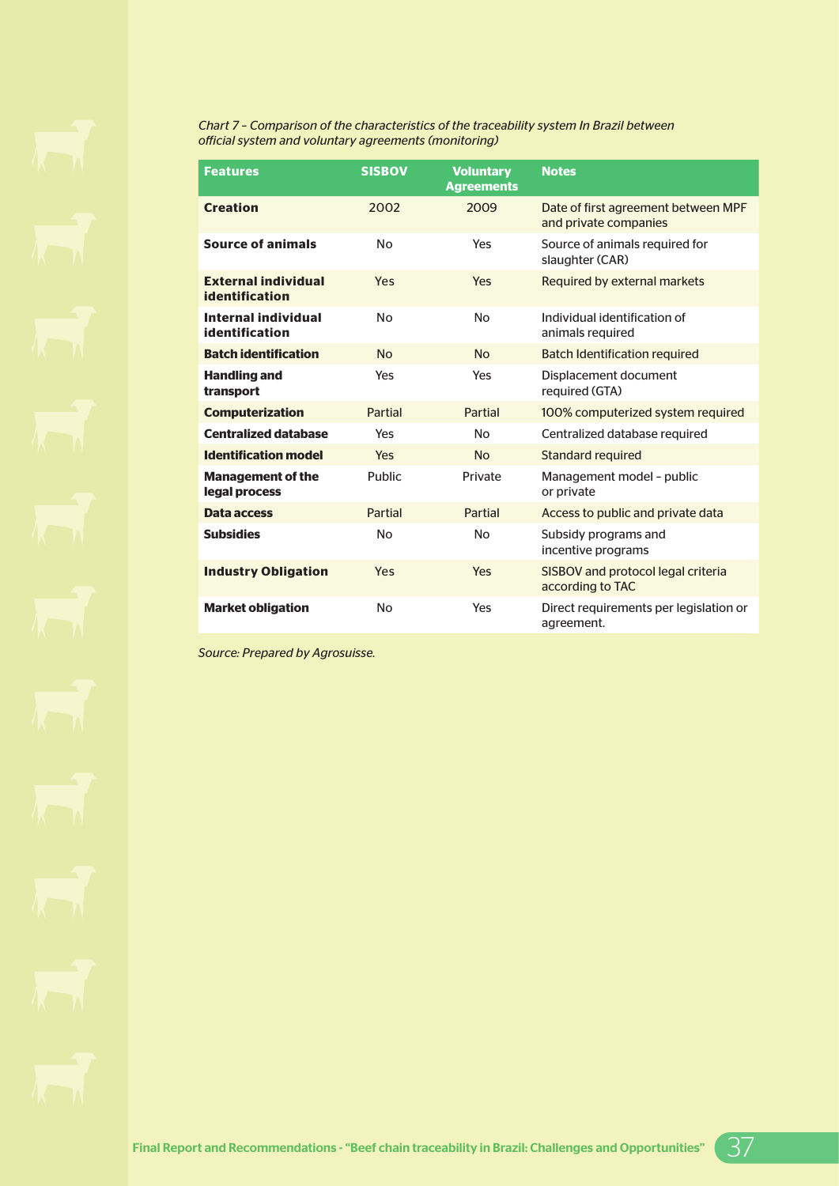*Chart 7 – Comparison of the characteristics of the traceability system In Brazil between official system and voluntary agreements (monitoring)*

| Features | SISBOV | Voluntary Agreements | Notes |
|---|---|---|---|
| **Creation** | 2002 | 2009 | Date of first agreement between MPF and private companies |
| **Source of animals** | No | Yes | Source of animals required for slaughter (CAR) |
| **External individual identification** | Yes | Yes | Required by external markets |
| **Internal individual identification** | No | No | Individual identification of animals required |
| **Batch identification** | No | No | Batch Identification required |
| **Handling and transport** | Yes | Yes | Displacement document required (GTA) |
| **Computerization** | Partial | Partial | 100% computerized system required |
| **Centralized database** | Yes | No | Centralized database required |
| **Identification model** | Yes | No | Standard required |
| **Management of the legal process** | Public | Private | Management model – public or private |
| **Data access** | Partial | Partial | Access to public and private data |
| **Subsidies** | No | No | Subsidy programs and incentive programs |
| **Industry Obligation** | Yes | Yes | SISBOV and protocol legal criteria according to TAC |
| **Market obligation** | No | Yes | Direct requirements per legislation or agreement. |

*Source: Prepared by Agrosuisse.*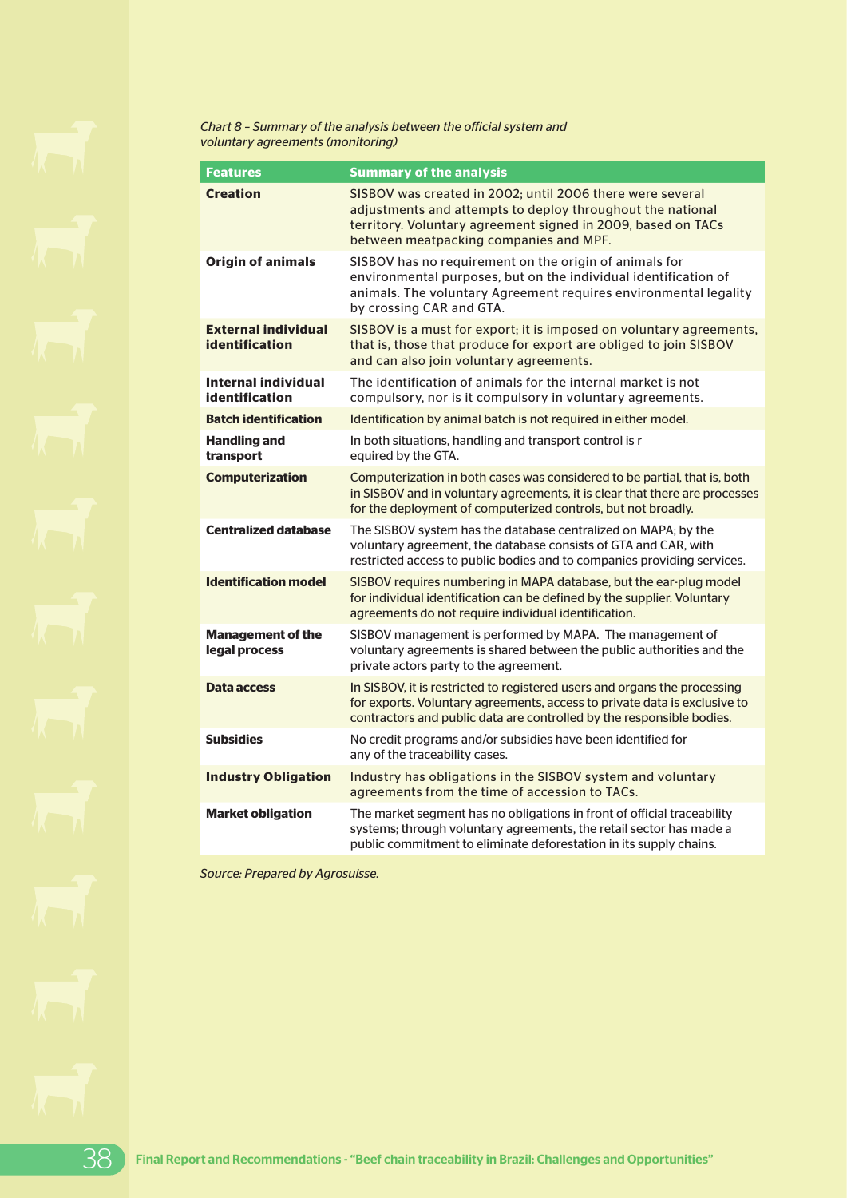*Chart 8 – Summary of the analysis between the official system and voluntary agreements (monitoring)*

| Features | Summary of the analysis |
|---|---|
| **Creation** | SISBOV was created in 2002; until 2006 there were several adjustments and attempts to deploy throughout the national territory. Voluntary agreement signed in 2009, based on TACs between meatpacking companies and MPF. |
| **Origin of animals** | SISBOV has no requirement on the origin of animals for environmental purposes, but on the individual identification of animals. The voluntary Agreement requires environmental legality by crossing CAR and GTA. |
| **External individual identification** | SISBOV is a must for export; it is imposed on voluntary agreements, that is, those that produce for export are obliged to join SISBOV and can also join voluntary agreements. |
| **Internal individual identification** | The identification of animals for the internal market is not compulsory, nor is it compulsory in voluntary agreements. |
| **Batch identification** | Identification by animal batch is not required in either model. |
| **Handling and transport** | In both situations, handling and transport control is r equired by the GTA. |
| **Computerization** | Computerization in both cases was considered to be partial, that is, both in SISBOV and in voluntary agreements, it is clear that there are processes for the deployment of computerized controls, but not broadly. |
| **Centralized database** | The SISBOV system has the database centralized on MAPA; by the voluntary agreement, the database consists of GTA and CAR, with restricted access to public bodies and to companies providing services. |
| **Identification model** | SISBOV requires numbering in MAPA database, but the ear-plug model for individual identification can be defined by the supplier. Voluntary agreements do not require individual identification. |
| **Management of the legal process** | SISBOV management is performed by MAPA. The management of voluntary agreements is shared between the public authorities and the private actors party to the agreement. |
| **Data access** | In SISBOV, it is restricted to registered users and organs the processing for exports. Voluntary agreements, access to private data is exclusive to contractors and public data are controlled by the responsible bodies. |
| **Subsidies** | No credit programs and/or subsidies have been identified for any of the traceability cases. |
| **Industry Obligation** | Industry has obligations in the SISBOV system and voluntary agreements from the time of accession to TACs. |
| **Market obligation** | The market segment has no obligations in front of official traceability systems; through voluntary agreements, the retail sector has made a public commitment to eliminate deforestation in its supply chains. |

*Source: Prepared by Agrosuisse.*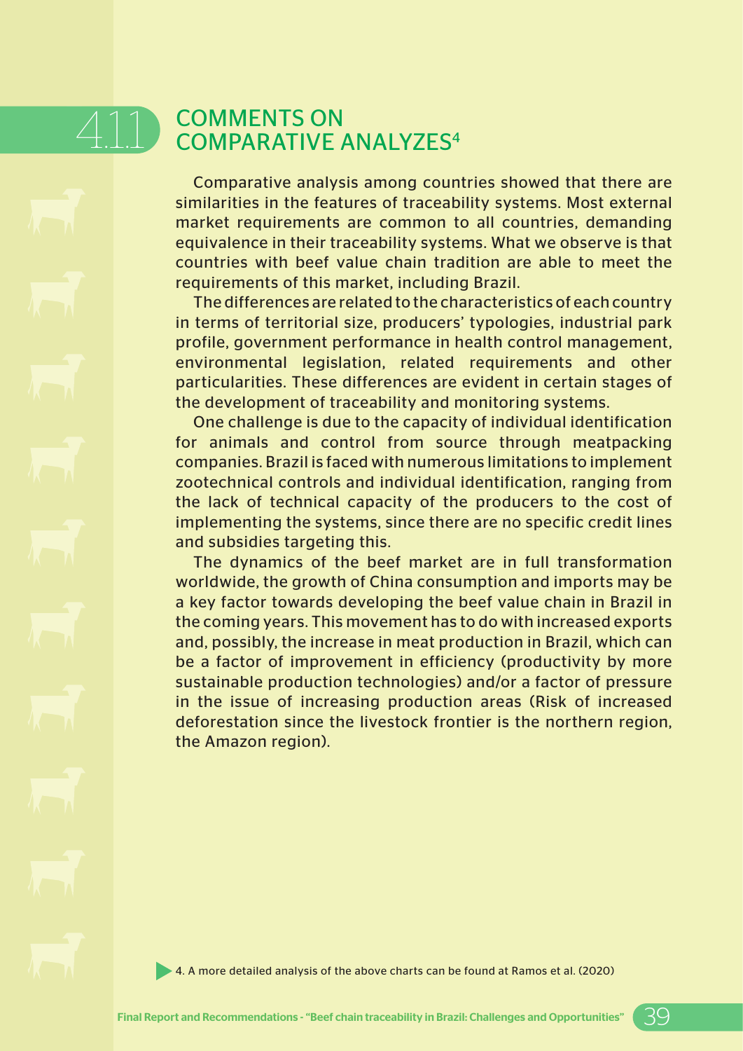## 4.11 COMMENTS ON COMPARATIVE ANALYZES[4]

Comparative analysis among countries showed that there are similarities in the features of traceability systems. Most external market requirements are common to all countries, demanding equivalence in their traceability systems. What we observe is that countries with beef value chain tradition are able to meet the requirements of this market, including Brazil.

The differences are related to the characteristics of each country in terms of territorial size, producers' typologies, industrial park profile, government performance in health control management, environmental legislation, related requirements and other particularities. These differences are evident in certain stages of the development of traceability and monitoring systems.

One challenge is due to the capacity of individual identification for animals and control from source through meatpacking companies. Brazil is faced with numerous limitations to implement zootechnical controls and individual identification, ranging from the lack of technical capacity of the producers to the cost of implementing the systems, since there are no specific credit lines and subsidies targeting this.

The dynamics of the beef market are in full transformation worldwide, the growth of China consumption and imports may be a key factor towards developing the beef value chain in Brazil in the coming years. This movement has to do with increased exports and, possibly, the increase in meat production in Brazil, which can be a factor of improvement in efficiency (productivity by more sustainable production technologies) and/or a factor of pressure in the issue of increasing production areas (Risk of increased deforestation since the livestock frontier is the northern region, the Amazon region).

4. A more detailed analysis of the above charts can be found at Ramos et al. (2020)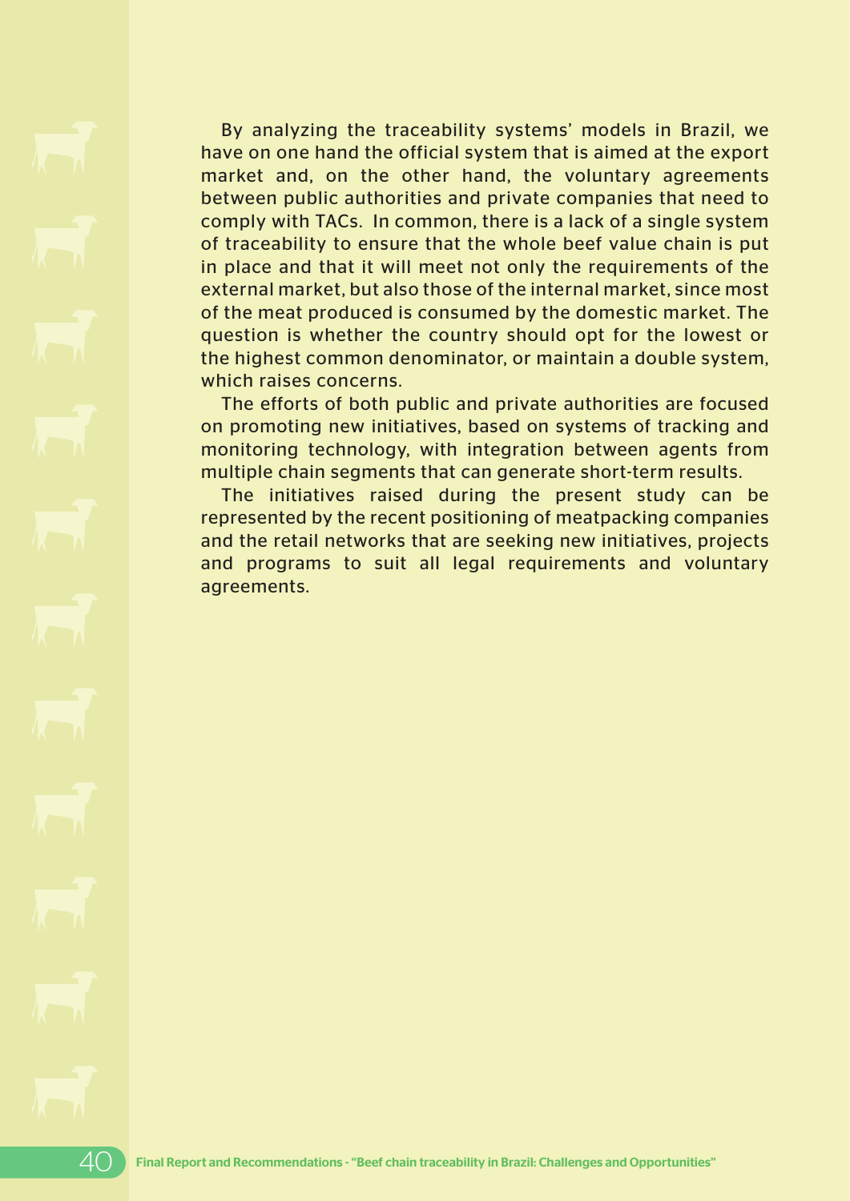By analyzing the traceability systems' models in Brazil, we have on one hand the official system that is aimed at the export market and, on the other hand, the voluntary agreements between public authorities and private companies that need to comply with TACs. In common, there is a lack of a single system of traceability to ensure that the whole beef value chain is put in place and that it will meet not only the requirements of the external market, but also those of the internal market, since most of the meat produced is consumed by the domestic market. The question is whether the country should opt for the lowest or the highest common denominator, or maintain a double system, which raises concerns.

The efforts of both public and private authorities are focused on promoting new initiatives, based on systems of tracking and monitoring technology, with integration between agents from multiple chain segments that can generate short-term results.

The initiatives raised during the present study can be represented by the recent positioning of meatpacking companies and the retail networks that are seeking new initiatives, projects and programs to suit all legal requirements and voluntary agreements.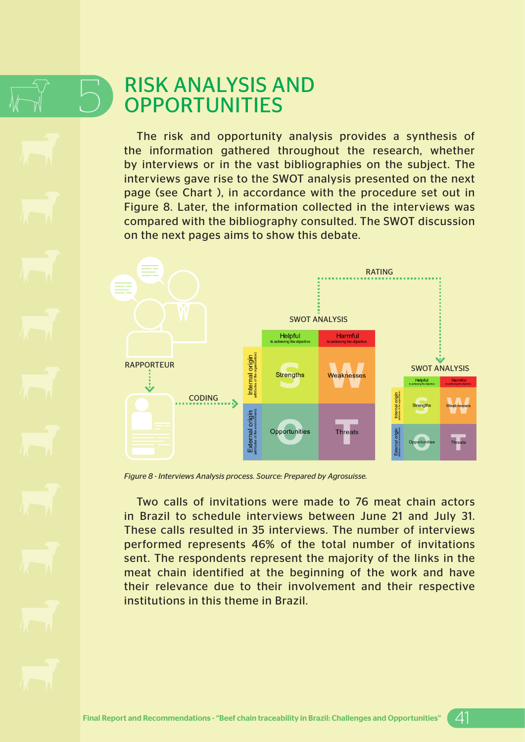# 5 RISK ANALYSIS AND OPPORTUNITIES

The risk and opportunity analysis provides a synthesis of the information gathered throughout the research, whether by interviews or in the vast bibliographies on the subject. The interviews gave rise to the SWOT analysis presented on the next page (see Chart ), in accordance with the procedure set out in Figure 8. Later, the information collected in the interviews was compared with the bibliography consulted. The SWOT discussion on the next pages aims to show this debate.

*Figure 8 - Interviews Analysis process. Source: Prepared by Agrosuisse.*

Two calls of invitations were made to 76 meat chain actors in Brazil to schedule interviews between June 21 and July 31. These calls resulted in 35 interviews. The number of interviews performed represents 46% of the total number of invitations sent. The respondents represent the majority of the links in the meat chain identified at the beginning of the work and have their relevance due to their involvement and their respective institutions in this theme in Brazil.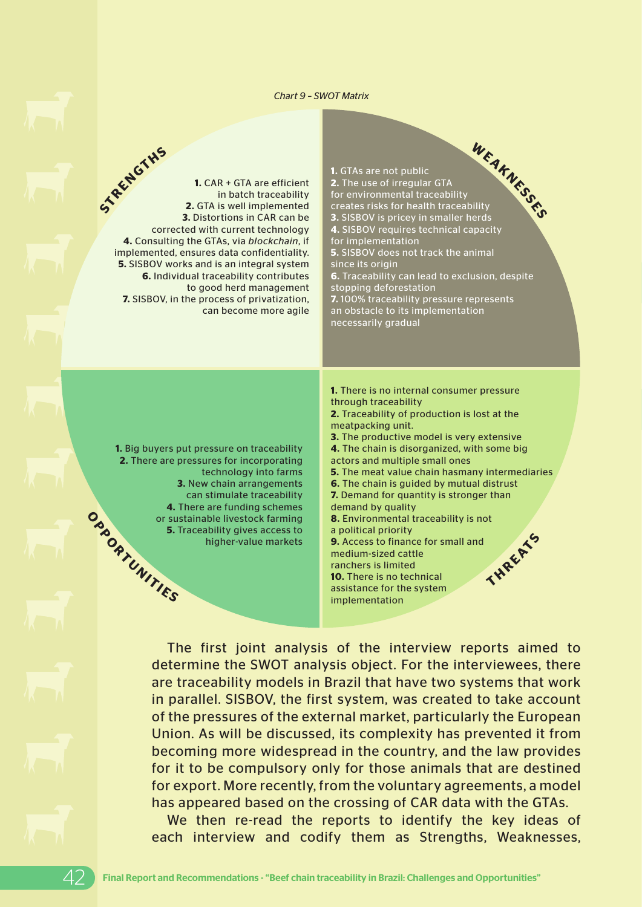*Chart 9 – SWOT Matrix*

**STRENGTHS**

1. CAR + GTA are efficient in batch traceability
2. GTA is well implemented
3. Distortions in CAR can be corrected with current technology
4. Consulting the GTAs, via *blockchain*, if implemented, ensures data confidentiality.
5. SISBOV works and is an integral system
6. Individual traceability contributes to good herd management
7. SISBOV, in the process of privatization, can become more agile

**WEAKNESSES**

1. GTAs are not public
2. The use of irregular GTA for environmental traceability creates risks for health traceability
3. SISBOV is pricey in smaller herds
4. SISBOV requires technical capacity for implementation
5. SISBOV does not track the animal since its origin
6. Traceability can lead to exclusion, despite stopping deforestation
7. 100% traceability pressure represents an obstacle to its implementation necessarily gradual

**OPPORTUNITIES**

1. Big buyers put pressure on traceability
2. There are pressures for incorporating technology into farms
3. New chain arrangements can stimulate traceability
4. There are funding schemes or sustainable livestock farming
5. Traceability gives access to higher-value markets

**THREATS**

1. There is no internal consumer pressure through traceability
2. Traceability of production is lost at the meatpacking unit.
3. The productive model is very extensive
4. The chain is disorganized, with some big actors and multiple small ones
5. The meat value chain hasmany intermediaries
6. The chain is guided by mutual distrust
7. Demand for quantity is stronger than demand by quality
8. Environmental traceability is not a political priority
9. Access to finance for small and medium-sized cattle ranchers is limited
10. There is no technical assistance for the system implementation

The first joint analysis of the interview reports aimed to determine the SWOT analysis object. For the interviewees, there are traceability models in Brazil that have two systems that work in parallel. SISBOV, the first system, was created to take account of the pressures of the external market, particularly the European Union. As will be discussed, its complexity has prevented it from becoming more widespread in the country, and the law provides for it to be compulsory only for those animals that are destined for export. More recently, from the voluntary agreements, a model has appeared based on the crossing of CAR data with the GTAs.

We then re-read the reports to identify the key ideas of each interview and codify them as Strengths, Weaknesses,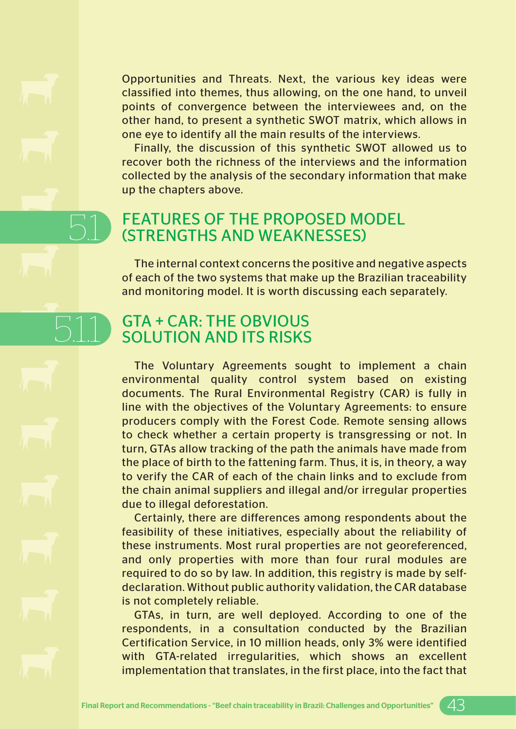Opportunities and Threats. Next, the various key ideas were classified into themes, thus allowing, on the one hand, to unveil points of convergence between the interviewees and, on the other hand, to present a synthetic SWOT matrix, which allows in one eye to identify all the main results of the interviews.

Finally, the discussion of this synthetic SWOT allowed us to recover both the richness of the interviews and the information collected by the analysis of the secondary information that make up the chapters above.

## 5.1 FEATURES OF THE PROPOSED MODEL (STRENGTHS AND WEAKNESSES)

The internal context concerns the positive and negative aspects of each of the two systems that make up the Brazilian traceability and monitoring model. It is worth discussing each separately.

### 5.1.1 GTA + CAR: THE OBVIOUS SOLUTION AND ITS RISKS

The Voluntary Agreements sought to implement a chain environmental quality control system based on existing documents. The Rural Environmental Registry (CAR) is fully in line with the objectives of the Voluntary Agreements: to ensure producers comply with the Forest Code. Remote sensing allows to check whether a certain property is transgressing or not. In turn, GTAs allow tracking of the path the animals have made from the place of birth to the fattening farm. Thus, it is, in theory, a way to verify the CAR of each of the chain links and to exclude from the chain animal suppliers and illegal and/or irregular properties due to illegal deforestation.

Certainly, there are differences among respondents about the feasibility of these initiatives, especially about the reliability of these instruments. Most rural properties are not georeferenced, and only properties with more than four rural modules are required to do so by law. In addition, this registry is made by self-declaration. Without public authority validation, the CAR database is not completely reliable.

GTAs, in turn, are well deployed. According to one of the respondents, in a consultation conducted by the Brazilian Certification Service, in 10 million heads, only 3% were identified with GTA-related irregularities, which shows an excellent implementation that translates, in the first place, into the fact that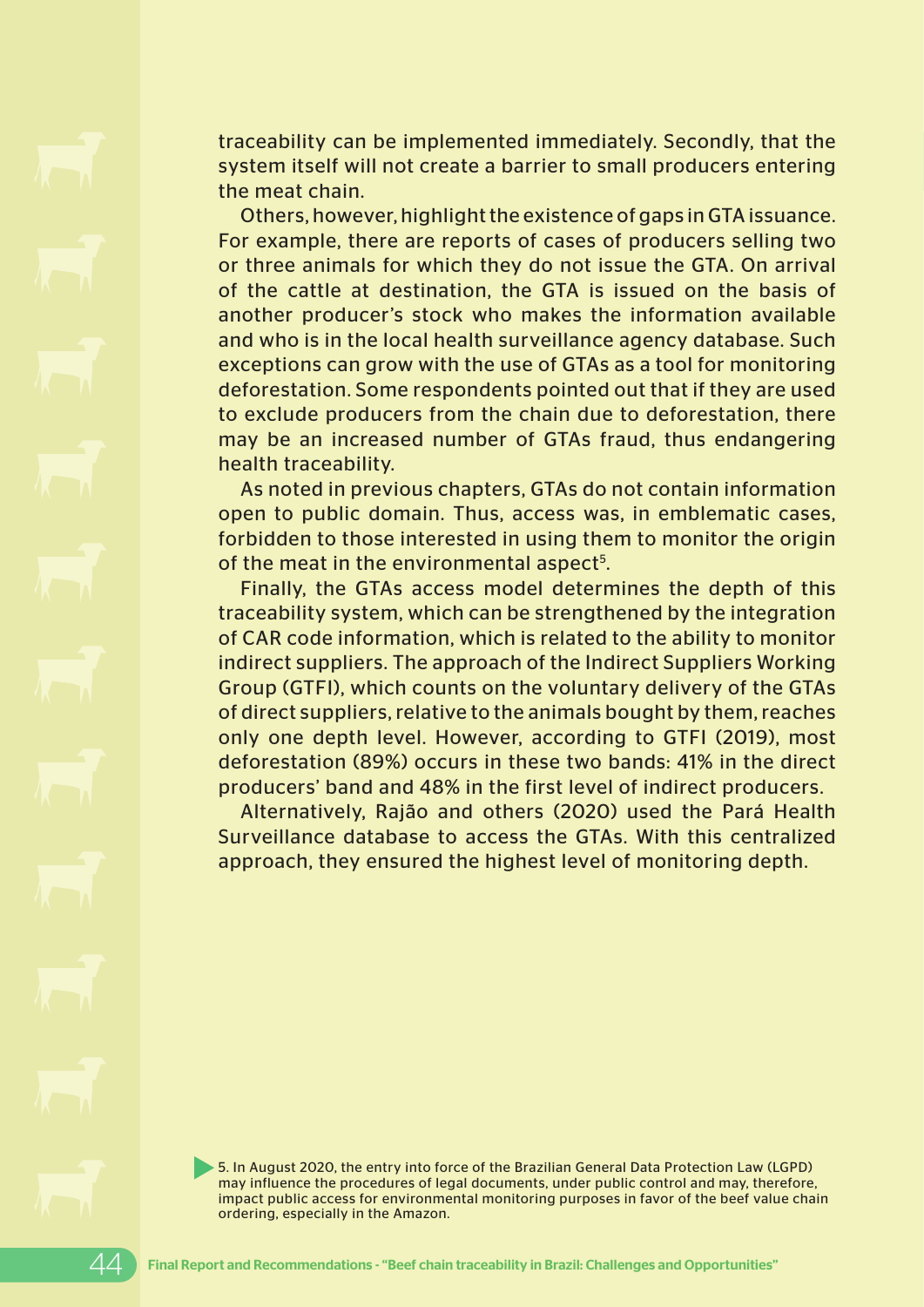traceability can be implemented immediately. Secondly, that the system itself will not create a barrier to small producers entering the meat chain.

Others, however, highlight the existence of gaps in GTA issuance. For example, there are reports of cases of producers selling two or three animals for which they do not issue the GTA. On arrival of the cattle at destination, the GTA is issued on the basis of another producer's stock who makes the information available and who is in the local health surveillance agency database. Such exceptions can grow with the use of GTAs as a tool for monitoring deforestation. Some respondents pointed out that if they are used to exclude producers from the chain due to deforestation, there may be an increased number of GTAs fraud, thus endangering health traceability.

As noted in previous chapters, GTAs do not contain information open to public domain. Thus, access was, in emblematic cases, forbidden to those interested in using them to monitor the origin of the meat in the environmental aspect[5].

Finally, the GTAs access model determines the depth of this traceability system, which can be strengthened by the integration of CAR code information, which is related to the ability to monitor indirect suppliers. The approach of the Indirect Suppliers Working Group (GTFI), which counts on the voluntary delivery of the GTAs of direct suppliers, relative to the animals bought by them, reaches only one depth level. However, according to GTFI (2019), most deforestation (89%) occurs in these two bands: 41% in the direct producers' band and 48% in the first level of indirect producers.

Alternatively, Rajão and others (2020) used the Pará Health Surveillance database to access the GTAs. With this centralized approach, they ensured the highest level of monitoring depth.

5. In August 2020, the entry into force of the Brazilian General Data Protection Law (LGPD) may influence the procedures of legal documents, under public control and may, therefore, impact public access for environmental monitoring purposes in favor of the beef value chain ordering, especially in the Amazon.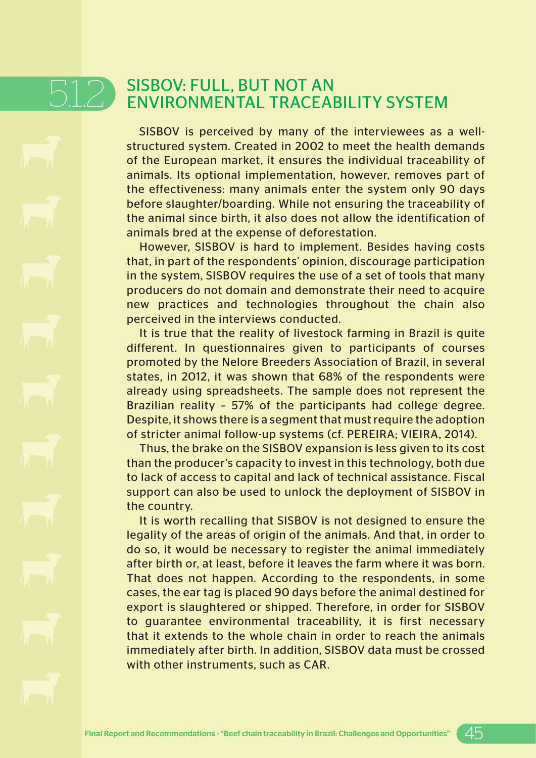## 5.1.2 SISBOV: FULL, BUT NOT AN ENVIRONMENTAL TRACEABILITY SYSTEM

SISBOV is perceived by many of the interviewees as a well-structured system. Created in 2002 to meet the health demands of the European market, it ensures the individual traceability of animals. Its optional implementation, however, removes part of the effectiveness: many animals enter the system only 90 days before slaughter/boarding. While not ensuring the traceability of the animal since birth, it also does not allow the identification of animals bred at the expense of deforestation.

However, SISBOV is hard to implement. Besides having costs that, in part of the respondents' opinion, discourage participation in the system, SISBOV requires the use of a set of tools that many producers do not domain and demonstrate their need to acquire new practices and technologies throughout the chain also perceived in the interviews conducted.

It is true that the reality of livestock farming in Brazil is quite different. In questionnaires given to participants of courses promoted by the Nelore Breeders Association of Brazil, in several states, in 2012, it was shown that 68% of the respondents were already using spreadsheets. The sample does not represent the Brazilian reality – 57% of the participants had college degree. Despite, it shows there is a segment that must require the adoption of stricter animal follow-up systems (cf. PEREIRA; VIEIRA, 2014).

Thus, the brake on the SISBOV expansion is less given to its cost than the producer's capacity to invest in this technology, both due to lack of access to capital and lack of technical assistance. Fiscal support can also be used to unlock the deployment of SISBOV in the country.

It is worth recalling that SISBOV is not designed to ensure the legality of the areas of origin of the animals. And that, in order to do so, it would be necessary to register the animal immediately after birth or, at least, before it leaves the farm where it was born. That does not happen. According to the respondents, in some cases, the ear tag is placed 90 days before the animal destined for export is slaughtered or shipped. Therefore, in order for SISBOV to guarantee environmental traceability, it is first necessary that it extends to the whole chain in order to reach the animals immediately after birth. In addition, SISBOV data must be crossed with other instruments, such as CAR.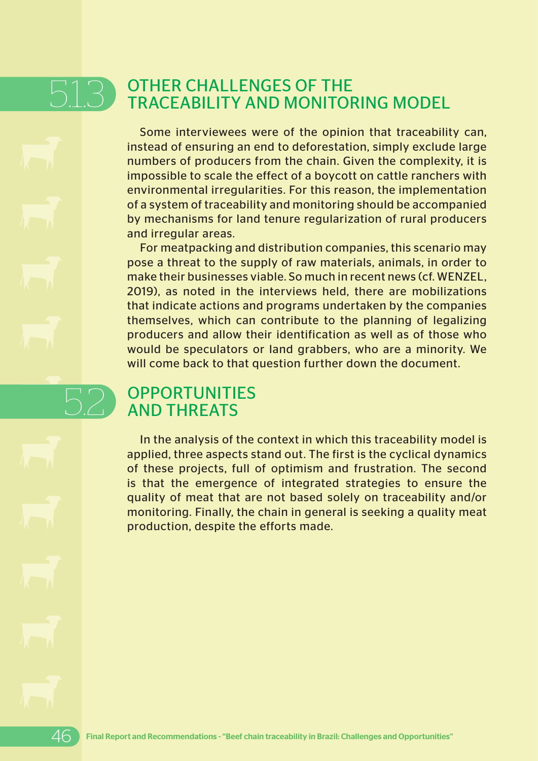### 5.1.3 OTHER CHALLENGES OF THE TRACEABILITY AND MONITORING MODEL

Some interviewees were of the opinion that traceability can, instead of ensuring an end to deforestation, simply exclude large numbers of producers from the chain. Given the complexity, it is impossible to scale the effect of a boycott on cattle ranchers with environmental irregularities. For this reason, the implementation of a system of traceability and monitoring should be accompanied by mechanisms for land tenure regularization of rural producers and irregular areas.

For meatpacking and distribution companies, this scenario may pose a threat to the supply of raw materials, animals, in order to make their businesses viable. So much in recent news (cf. WENZEL, 2019), as noted in the interviews held, there are mobilizations that indicate actions and programs undertaken by the companies themselves, which can contribute to the planning of legalizing producers and allow their identification as well as of those who would be speculators or land grabbers, who are a minority. We will come back to that question further down the document.

## 5.2 OPPORTUNITIES AND THREATS

In the analysis of the context in which this traceability model is applied, three aspects stand out. The first is the cyclical dynamics of these projects, full of optimism and frustration. The second is that the emergence of integrated strategies to ensure the quality of meat that are not based solely on traceability and/or monitoring. Finally, the chain in general is seeking a quality meat production, despite the efforts made.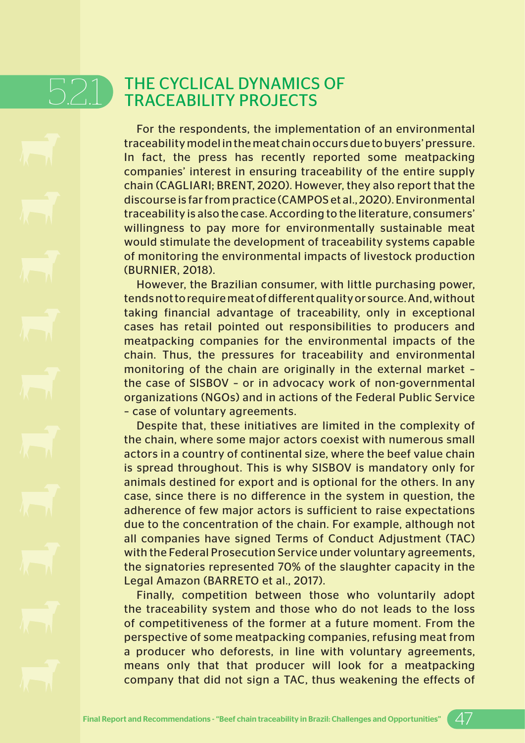## 5.2.1 THE CYCLICAL DYNAMICS OF TRACEABILITY PROJECTS

For the respondents, the implementation of an environmental traceability model in the meat chain occurs due to buyers' pressure. In fact, the press has recently reported some meatpacking companies' interest in ensuring traceability of the entire supply chain (CAGLIARI; BRENT, 2020). However, they also report that the discourse is far from practice (CAMPOS et al., 2020). Environmental traceability is also the case. According to the literature, consumers' willingness to pay more for environmentally sustainable meat would stimulate the development of traceability systems capable of monitoring the environmental impacts of livestock production (BURNIER, 2018).

However, the Brazilian consumer, with little purchasing power, tends not to require meat of different quality or source. And, without taking financial advantage of traceability, only in exceptional cases has retail pointed out responsibilities to producers and meatpacking companies for the environmental impacts of the chain. Thus, the pressures for traceability and environmental monitoring of the chain are originally in the external market – the case of SISBOV – or in advocacy work of non-governmental organizations (NGOs) and in actions of the Federal Public Service – case of voluntary agreements.

Despite that, these initiatives are limited in the complexity of the chain, where some major actors coexist with numerous small actors in a country of continental size, where the beef value chain is spread throughout. This is why SISBOV is mandatory only for animals destined for export and is optional for the others. In any case, since there is no difference in the system in question, the adherence of few major actors is sufficient to raise expectations due to the concentration of the chain. For example, although not all companies have signed Terms of Conduct Adjustment (TAC) with the Federal Prosecution Service under voluntary agreements, the signatories represented 70% of the slaughter capacity in the Legal Amazon (BARRETO et al., 2017).

Finally, competition between those who voluntarily adopt the traceability system and those who do not leads to the loss of competitiveness of the former at a future moment. From the perspective of some meatpacking companies, refusing meat from a producer who deforests, in line with voluntary agreements, means only that that producer will look for a meatpacking company that did not sign a TAC, thus weakening the effects of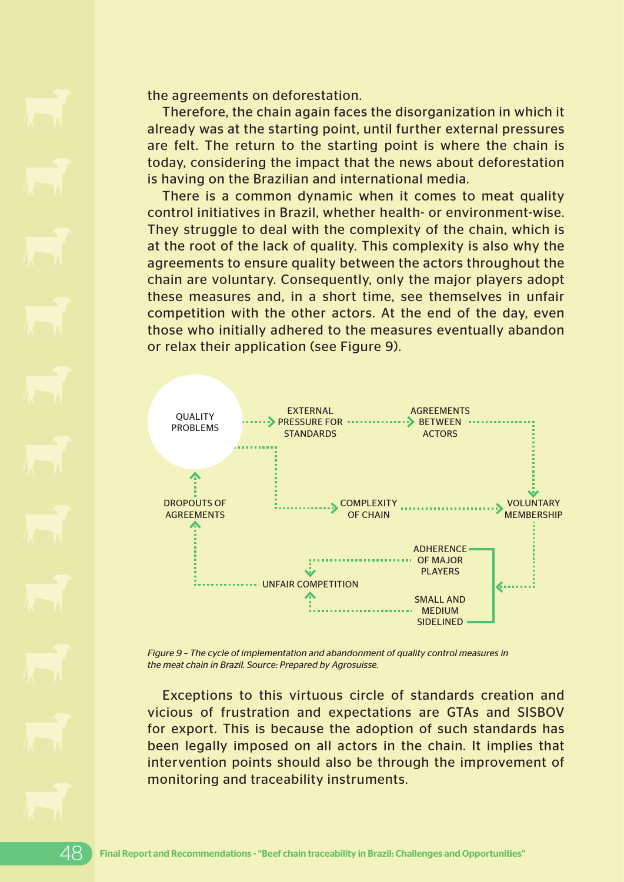the agreements on deforestation.

Therefore, the chain again faces the disorganization in which it already was at the starting point, until further external pressures are felt. The return to the starting point is where the chain is today, considering the impact that the news about deforestation is having on the Brazilian and international media.

There is a common dynamic when it comes to meat quality control initiatives in Brazil, whether health- or environment-wise. They struggle to deal with the complexity of the chain, which is at the root of the lack of quality. This complexity is also why the agreements to ensure quality between the actors throughout the chain are voluntary. Consequently, only the major players adopt these measures and, in a short time, see themselves in unfair competition with the other actors. At the end of the day, even those who initially adhered to the measures eventually abandon or relax their application (see Figure 9).

QUALITY PROBLEMS → EXTERNAL PRESSURE FOR STANDARDS → AGREEMENTS BETWEEN ACTORS → VOLUNTARY MEMBERSHIP

QUALITY PROBLEMS → COMPLEXITY OF CHAIN → VOLUNTARY MEMBERSHIP

VOLUNTARY MEMBERSHIP → ADHERENCE OF MAJOR PLAYERS / SMALL AND MEDIUM SIDELINED → UNFAIR COMPETITION → DROPOUTS OF AGREEMENTS → QUALITY PROBLEMS

*Figure 9 – The cycle of implementation and abandonment of quality control measures in the meat chain in Brazil. Source: Prepared by Agrosuisse.*

Exceptions to this virtuous circle of standards creation and vicious of frustration and expectations are GTAs and SISBOV for export. This is because the adoption of such standards has been legally imposed on all actors in the chain. It implies that intervention points should also be through the improvement of monitoring and traceability instruments.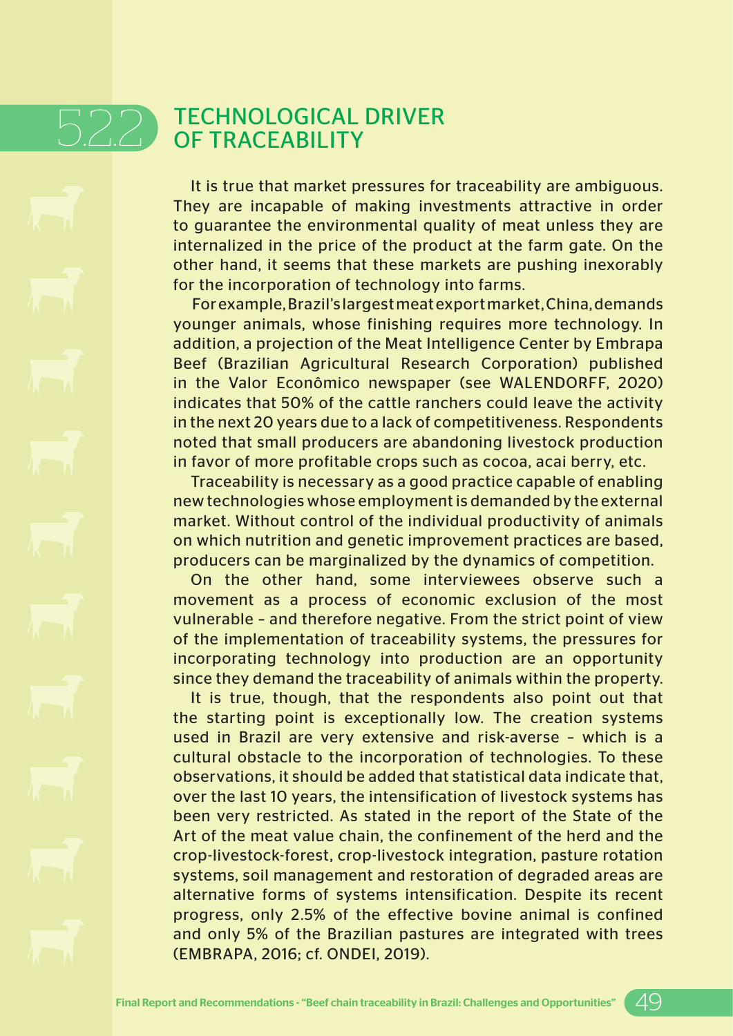## 5.2.2 TECHNOLOGICAL DRIVER OF TRACEABILITY

It is true that market pressures for traceability are ambiguous. They are incapable of making investments attractive in order to guarantee the environmental quality of meat unless they are internalized in the price of the product at the farm gate. On the other hand, it seems that these markets are pushing inexorably for the incorporation of technology into farms.

For example, Brazil's largest meat export market, China, demands younger animals, whose finishing requires more technology. In addition, a projection of the Meat Intelligence Center by Embrapa Beef (Brazilian Agricultural Research Corporation) published in the Valor Econômico newspaper (see WALENDORFF, 2020) indicates that 50% of the cattle ranchers could leave the activity in the next 20 years due to a lack of competitiveness. Respondents noted that small producers are abandoning livestock production in favor of more profitable crops such as cocoa, acai berry, etc.

Traceability is necessary as a good practice capable of enabling new technologies whose employment is demanded by the external market. Without control of the individual productivity of animals on which nutrition and genetic improvement practices are based, producers can be marginalized by the dynamics of competition.

On the other hand, some interviewees observe such a movement as a process of economic exclusion of the most vulnerable – and therefore negative. From the strict point of view of the implementation of traceability systems, the pressures for incorporating technology into production are an opportunity since they demand the traceability of animals within the property.

It is true, though, that the respondents also point out that the starting point is exceptionally low. The creation systems used in Brazil are very extensive and risk-averse – which is a cultural obstacle to the incorporation of technologies. To these observations, it should be added that statistical data indicate that, over the last 10 years, the intensification of livestock systems has been very restricted. As stated in the report of the State of the Art of the meat value chain, the confinement of the herd and the crop-livestock-forest, crop-livestock integration, pasture rotation systems, soil management and restoration of degraded areas are alternative forms of systems intensification. Despite its recent progress, only 2.5% of the effective bovine animal is confined and only 5% of the Brazilian pastures are integrated with trees (EMBRAPA, 2016; cf. ONDEI, 2019).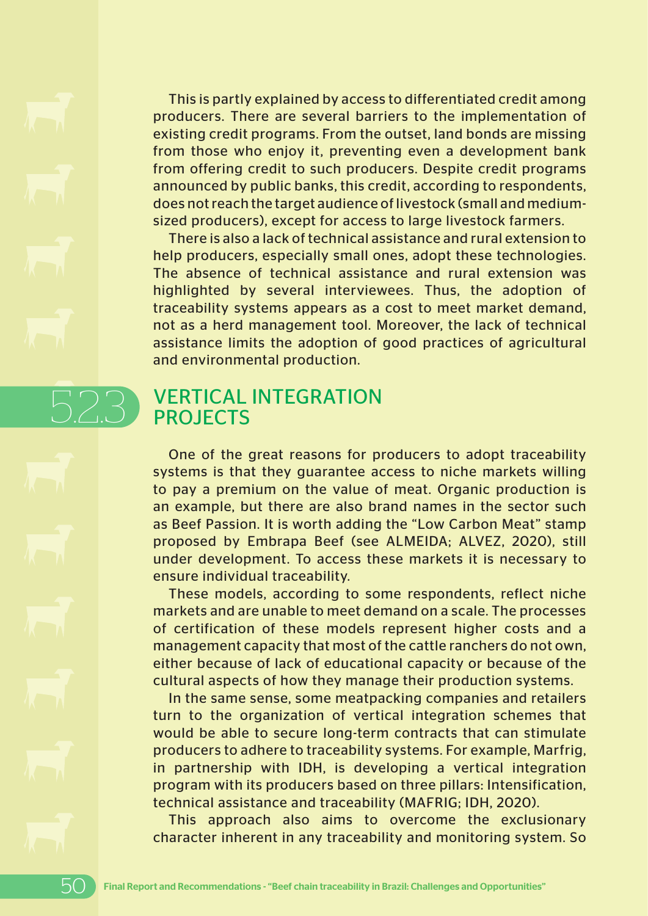This is partly explained by access to differentiated credit among producers. There are several barriers to the implementation of existing credit programs. From the outset, land bonds are missing from those who enjoy it, preventing even a development bank from offering credit to such producers. Despite credit programs announced by public banks, this credit, according to respondents, does not reach the target audience of livestock (small and medium-sized producers), except for access to large livestock farmers.

There is also a lack of technical assistance and rural extension to help producers, especially small ones, adopt these technologies. The absence of technical assistance and rural extension was highlighted by several interviewees. Thus, the adoption of traceability systems appears as a cost to meet market demand, not as a herd management tool. Moreover, the lack of technical assistance limits the adoption of good practices of agricultural and environmental production.

### 5.2.3 VERTICAL INTEGRATION PROJECTS

One of the great reasons for producers to adopt traceability systems is that they guarantee access to niche markets willing to pay a premium on the value of meat. Organic production is an example, but there are also brand names in the sector such as Beef Passion. It is worth adding the "Low Carbon Meat" stamp proposed by Embrapa Beef (see ALMEIDA; ALVEZ, 2020), still under development. To access these markets it is necessary to ensure individual traceability.

These models, according to some respondents, reflect niche markets and are unable to meet demand on a scale. The processes of certification of these models represent higher costs and a management capacity that most of the cattle ranchers do not own, either because of lack of educational capacity or because of the cultural aspects of how they manage their production systems.

In the same sense, some meatpacking companies and retailers turn to the organization of vertical integration schemes that would be able to secure long-term contracts that can stimulate producers to adhere to traceability systems. For example, Marfrig, in partnership with IDH, is developing a vertical integration program with its producers based on three pillars: Intensification, technical assistance and traceability (MAFRIG; IDH, 2020).

This approach also aims to overcome the exclusionary character inherent in any traceability and monitoring system. So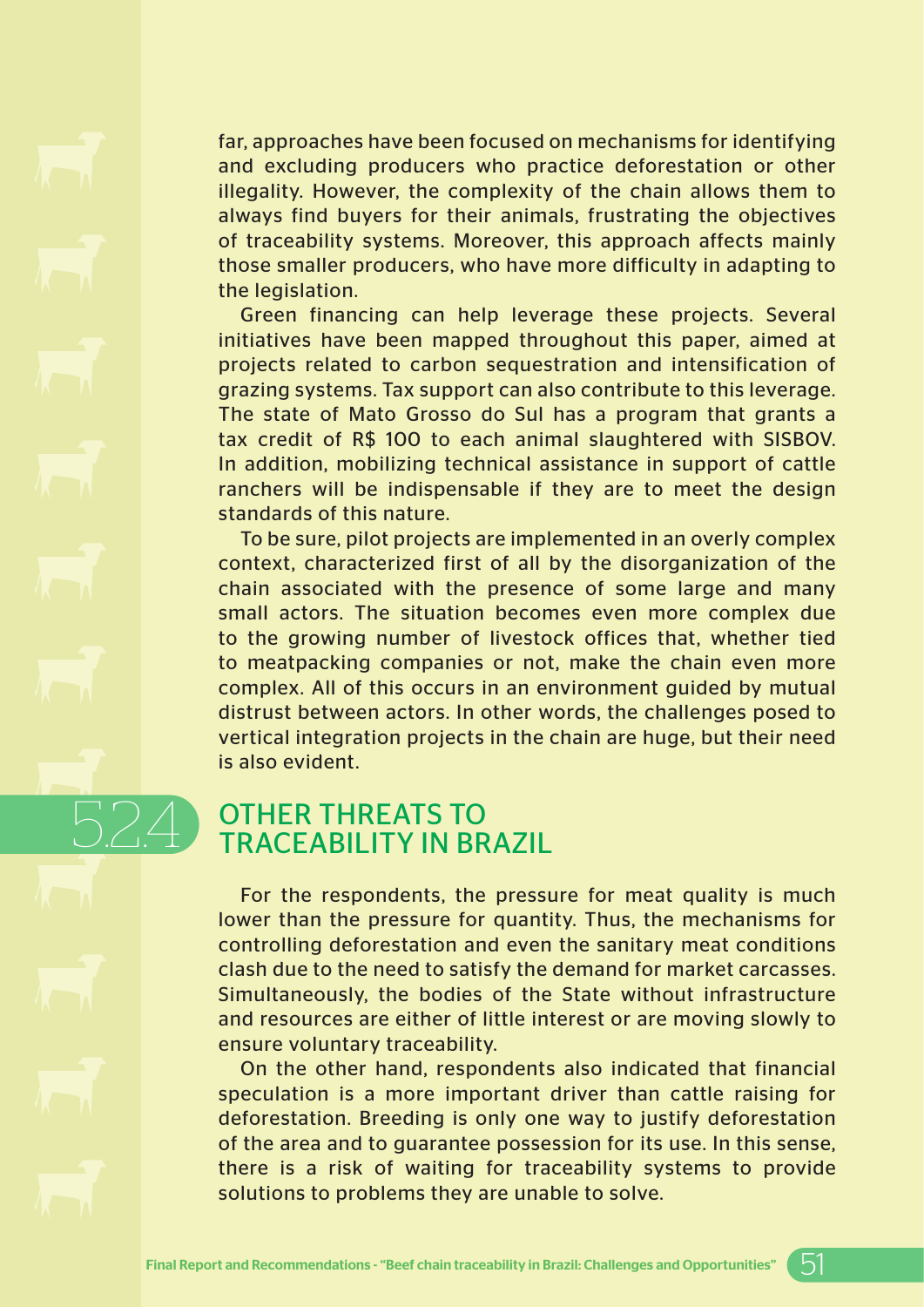far, approaches have been focused on mechanisms for identifying and excluding producers who practice deforestation or other illegality. However, the complexity of the chain allows them to always find buyers for their animals, frustrating the objectives of traceability systems. Moreover, this approach affects mainly those smaller producers, who have more difficulty in adapting to the legislation.

Green financing can help leverage these projects. Several initiatives have been mapped throughout this paper, aimed at projects related to carbon sequestration and intensification of grazing systems. Tax support can also contribute to this leverage. The state of Mato Grosso do Sul has a program that grants a tax credit of R$ 100 to each animal slaughtered with SISBOV. In addition, mobilizing technical assistance in support of cattle ranchers will be indispensable if they are to meet the design standards of this nature.

To be sure, pilot projects are implemented in an overly complex context, characterized first of all by the disorganization of the chain associated with the presence of some large and many small actors. The situation becomes even more complex due to the growing number of livestock offices that, whether tied to meatpacking companies or not, make the chain even more complex. All of this occurs in an environment guided by mutual distrust between actors. In other words, the challenges posed to vertical integration projects in the chain are huge, but their need is also evident.

### 5.2.4 OTHER THREATS TO TRACEABILITY IN BRAZIL

For the respondents, the pressure for meat quality is much lower than the pressure for quantity. Thus, the mechanisms for controlling deforestation and even the sanitary meat conditions clash due to the need to satisfy the demand for market carcasses. Simultaneously, the bodies of the State without infrastructure and resources are either of little interest or are moving slowly to ensure voluntary traceability.

On the other hand, respondents also indicated that financial speculation is a more important driver than cattle raising for deforestation. Breeding is only one way to justify deforestation of the area and to guarantee possession for its use. In this sense, there is a risk of waiting for traceability systems to provide solutions to problems they are unable to solve.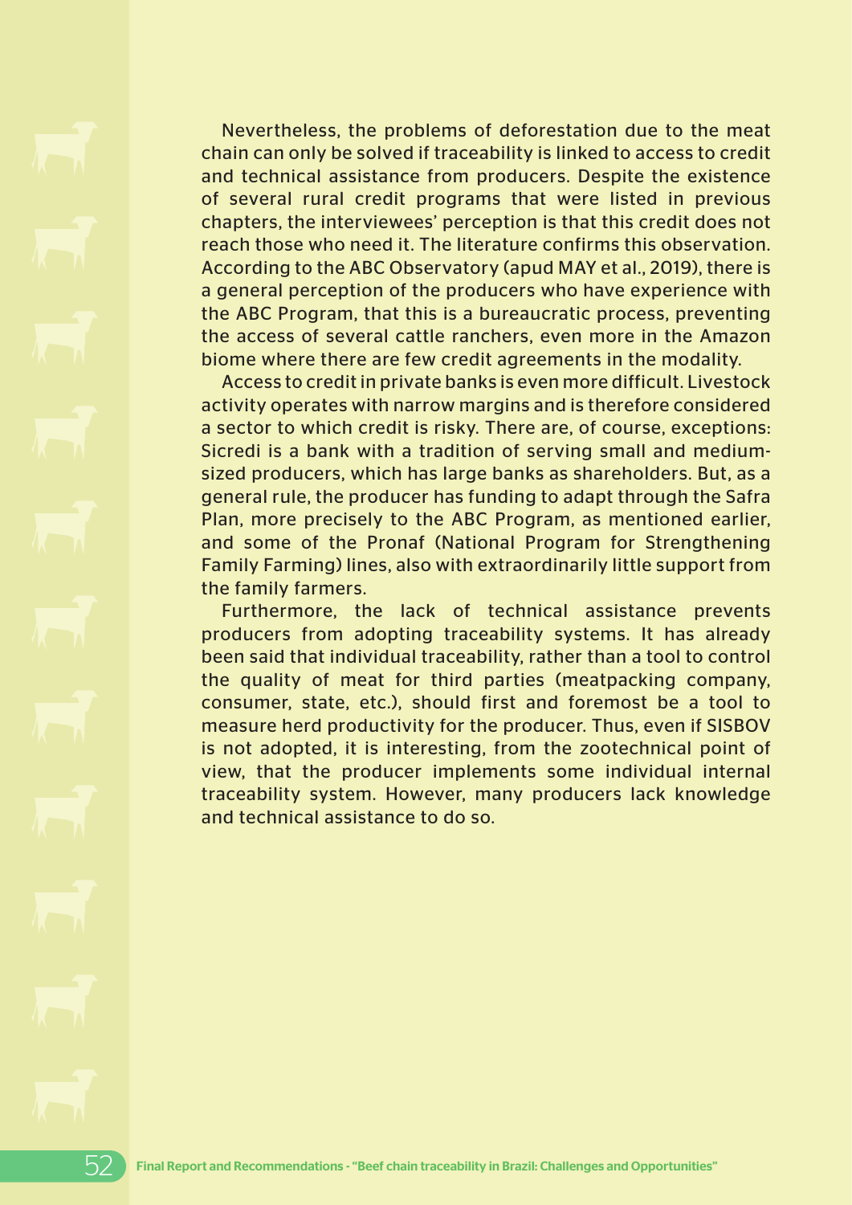Nevertheless, the problems of deforestation due to the meat chain can only be solved if traceability is linked to access to credit and technical assistance from producers. Despite the existence of several rural credit programs that were listed in previous chapters, the interviewees' perception is that this credit does not reach those who need it. The literature confirms this observation. According to the ABC Observatory (apud MAY et al., 2019), there is a general perception of the producers who have experience with the ABC Program, that this is a bureaucratic process, preventing the access of several cattle ranchers, even more in the Amazon biome where there are few credit agreements in the modality.

Access to credit in private banks is even more difficult. Livestock activity operates with narrow margins and is therefore considered a sector to which credit is risky. There are, of course, exceptions: Sicredi is a bank with a tradition of serving small and medium-sized producers, which has large banks as shareholders. But, as a general rule, the producer has funding to adapt through the Safra Plan, more precisely to the ABC Program, as mentioned earlier, and some of the Pronaf (National Program for Strengthening Family Farming) lines, also with extraordinarily little support from the family farmers.

Furthermore, the lack of technical assistance prevents producers from adopting traceability systems. It has already been said that individual traceability, rather than a tool to control the quality of meat for third parties (meatpacking company, consumer, state, etc.), should first and foremost be a tool to measure herd productivity for the producer. Thus, even if SISBOV is not adopted, it is interesting, from the zootechnical point of view, that the producer implements some individual internal traceability system. However, many producers lack knowledge and technical assistance to do so.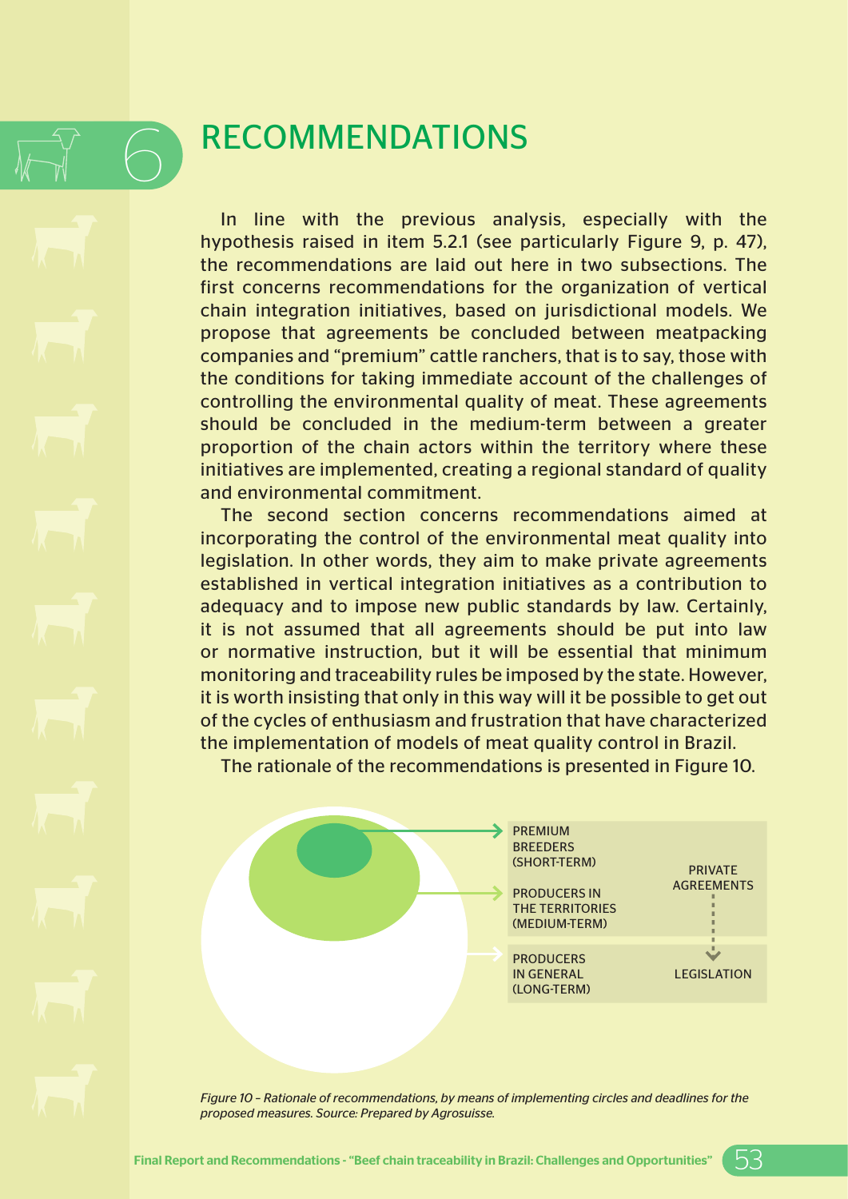# 6 RECOMMENDATIONS

In line with the previous analysis, especially with the hypothesis raised in item 5.2.1 (see particularly Figure 9, p. 47), the recommendations are laid out here in two subsections. The first concerns recommendations for the organization of vertical chain integration initiatives, based on jurisdictional models. We propose that agreements be concluded between meatpacking companies and "premium" cattle ranchers, that is to say, those with the conditions for taking immediate account of the challenges of controlling the environmental quality of meat. These agreements should be concluded in the medium-term between a greater proportion of the chain actors within the territory where these initiatives are implemented, creating a regional standard of quality and environmental commitment.

The second section concerns recommendations aimed at incorporating the control of the environmental meat quality into legislation. In other words, they aim to make private agreements established in vertical integration initiatives as a contribution to adequacy and to impose new public standards by law. Certainly, it is not assumed that all agreements should be put into law or normative instruction, but it will be essential that minimum monitoring and traceability rules be imposed by the state. However, it is worth insisting that only in this way will it be possible to get out of the cycles of enthusiasm and frustration that have characterized the implementation of models of meat quality control in Brazil.

The rationale of the recommendations is presented in Figure 10.

| | |
|---|---|
| PREMIUM BREEDERS (SHORT-TERM) | PRIVATE AGREEMENTS |
| PRODUCERS IN THE TERRITORIES (MEDIUM-TERM) | |
| PRODUCERS IN GENERAL (LONG-TERM) | LEGISLATION |

*Figure 10 – Rationale of recommendations, by means of implementing circles and deadlines for the proposed measures. Source: Prepared by Agrosuisse.*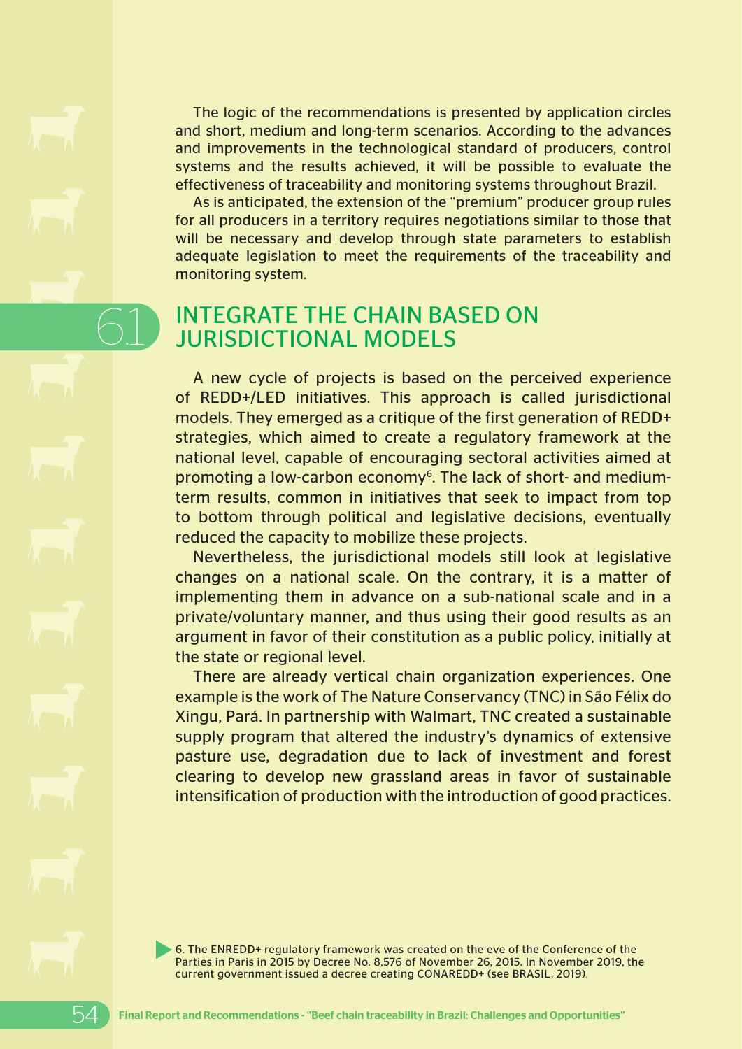The logic of the recommendations is presented by application circles and short, medium and long-term scenarios. According to the advances and improvements in the technological standard of producers, control systems and the results achieved, it will be possible to evaluate the effectiveness of traceability and monitoring systems throughout Brazil.

As is anticipated, the extension of the "premium" producer group rules for all producers in a territory requires negotiations similar to those that will be necessary and develop through state parameters to establish adequate legislation to meet the requirements of the traceability and monitoring system.

## 6.1 INTEGRATE THE CHAIN BASED ON JURISDICTIONAL MODELS

A new cycle of projects is based on the perceived experience of REDD+/LED initiatives. This approach is called jurisdictional models. They emerged as a critique of the first generation of REDD+ strategies, which aimed to create a regulatory framework at the national level, capable of encouraging sectoral activities aimed at promoting a low-carbon economy[6]. The lack of short- and medium-term results, common in initiatives that seek to impact from top to bottom through political and legislative decisions, eventually reduced the capacity to mobilize these projects.

Nevertheless, the jurisdictional models still look at legislative changes on a national scale. On the contrary, it is a matter of implementing them in advance on a sub-national scale and in a private/voluntary manner, and thus using their good results as an argument in favor of their constitution as a public policy, initially at the state or regional level.

There are already vertical chain organization experiences. One example is the work of The Nature Conservancy (TNC) in São Félix do Xingu, Pará. In partnership with Walmart, TNC created a sustainable supply program that altered the industry's dynamics of extensive pasture use, degradation due to lack of investment and forest clearing to develop new grassland areas in favor of sustainable intensification of production with the introduction of good practices.

6. The ENREDD+ regulatory framework was created on the eve of the Conference of the Parties in Paris in 2015 by Decree No. 8,576 of November 26, 2015. In November 2019, the current government issued a decree creating CONAREDD+ (see BRASIL, 2019).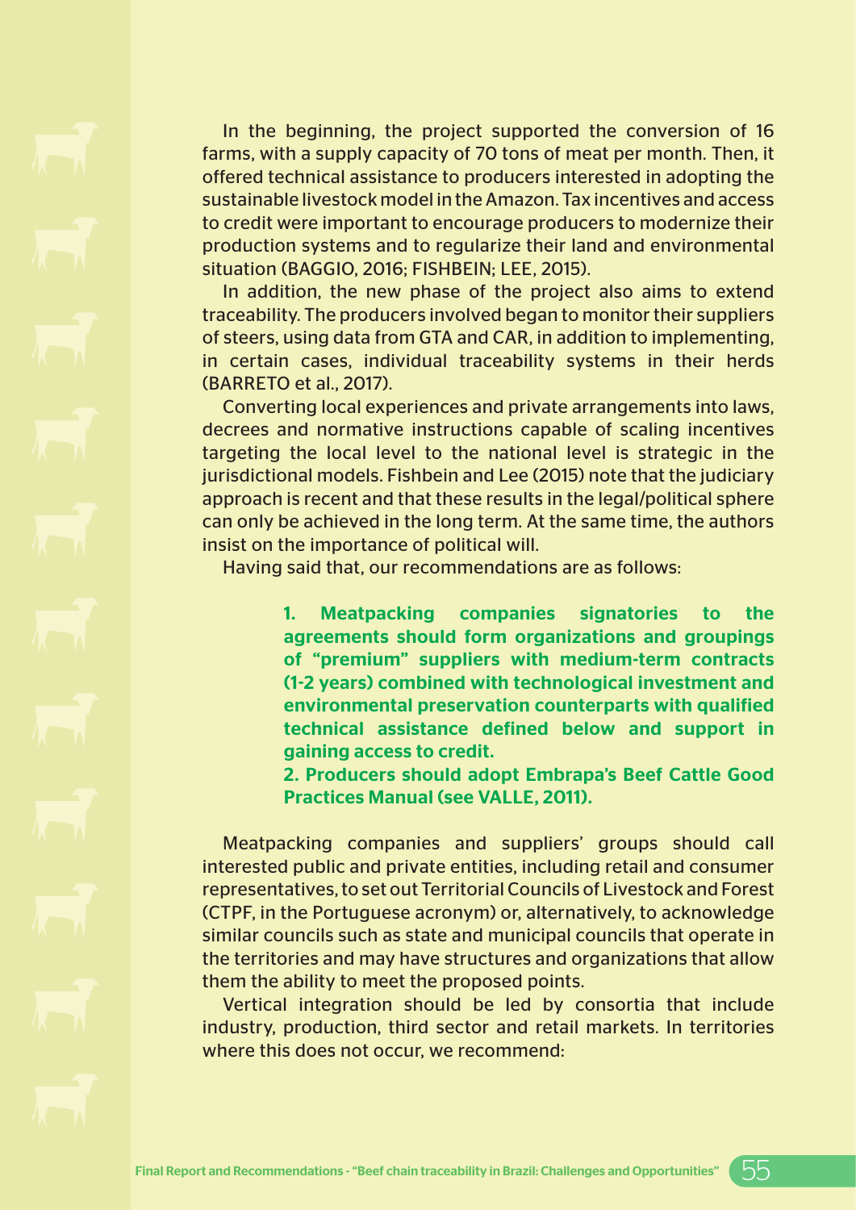In the beginning, the project supported the conversion of 16 farms, with a supply capacity of 70 tons of meat per month. Then, it offered technical assistance to producers interested in adopting the sustainable livestock model in the Amazon. Tax incentives and access to credit were important to encourage producers to modernize their production systems and to regularize their land and environmental situation (BAGGIO, 2016; FISHBEIN; LEE, 2015).

In addition, the new phase of the project also aims to extend traceability. The producers involved began to monitor their suppliers of steers, using data from GTA and CAR, in addition to implementing, in certain cases, individual traceability systems in their herds (BARRETO et al., 2017).

Converting local experiences and private arrangements into laws, decrees and normative instructions capable of scaling incentives targeting the local level to the national level is strategic in the jurisdictional models. Fishbein and Lee (2015) note that the judiciary approach is recent and that these results in the legal/political sphere can only be achieved in the long term. At the same time, the authors insist on the importance of political will.

Having said that, our recommendations are as follows:

> **1. Meatpacking companies signatories to the agreements should form organizations and groupings of "premium" suppliers with medium-term contracts (1-2 years) combined with technological investment and environmental preservation counterparts with qualified technical assistance defined below and support in gaining access to credit.**
>
> **2. Producers should adopt Embrapa's Beef Cattle Good Practices Manual (see VALLE, 2011).**

Meatpacking companies and suppliers' groups should call interested public and private entities, including retail and consumer representatives, to set out Territorial Councils of Livestock and Forest (CTPF, in the Portuguese acronym) or, alternatively, to acknowledge similar councils such as state and municipal councils that operate in the territories and may have structures and organizations that allow them the ability to meet the proposed points.

Vertical integration should be led by consortia that include industry, production, third sector and retail markets. In territories where this does not occur, we recommend: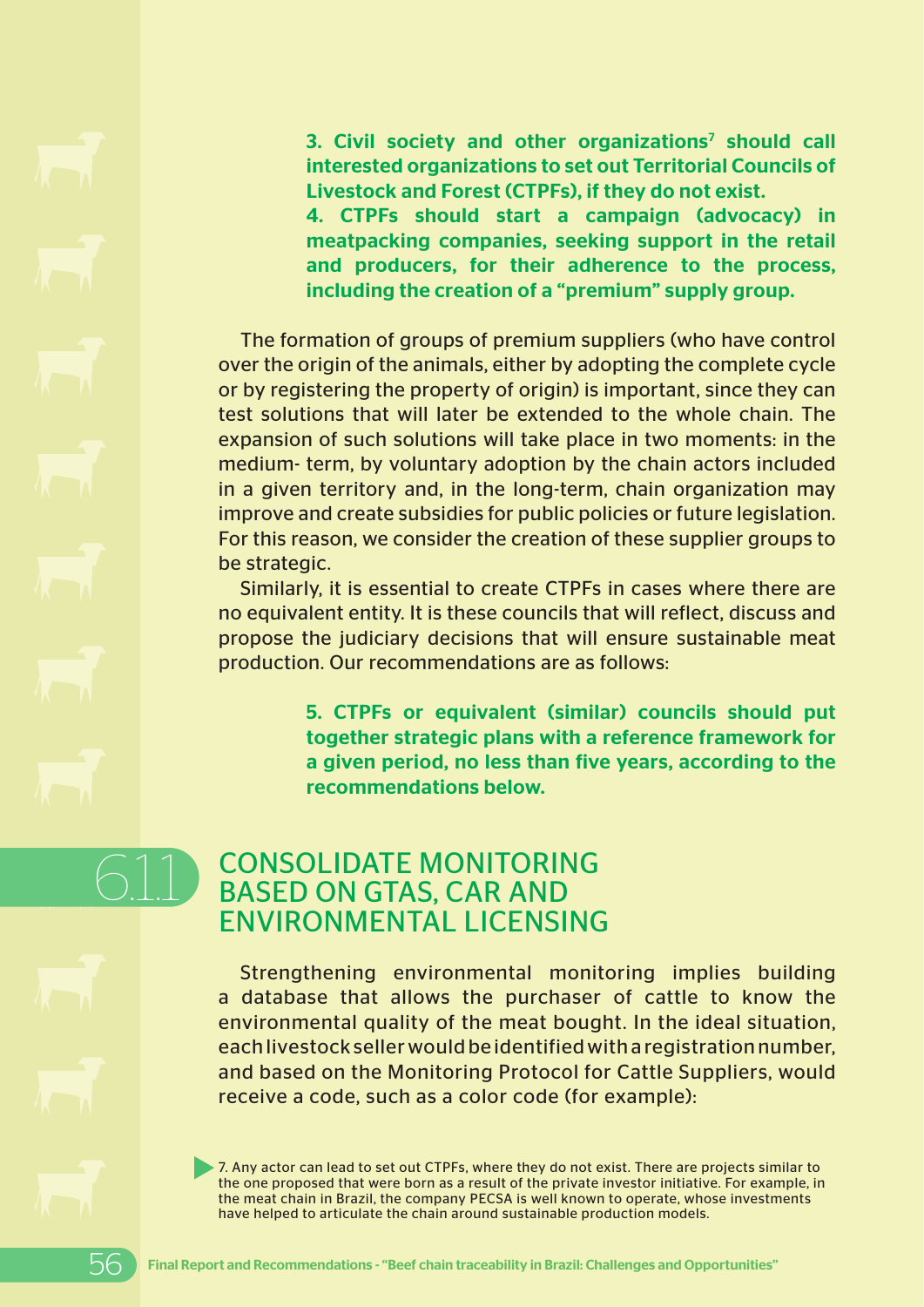**3. Civil society and other organizations[7] should call interested organizations to set out Territorial Councils of Livestock and Forest (CTPFs), if they do not exist.**

**4. CTPFs should start a campaign (advocacy) in meatpacking companies, seeking support in the retail and producers, for their adherence to the process, including the creation of a "premium" supply group.**

The formation of groups of premium suppliers (who have control over the origin of the animals, either by adopting the complete cycle or by registering the property of origin) is important, since they can test solutions that will later be extended to the whole chain. The expansion of such solutions will take place in two moments: in the medium- term, by voluntary adoption by the chain actors included in a given territory and, in the long-term, chain organization may improve and create subsidies for public policies or future legislation. For this reason, we consider the creation of these supplier groups to be strategic.

Similarly, it is essential to create CTPFs in cases where there are no equivalent entity. It is these councils that will reflect, discuss and propose the judiciary decisions that will ensure sustainable meat production. Our recommendations are as follows:

**5. CTPFs or equivalent (similar) councils should put together strategic plans with a reference framework for a given period, no less than five years, according to the recommendations below.**

## 6.1.1 CONSOLIDATE MONITORING BASED ON GTAS, CAR AND ENVIRONMENTAL LICENSING

Strengthening environmental monitoring implies building a database that allows the purchaser of cattle to know the environmental quality of the meat bought. In the ideal situation, each livestock seller would be identified with a registration number, and based on the Monitoring Protocol for Cattle Suppliers, would receive a code, such as a color code (for example):

7. Any actor can lead to set out CTPFs, where they do not exist. There are projects similar to the one proposed that were born as a result of the private investor initiative. For example, in the meat chain in Brazil, the company PECSA is well known to operate, whose investments have helped to articulate the chain around sustainable production models.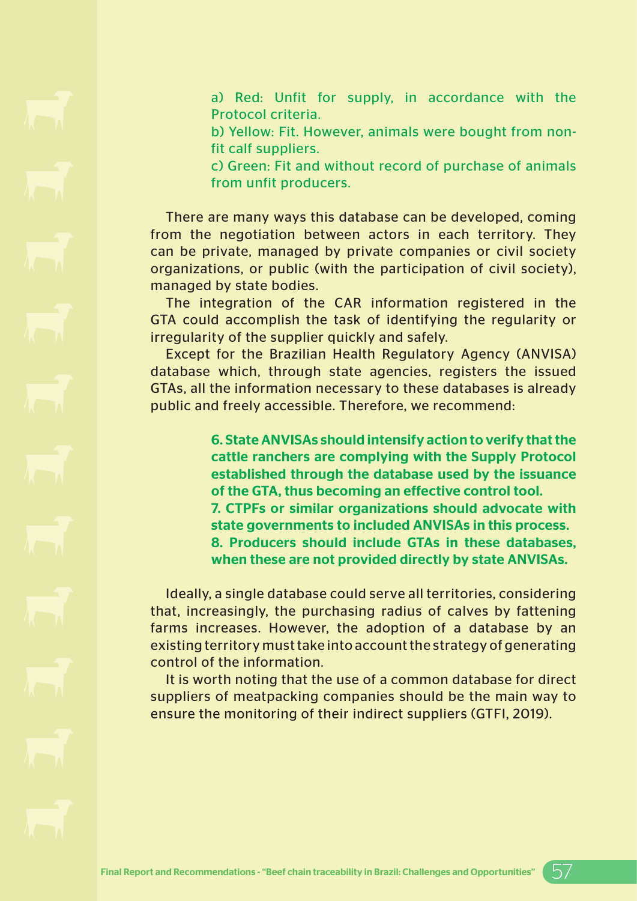a) Red: Unfit for supply, in accordance with the Protocol criteria.

b) Yellow: Fit. However, animals were bought from non-fit calf suppliers.

c) Green: Fit and without record of purchase of animals from unfit producers.

There are many ways this database can be developed, coming from the negotiation between actors in each territory. They can be private, managed by private companies or civil society organizations, or public (with the participation of civil society), managed by state bodies.

The integration of the CAR information registered in the GTA could accomplish the task of identifying the regularity or irregularity of the supplier quickly and safely.

Except for the Brazilian Health Regulatory Agency (ANVISA) database which, through state agencies, registers the issued GTAs, all the information necessary to these databases is already public and freely accessible. Therefore, we recommend:

**6. State ANVISAs should intensify action to verify that the cattle ranchers are complying with the Supply Protocol established through the database used by the issuance of the GTA, thus becoming an effective control tool.**

**7. CTPFs or similar organizations should advocate with state governments to included ANVISAs in this process.**

**8. Producers should include GTAs in these databases, when these are not provided directly by state ANVISAs.**

Ideally, a single database could serve all territories, considering that, increasingly, the purchasing radius of calves by fattening farms increases. However, the adoption of a database by an existing territory must take into account the strategy of generating control of the information.

It is worth noting that the use of a common database for direct suppliers of meatpacking companies should be the main way to ensure the monitoring of their indirect suppliers (GTFI, 2019).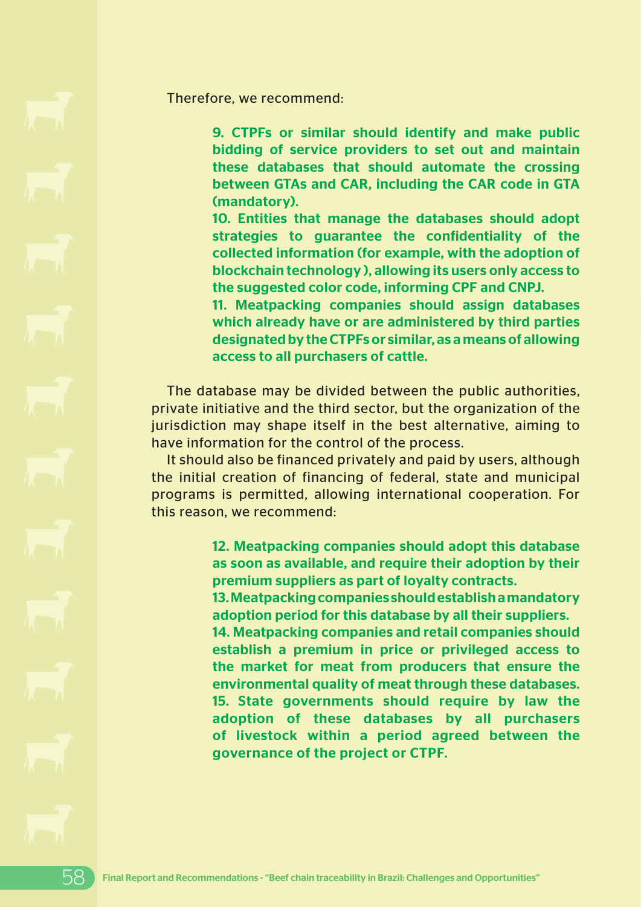Therefore, we recommend:

> **9. CTPFs or similar should identify and make public bidding of service providers to set out and maintain these databases that should automate the crossing between GTAs and CAR, including the CAR code in GTA (mandatory).**
> **10. Entities that manage the databases should adopt strategies to guarantee the confidentiality of the collected information (for example, with the adoption of blockchain technology ), allowing its users only access to the suggested color code, informing CPF and CNPJ.**
> **11. Meatpacking companies should assign databases which already have or are administered by third parties designated by the CTPFs or similar, as a means of allowing access to all purchasers of cattle.**

The database may be divided between the public authorities, private initiative and the third sector, but the organization of the jurisdiction may shape itself in the best alternative, aiming to have information for the control of the process.

It should also be financed privately and paid by users, although the initial creation of financing of federal, state and municipal programs is permitted, allowing international cooperation. For this reason, we recommend:

> **12. Meatpacking companies should adopt this database as soon as available, and require their adoption by their premium suppliers as part of loyalty contracts.**
> **13. Meatpacking companies should establish a mandatory adoption period for this database by all their suppliers.**
> **14. Meatpacking companies and retail companies should establish a premium in price or privileged access to the market for meat from producers that ensure the environmental quality of meat through these databases.**
> **15. State governments should require by law the adoption of these databases by all purchasers of livestock within a period agreed between the governance of the project or CTPF.**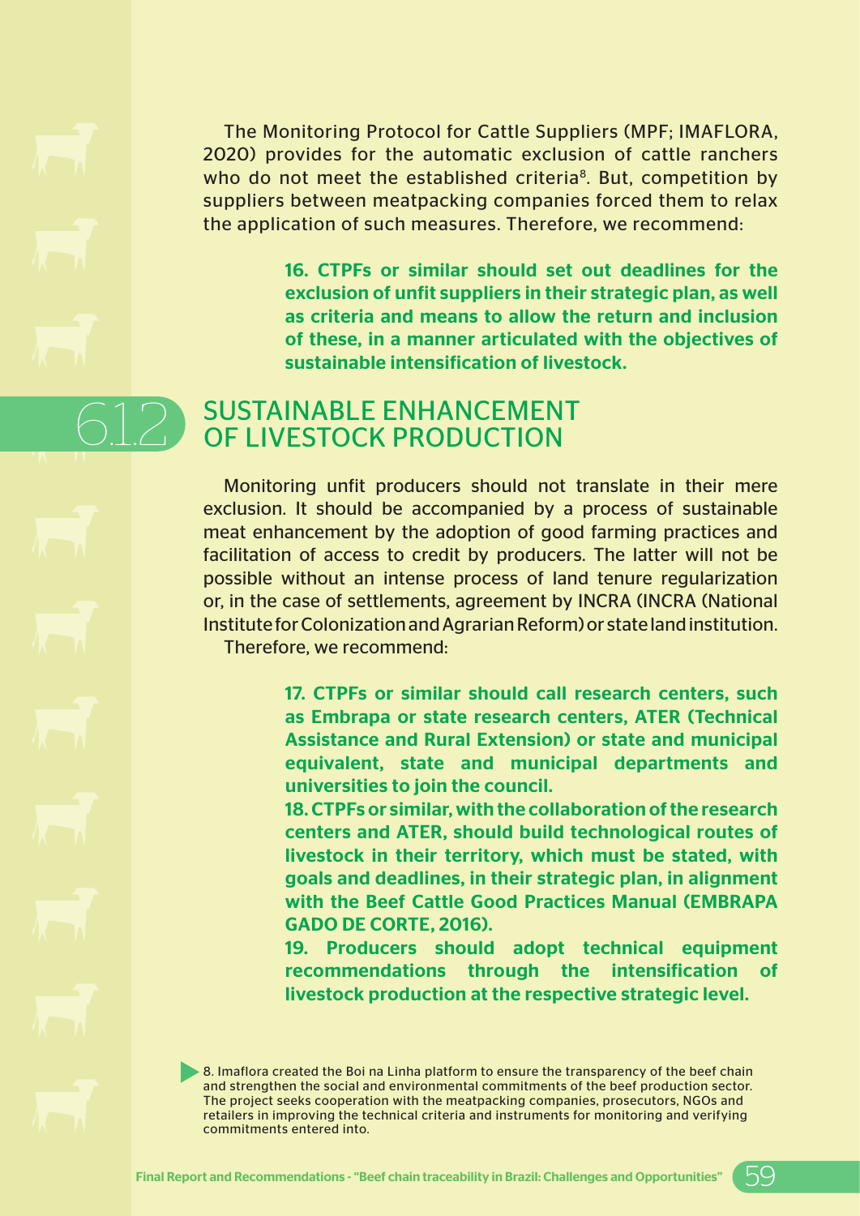The Monitoring Protocol for Cattle Suppliers (MPF; IMAFLORA, 2020) provides for the automatic exclusion of cattle ranchers who do not meet the established criteria[8]. But, competition by suppliers between meatpacking companies forced them to relax the application of such measures. Therefore, we recommend:

**16. CTPFs or similar should set out deadlines for the exclusion of unfit suppliers in their strategic plan, as well as criteria and means to allow the return and inclusion of these, in a manner articulated with the objectives of sustainable intensification of livestock.**

## 6.1.2 SUSTAINABLE ENHANCEMENT OF LIVESTOCK PRODUCTION

Monitoring unfit producers should not translate in their mere exclusion. It should be accompanied by a process of sustainable meat enhancement by the adoption of good farming practices and facilitation of access to credit by producers. The latter will not be possible without an intense process of land tenure regularization or, in the case of settlements, agreement by INCRA (INCRA (National Institute for Colonization and Agrarian Reform) or state land institution. Therefore, we recommend:

**17. CTPFs or similar should call research centers, such as Embrapa or state research centers, ATER (Technical Assistance and Rural Extension) or state and municipal equivalent, state and municipal departments and universities to join the council.**

**18. CTPFs or similar, with the collaboration of the research centers and ATER, should build technological routes of livestock in their territory, which must be stated, with goals and deadlines, in their strategic plan, in alignment with the Beef Cattle Good Practices Manual (EMBRAPA GADO DE CORTE, 2016).**

**19. Producers should adopt technical equipment recommendations through the intensification of livestock production at the respective strategic level.**

8. Imaflora created the Boi na Linha platform to ensure the transparency of the beef chain and strengthen the social and environmental commitments of the beef production sector. The project seeks cooperation with the meatpacking companies, prosecutors, NGOs and retailers in improving the technical criteria and instruments for monitoring and verifying commitments entered into.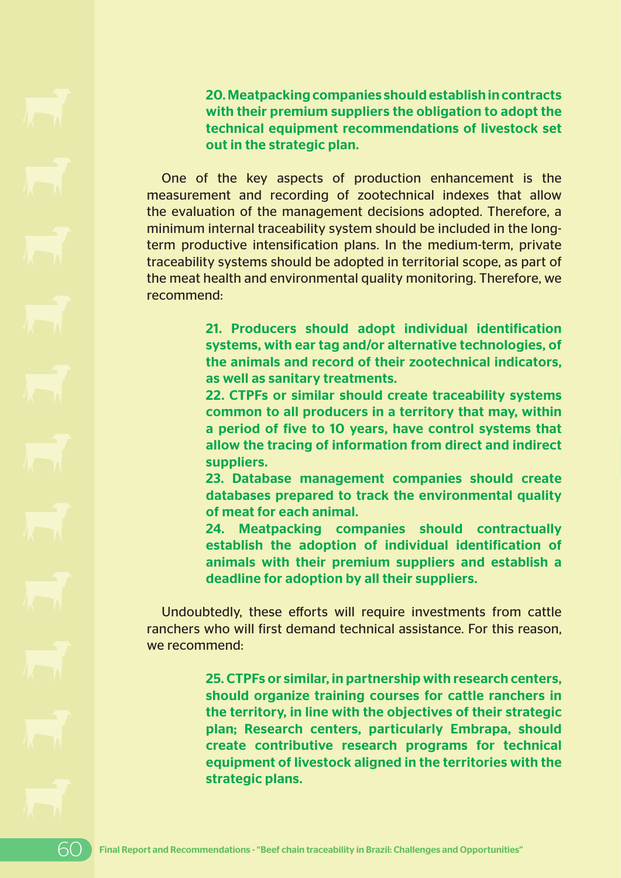**20. Meatpacking companies should establish in contracts with their premium suppliers the obligation to adopt the technical equipment recommendations of livestock set out in the strategic plan.**

One of the key aspects of production enhancement is the measurement and recording of zootechnical indexes that allow the evaluation of the management decisions adopted. Therefore, a minimum internal traceability system should be included in the long-term productive intensification plans. In the medium-term, private traceability systems should be adopted in territorial scope, as part of the meat health and environmental quality monitoring. Therefore, we recommend:

**21. Producers should adopt individual identification systems, with ear tag and/or alternative technologies, of the animals and record of their zootechnical indicators, as well as sanitary treatments.**

**22. CTPFs or similar should create traceability systems common to all producers in a territory that may, within a period of five to 10 years, have control systems that allow the tracing of information from direct and indirect suppliers.**

**23. Database management companies should create databases prepared to track the environmental quality of meat for each animal.**

**24. Meatpacking companies should contractually establish the adoption of individual identification of animals with their premium suppliers and establish a deadline for adoption by all their suppliers.**

Undoubtedly, these efforts will require investments from cattle ranchers who will first demand technical assistance. For this reason, we recommend:

**25. CTPFs or similar, in partnership with research centers, should organize training courses for cattle ranchers in the territory, in line with the objectives of their strategic plan; Research centers, particularly Embrapa, should create contributive research programs for technical equipment of livestock aligned in the territories with the strategic plans.**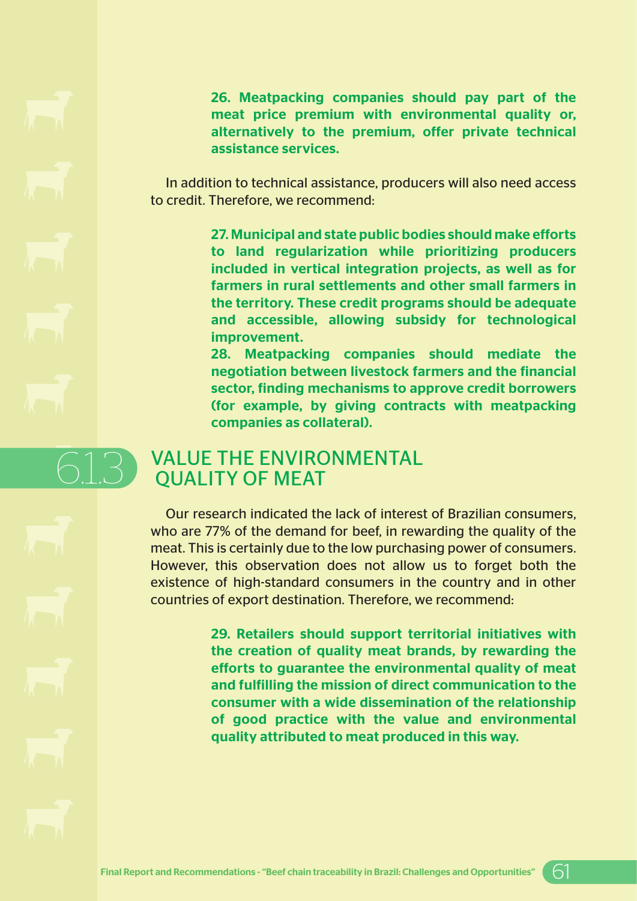**26. Meatpacking companies should pay part of the meat price premium with environmental quality or, alternatively to the premium, offer private technical assistance services.**

In addition to technical assistance, producers will also need access to credit. Therefore, we recommend:

**27. Municipal and state public bodies should make efforts to land regularization while prioritizing producers included in vertical integration projects, as well as for farmers in rural settlements and other small farmers in the territory. These credit programs should be adequate and accessible, allowing subsidy for technological improvement.**

**28. Meatpacking companies should mediate the negotiation between livestock farmers and the financial sector, finding mechanisms to approve credit borrowers (for example, by giving contracts with meatpacking companies as collateral).**

## 6.1.3 VALUE THE ENVIRONMENTAL QUALITY OF MEAT

Our research indicated the lack of interest of Brazilian consumers, who are 77% of the demand for beef, in rewarding the quality of the meat. This is certainly due to the low purchasing power of consumers. However, this observation does not allow us to forget both the existence of high-standard consumers in the country and in other countries of export destination. Therefore, we recommend:

**29. Retailers should support territorial initiatives with the creation of quality meat brands, by rewarding the efforts to guarantee the environmental quality of meat and fulfilling the mission of direct communication to the consumer with a wide dissemination of the relationship of good practice with the value and environmental quality attributed to meat produced in this way.**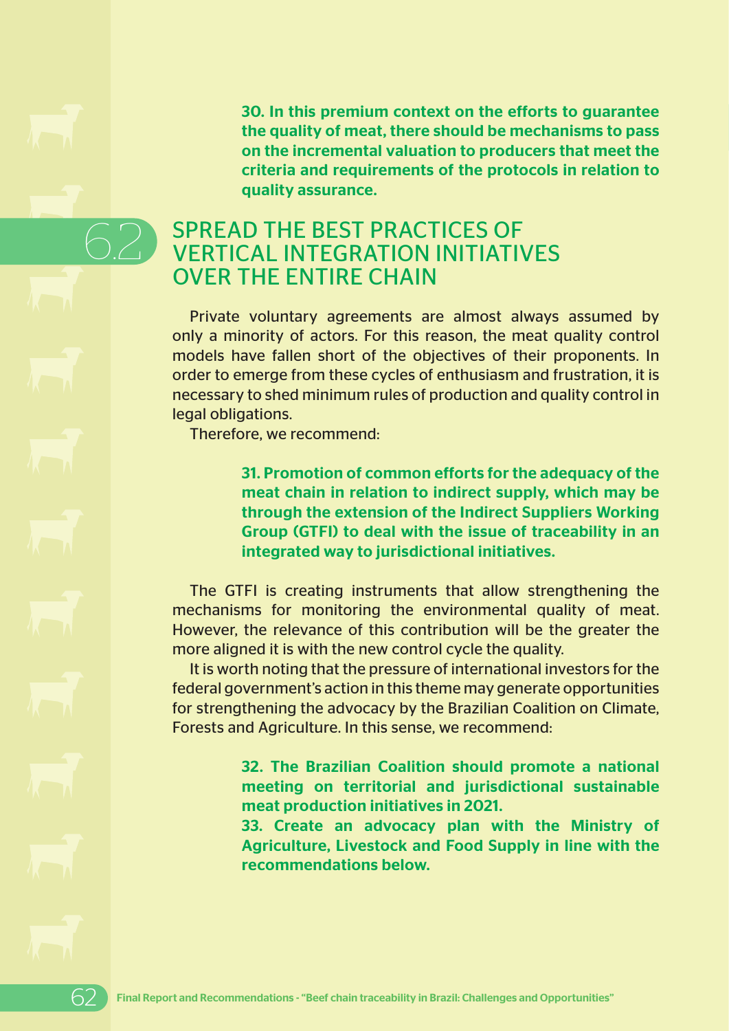**30. In this premium context on the efforts to guarantee the quality of meat, there should be mechanisms to pass on the incremental valuation to producers that meet the criteria and requirements of the protocols in relation to quality assurance.**

## 6.2 SPREAD THE BEST PRACTICES OF VERTICAL INTEGRATION INITIATIVES OVER THE ENTIRE CHAIN

Private voluntary agreements are almost always assumed by only a minority of actors. For this reason, the meat quality control models have fallen short of the objectives of their proponents. In order to emerge from these cycles of enthusiasm and frustration, it is necessary to shed minimum rules of production and quality control in legal obligations.

Therefore, we recommend:

**31. Promotion of common efforts for the adequacy of the meat chain in relation to indirect supply, which may be through the extension of the Indirect Suppliers Working Group (GTFI) to deal with the issue of traceability in an integrated way to jurisdictional initiatives.**

The GTFI is creating instruments that allow strengthening the mechanisms for monitoring the environmental quality of meat. However, the relevance of this contribution will be the greater the more aligned it is with the new control cycle the quality.

It is worth noting that the pressure of international investors for the federal government's action in this theme may generate opportunities for strengthening the advocacy by the Brazilian Coalition on Climate, Forests and Agriculture. In this sense, we recommend:

**32. The Brazilian Coalition should promote a national meeting on territorial and jurisdictional sustainable meat production initiatives in 2021.**

**33. Create an advocacy plan with the Ministry of Agriculture, Livestock and Food Supply in line with the recommendations below.**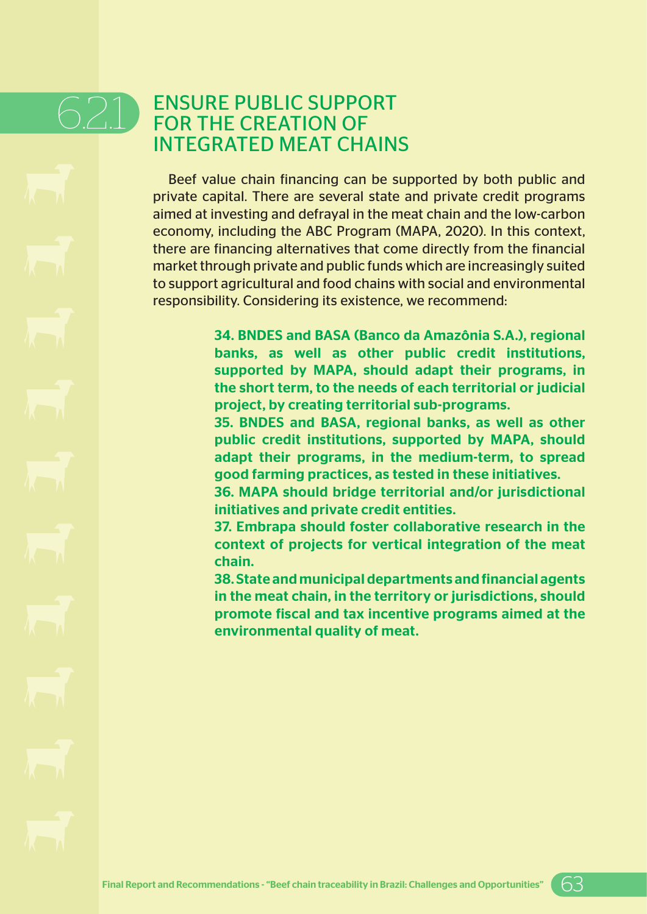## 6.2.1 ENSURE PUBLIC SUPPORT FOR THE CREATION OF INTEGRATED MEAT CHAINS

Beef value chain financing can be supported by both public and private capital. There are several state and private credit programs aimed at investing and defrayal in the meat chain and the low-carbon economy, including the ABC Program (MAPA, 2020). In this context, there are financing alternatives that come directly from the financial market through private and public funds which are increasingly suited to support agricultural and food chains with social and environmental responsibility. Considering its existence, we recommend:

**34. BNDES and BASA (Banco da Amazônia S.A.), regional banks, as well as other public credit institutions, supported by MAPA, should adapt their programs, in the short term, to the needs of each territorial or judicial project, by creating territorial sub-programs.**

**35. BNDES and BASA, regional banks, as well as other public credit institutions, supported by MAPA, should adapt their programs, in the medium-term, to spread good farming practices, as tested in these initiatives.**

**36. MAPA should bridge territorial and/or jurisdictional initiatives and private credit entities.**

**37. Embrapa should foster collaborative research in the context of projects for vertical integration of the meat chain.**

**38. State and municipal departments and financial agents in the meat chain, in the territory or jurisdictions, should promote fiscal and tax incentive programs aimed at the environmental quality of meat.**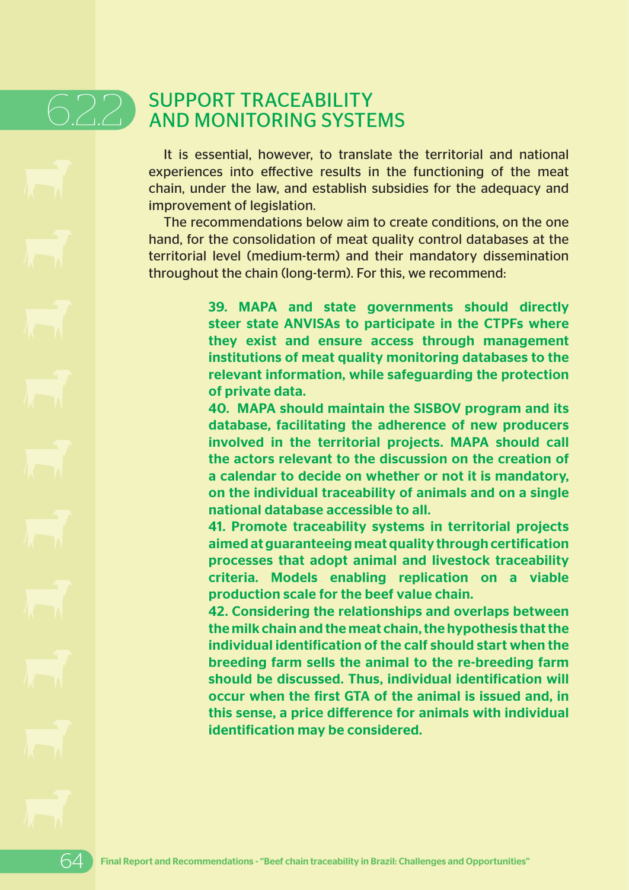## 6.2.2 SUPPORT TRACEABILITY AND MONITORING SYSTEMS

It is essential, however, to translate the territorial and national experiences into effective results in the functioning of the meat chain, under the law, and establish subsidies for the adequacy and improvement of legislation.

The recommendations below aim to create conditions, on the one hand, for the consolidation of meat quality control databases at the territorial level (medium-term) and their mandatory dissemination throughout the chain (long-term). For this, we recommend:

**39. MAPA and state governments should directly steer state ANVISAs to participate in the CTPFs where they exist and ensure access through management institutions of meat quality monitoring databases to the relevant information, while safeguarding the protection of private data.**

**40. MAPA should maintain the SISBOV program and its database, facilitating the adherence of new producers involved in the territorial projects. MAPA should call the actors relevant to the discussion on the creation of a calendar to decide on whether or not it is mandatory, on the individual traceability of animals and on a single national database accessible to all.**

**41. Promote traceability systems in territorial projects aimed at guaranteeing meat quality through certification processes that adopt animal and livestock traceability criteria. Models enabling replication on a viable production scale for the beef value chain.**

**42. Considering the relationships and overlaps between the milk chain and the meat chain, the hypothesis that the individual identification of the calf should start when the breeding farm sells the animal to the re-breeding farm should be discussed. Thus, individual identification will occur when the first GTA of the animal is issued and, in this sense, a price difference for animals with individual identification may be considered.**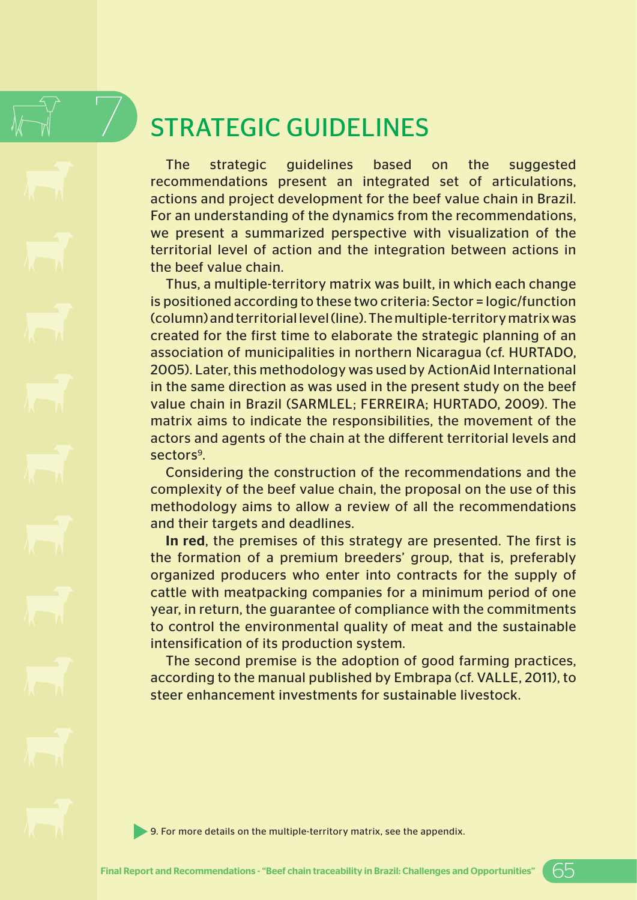# 7 STRATEGIC GUIDELINES

The strategic guidelines based on the suggested recommendations present an integrated set of articulations, actions and project development for the beef value chain in Brazil. For an understanding of the dynamics from the recommendations, we present a summarized perspective with visualization of the territorial level of action and the integration between actions in the beef value chain.

Thus, a multiple-territory matrix was built, in which each change is positioned according to these two criteria: Sector = logic/function (column) and territorial level (line). The multiple-territory matrix was created for the first time to elaborate the strategic planning of an association of municipalities in northern Nicaragua (cf. HURTADO, 2005). Later, this methodology was used by ActionAid International in the same direction as was used in the present study on the beef value chain in Brazil (SARMLEL; FERREIRA; HURTADO, 2009). The matrix aims to indicate the responsibilities, the movement of the actors and agents of the chain at the different territorial levels and sectors[9].

Considering the construction of the recommendations and the complexity of the beef value chain, the proposal on the use of this methodology aims to allow a review of all the recommendations and their targets and deadlines.

**In red**, the premises of this strategy are presented. The first is the formation of a premium breeders' group, that is, preferably organized producers who enter into contracts for the supply of cattle with meatpacking companies for a minimum period of one year, in return, the guarantee of compliance with the commitments to control the environmental quality of meat and the sustainable intensification of its production system.

The second premise is the adoption of good farming practices, according to the manual published by Embrapa (cf. VALLE, 2011), to steer enhancement investments for sustainable livestock.

9. For more details on the multiple-territory matrix, see the appendix.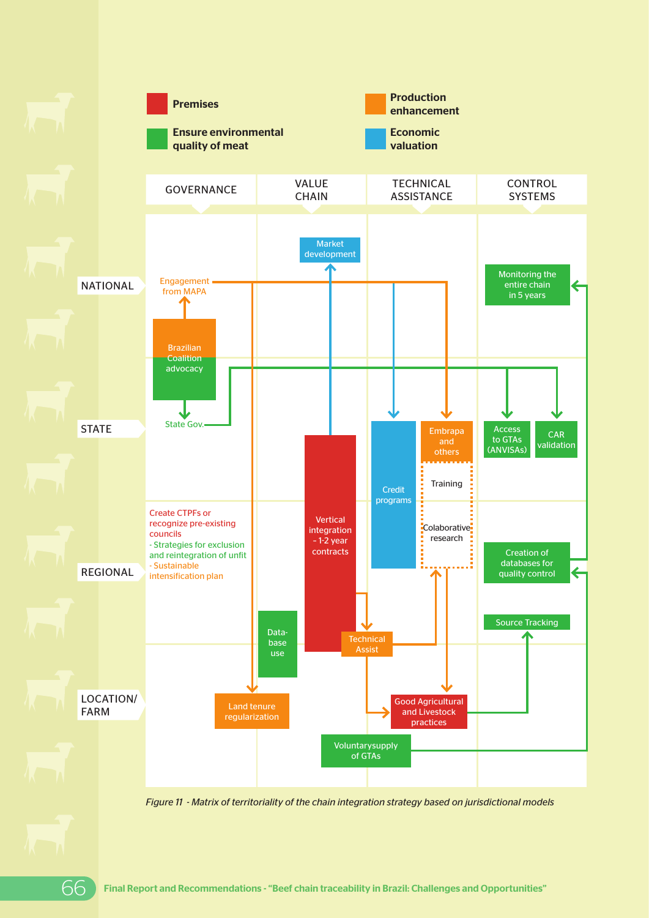**Legend:**

- Premises
- Production enhancement
- Ensure environmental quality of meat
- Economic valuation

| | GOVERNANCE | VALUE CHAIN | TECHNICAL ASSISTANCE | CONTROL SYSTEMS |
|---|---|---|---|---|
| NATIONAL | Engagement from MAPA; Brazilian Coalition advocacy | Market development | | Monitoring the entire chain in 5 years |
| STATE | State Gov. | Vertical integration - 1-2 year contracts | Credit programs; Embrapa and others; Training; Colaborative research | Access to GTAs (ANVISAs); CAR validation |
| REGIONAL | Create CTPFs or recognize pre-existing councils - Strategies for exclusion and reintegration of unfit - Sustainable intensification plan | Data-base use | Technical Assist | Creation of databases for quality control; Source Tracking |
| LOCATION/ FARM | Land tenure regularization | Voluntarysupply of GTAs | Good Agricultural and Livestock practices | |

*Figure 11 - Matrix of territoriality of the chain integration strategy based on jurisdictional models*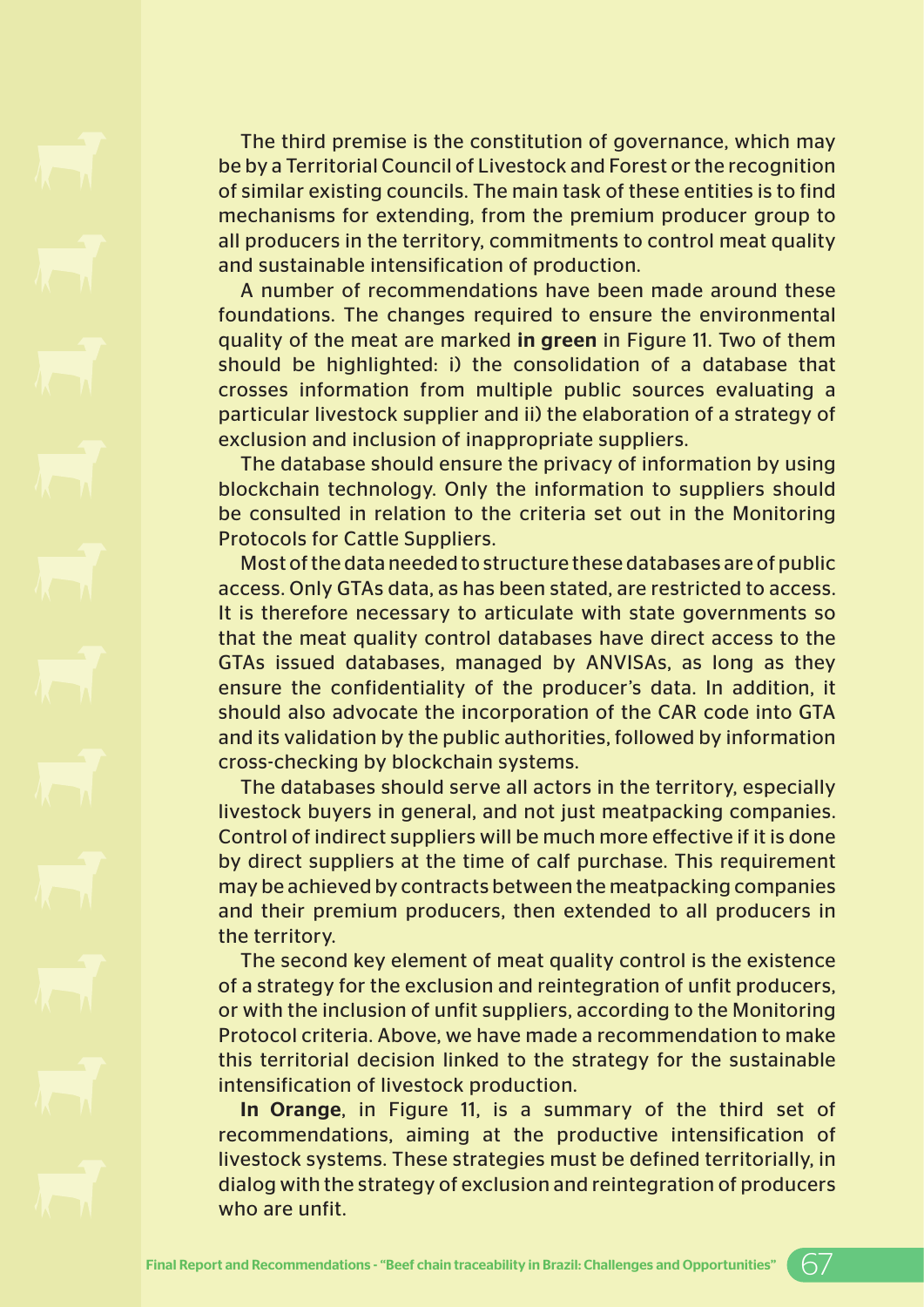The third premise is the constitution of governance, which may be by a Territorial Council of Livestock and Forest or the recognition of similar existing councils. The main task of these entities is to find mechanisms for extending, from the premium producer group to all producers in the territory, commitments to control meat quality and sustainable intensification of production.

A number of recommendations have been made around these foundations. The changes required to ensure the environmental quality of the meat are marked **in green** in Figure 11. Two of them should be highlighted: i) the consolidation of a database that crosses information from multiple public sources evaluating a particular livestock supplier and ii) the elaboration of a strategy of exclusion and inclusion of inappropriate suppliers.

The database should ensure the privacy of information by using blockchain technology. Only the information to suppliers should be consulted in relation to the criteria set out in the Monitoring Protocols for Cattle Suppliers.

Most of the data needed to structure these databases are of public access. Only GTAs data, as has been stated, are restricted to access. It is therefore necessary to articulate with state governments so that the meat quality control databases have direct access to the GTAs issued databases, managed by ANVISAs, as long as they ensure the confidentiality of the producer's data. In addition, it should also advocate the incorporation of the CAR code into GTA and its validation by the public authorities, followed by information cross-checking by blockchain systems.

The databases should serve all actors in the territory, especially livestock buyers in general, and not just meatpacking companies. Control of indirect suppliers will be much more effective if it is done by direct suppliers at the time of calf purchase. This requirement may be achieved by contracts between the meatpacking companies and their premium producers, then extended to all producers in the territory.

The second key element of meat quality control is the existence of a strategy for the exclusion and reintegration of unfit producers, or with the inclusion of unfit suppliers, according to the Monitoring Protocol criteria. Above, we have made a recommendation to make this territorial decision linked to the strategy for the sustainable intensification of livestock production.

**In Orange**, in Figure 11, is a summary of the third set of recommendations, aiming at the productive intensification of livestock systems. These strategies must be defined territorially, in dialog with the strategy of exclusion and reintegration of producers who are unfit.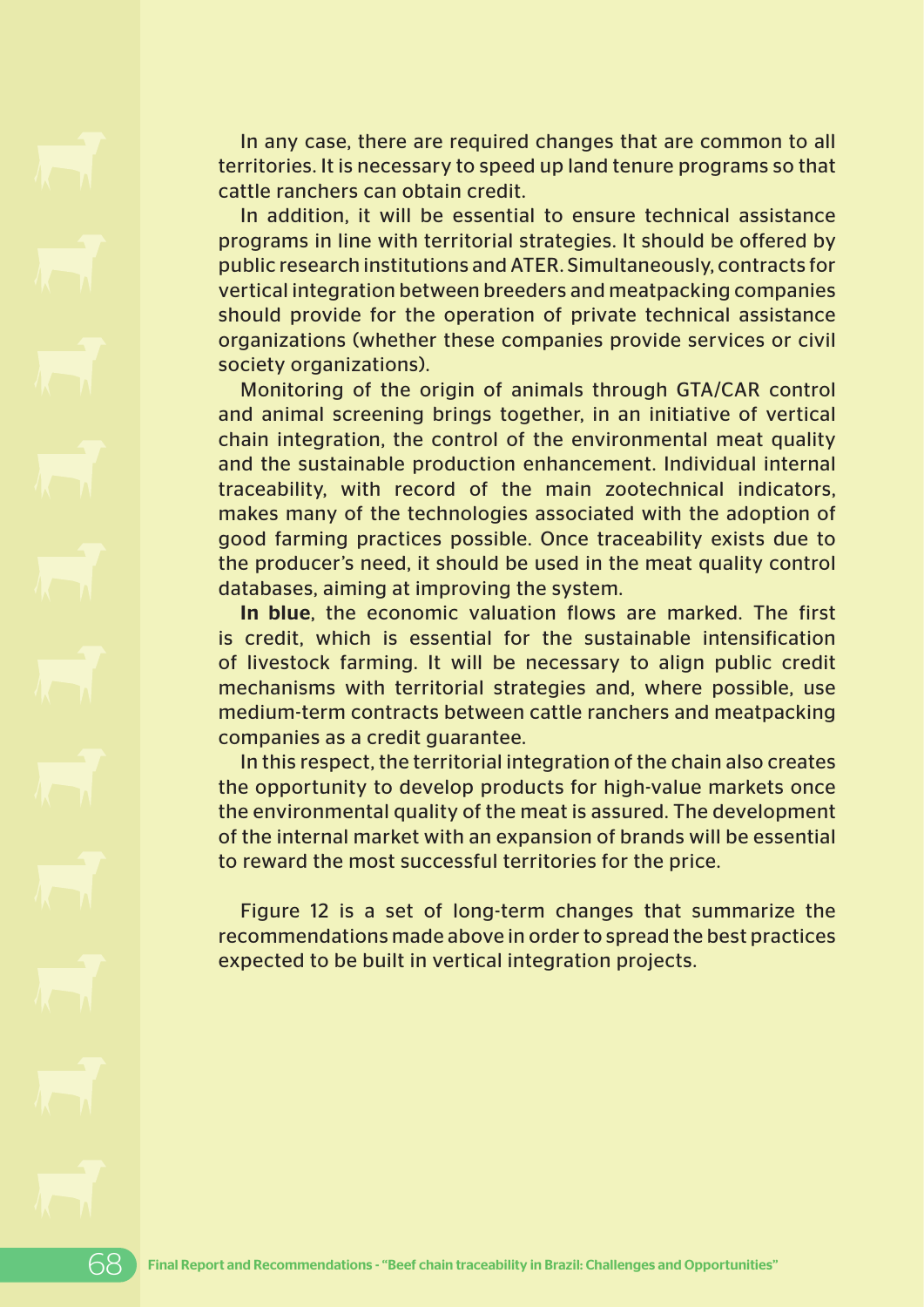In any case, there are required changes that are common to all territories. It is necessary to speed up land tenure programs so that cattle ranchers can obtain credit.

In addition, it will be essential to ensure technical assistance programs in line with territorial strategies. It should be offered by public research institutions and ATER. Simultaneously, contracts for vertical integration between breeders and meatpacking companies should provide for the operation of private technical assistance organizations (whether these companies provide services or civil society organizations).

Monitoring of the origin of animals through GTA/CAR control and animal screening brings together, in an initiative of vertical chain integration, the control of the environmental meat quality and the sustainable production enhancement. Individual internal traceability, with record of the main zootechnical indicators, makes many of the technologies associated with the adoption of good farming practices possible. Once traceability exists due to the producer's need, it should be used in the meat quality control databases, aiming at improving the system.

**In blue**, the economic valuation flows are marked. The first is credit, which is essential for the sustainable intensification of livestock farming. It will be necessary to align public credit mechanisms with territorial strategies and, where possible, use medium-term contracts between cattle ranchers and meatpacking companies as a credit guarantee.

In this respect, the territorial integration of the chain also creates the opportunity to develop products for high-value markets once the environmental quality of the meat is assured. The development of the internal market with an expansion of brands will be essential to reward the most successful territories for the price.

Figure 12 is a set of long-term changes that summarize the recommendations made above in order to spread the best practices expected to be built in vertical integration projects.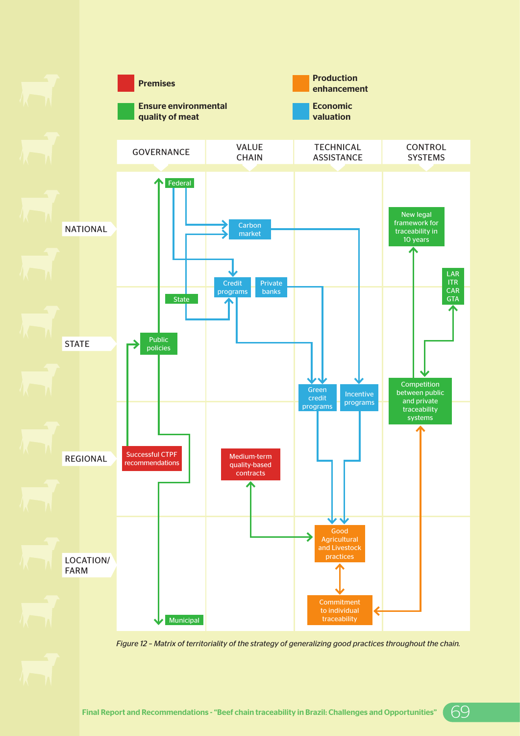Premises

Production enhancement

Ensure environmental quality of meat

Economic valuation

| | GOVERNANCE | VALUE CHAIN | TECHNICAL ASSISTANCE | CONTROL SYSTEMS |
|---|---|---|---|---|
| NATIONAL | Federal | Carbon market | | New legal framework for traceability in 10 years |
| | State | Credit programs; Private banks | | LAR ITR CAR GTA |
| STATE | Public policies | | Green credit programs; Incentive programs | Competition between public and private traceability systems |
| REGIONAL | Successful CTPF recommendations | Medium-term quality-based contracts | | |
| LOCATION/ FARM | Municipal | | Good Agricultural and Livestock practices; Commitment to individual traceability | |

*Figure 12 – Matrix of territoriality of the strategy of generalizing good practices throughout the chain.*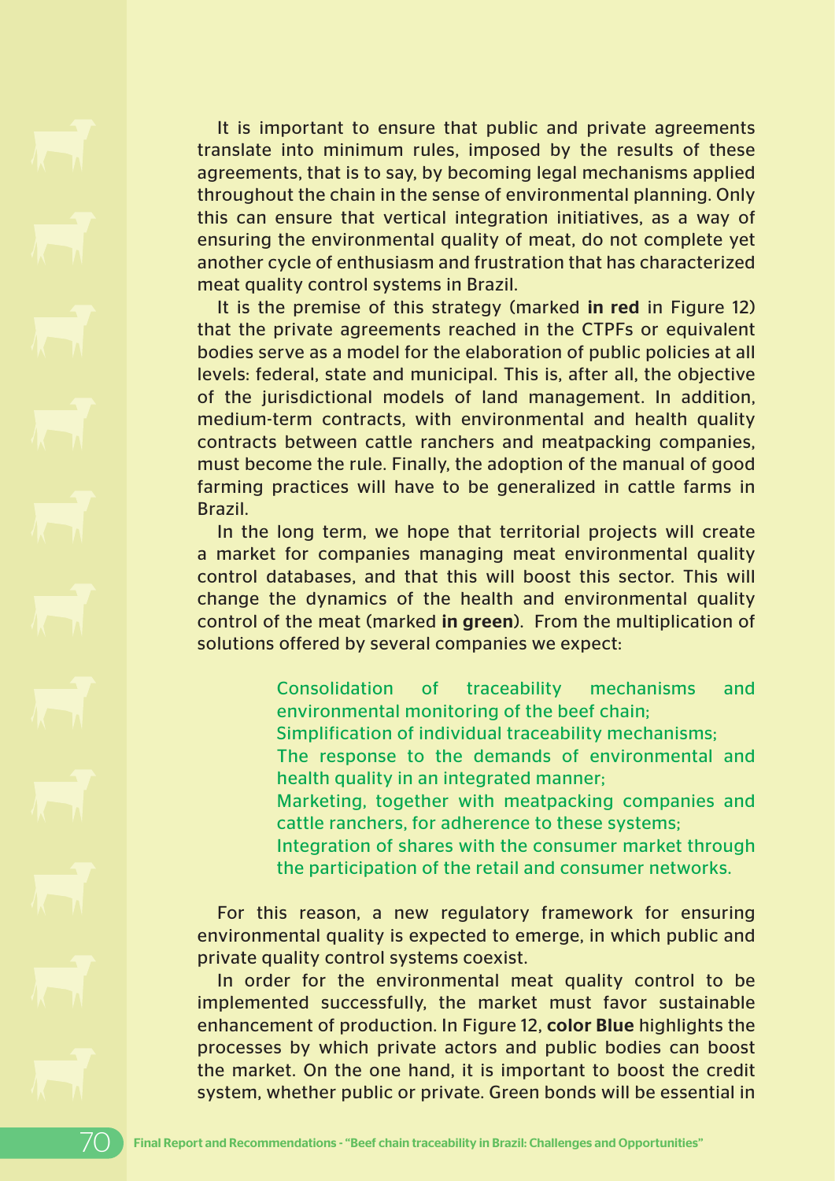It is important to ensure that public and private agreements translate into minimum rules, imposed by the results of these agreements, that is to say, by becoming legal mechanisms applied throughout the chain in the sense of environmental planning. Only this can ensure that vertical integration initiatives, as a way of ensuring the environmental quality of meat, do not complete yet another cycle of enthusiasm and frustration that has characterized meat quality control systems in Brazil.

It is the premise of this strategy (marked **in red** in Figure 12) that the private agreements reached in the CTPFs or equivalent bodies serve as a model for the elaboration of public policies at all levels: federal, state and municipal. This is, after all, the objective of the jurisdictional models of land management. In addition, medium-term contracts, with environmental and health quality contracts between cattle ranchers and meatpacking companies, must become the rule. Finally, the adoption of the manual of good farming practices will have to be generalized in cattle farms in Brazil.

In the long term, we hope that territorial projects will create a market for companies managing meat environmental quality control databases, and that this will boost this sector. This will change the dynamics of the health and environmental quality control of the meat (marked **in green**). From the multiplication of solutions offered by several companies we expect:

- Consolidation of traceability mechanisms and environmental monitoring of the beef chain;
- Simplification of individual traceability mechanisms;
- The response to the demands of environmental and health quality in an integrated manner;
- Marketing, together with meatpacking companies and cattle ranchers, for adherence to these systems;
- Integration of shares with the consumer market through the participation of the retail and consumer networks.

For this reason, a new regulatory framework for ensuring environmental quality is expected to emerge, in which public and private quality control systems coexist.

In order for the environmental meat quality control to be implemented successfully, the market must favor sustainable enhancement of production. In Figure 12, **color Blue** highlights the processes by which private actors and public bodies can boost the market. On the one hand, it is important to boost the credit system, whether public or private. Green bonds will be essential in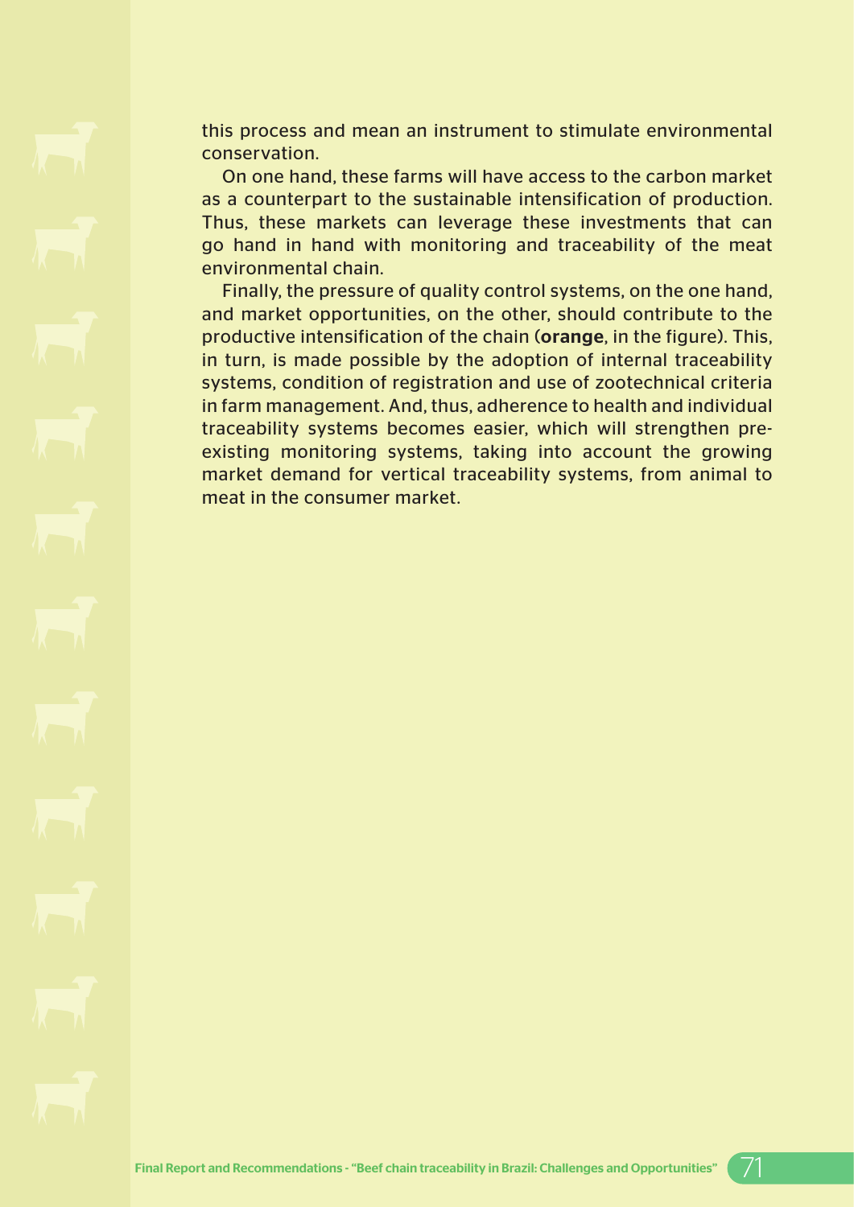this process and mean an instrument to stimulate environmental conservation.

On one hand, these farms will have access to the carbon market as a counterpart to the sustainable intensification of production. Thus, these markets can leverage these investments that can go hand in hand with monitoring and traceability of the meat environmental chain.

Finally, the pressure of quality control systems, on the one hand, and market opportunities, on the other, should contribute to the productive intensification of the chain (**orange**, in the figure). This, in turn, is made possible by the adoption of internal traceability systems, condition of registration and use of zootechnical criteria in farm management. And, thus, adherence to health and individual traceability systems becomes easier, which will strengthen pre-existing monitoring systems, taking into account the growing market demand for vertical traceability systems, from animal to meat in the consumer market.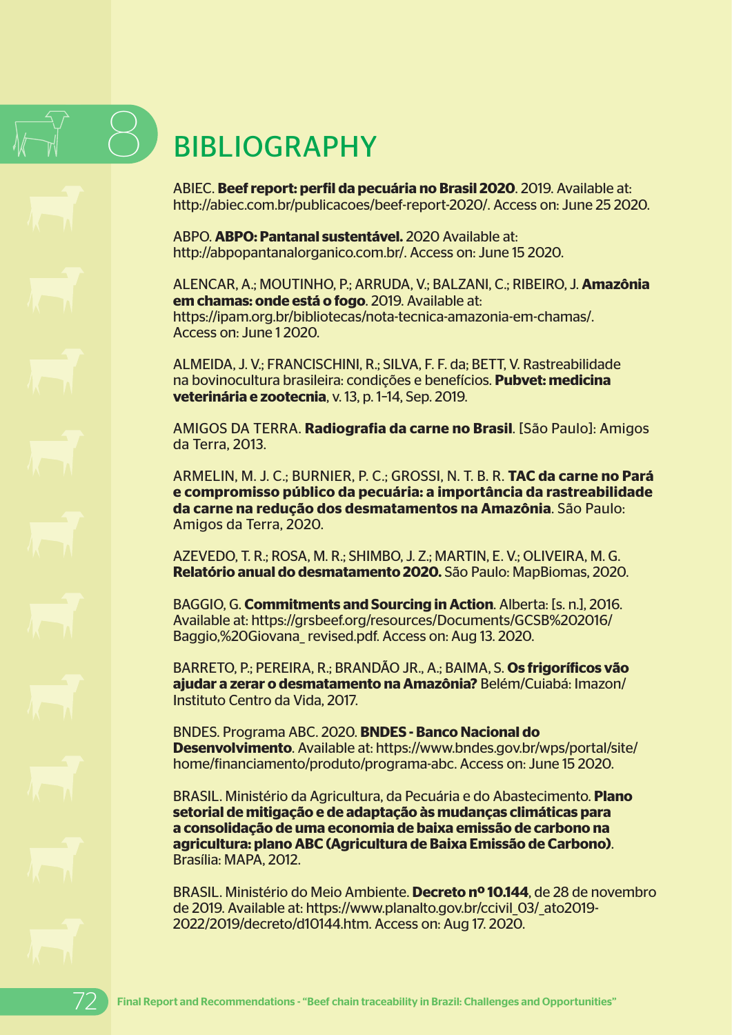# 8 BIBLIOGRAPHY

ABIEC. **Beef report: perfil da pecuária no Brasil 2020**. 2019. Available at: http://abiec.com.br/publicacoes/beef-report-2020/. Access on: June 25 2020.

ABPO. **ABPO: Pantanal sustentável.** 2020 Available at: http://abpopantanalorganico.com.br/. Access on: June 15 2020.

ALENCAR, A.; MOUTINHO, P.; ARRUDA, V.; BALZANI, C.; RIBEIRO, J. **Amazônia em chamas: onde está o fogo**. 2019. Available at: https://ipam.org.br/bibliotecas/nota-tecnica-amazonia-em-chamas/. Access on: June 1 2020.

ALMEIDA, J. V.; FRANCISCHINI, R.; SILVA, F. F. da; BETT, V. Rastreabilidade na bovinocultura brasileira: condições e benefícios. **Pubvet: medicina veterinária e zootecnia**, v. 13, p. 1–14, Sep. 2019.

AMIGOS DA TERRA. **Radiografia da carne no Brasil**. [São Paulo]: Amigos da Terra, 2013.

ARMELIN, M. J. C.; BURNIER, P. C.; GROSSI, N. T. B. R. **TAC da carne no Pará e compromisso público da pecuária: a importância da rastreabilidade da carne na redução dos desmatamentos na Amazônia**. São Paulo: Amigos da Terra, 2020.

AZEVEDO, T. R.; ROSA, M. R.; SHIMBO, J. Z.; MARTIN, E. V.; OLIVEIRA, M. G. **Relatório anual do desmatamento 2020.** São Paulo: MapBiomas, 2020.

BAGGIO, G. **Commitments and Sourcing in Action**. Alberta: [s. n.], 2016. Available at: https://grsbeef.org/resources/Documents/GCSB%202016/Baggio,%20Giovana_ revised.pdf. Access on: Aug 13. 2020.

BARRETO, P.; PEREIRA, R.; BRANDÃO JR., A.; BAIMA, S. **Os frigoríficos vão ajudar a zerar o desmatamento na Amazônia?** Belém/Cuiabá: Imazon/ Instituto Centro da Vida, 2017.

BNDES. Programa ABC. 2020. **BNDES - Banco Nacional do Desenvolvimento**. Available at: https://www.bndes.gov.br/wps/portal/site/home/financiamento/produto/programa-abc. Access on: June 15 2020.

BRASIL. Ministério da Agricultura, da Pecuária e do Abastecimento. **Plano setorial de mitigação e de adaptação às mudanças climáticas para a consolidação de uma economia de baixa emissão de carbono na agricultura: plano ABC (Agricultura de Baixa Emissão de Carbono)**. Brasília: MAPA, 2012.

BRASIL. Ministério do Meio Ambiente. **Decreto nº 10.144**, de 28 de novembro de 2019. Available at: https://www.planalto.gov.br/ccivil_03/_ato2019-2022/2019/decreto/d10144.htm. Access on: Aug 17. 2020.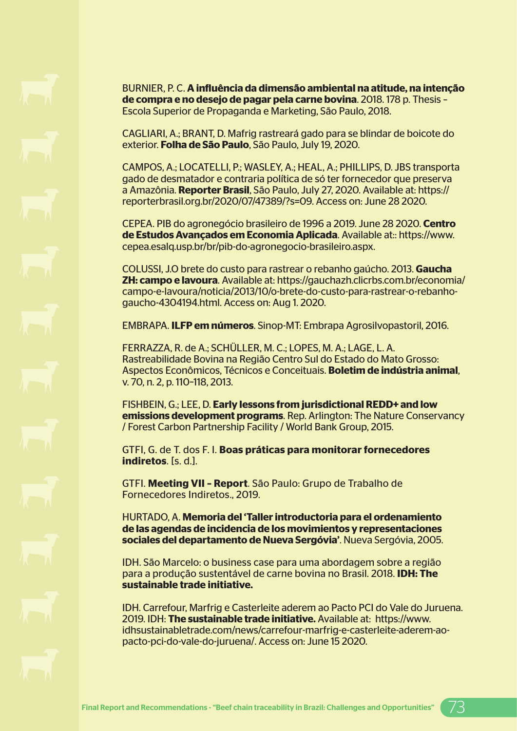BURNIER, P. C. **A influência da dimensão ambiental na atitude, na intenção de compra e no desejo de pagar pela carne bovina**. 2018. 178 p. Thesis – Escola Superior de Propaganda e Marketing, São Paulo, 2018.

CAGLIARI, A.; BRANT, D. Mafrig rastreará gado para se blindar de boicote do exterior. **Folha de São Paulo**, São Paulo, July 19, 2020.

CAMPOS, A.; LOCATELLI, P.; WASLEY, A.; HEAL, A.; PHILLIPS, D. JBS transporta gado de desmatador e contraria política de só ter fornecedor que preserva a Amazônia. **Reporter Brasil**, São Paulo, July 27, 2020. Available at: https://reporterbrasil.org.br/2020/07/47389/?s=09. Access on: June 28 2020.

CEPEA. PIB do agronegócio brasileiro de 1996 a 2019. June 28 2020. **Centro de Estudos Avançados em Economia Aplicada**. Available at:: https://www.cepea.esalq.usp.br/br/pib-do-agronegocio-brasileiro.aspx.

COLUSSI, J.O brete do custo para rastrear o rebanho gaúcho. 2013. **Gaucha ZH: campo e lavoura**. Available at: https://gauchazh.clicrbs.com.br/economia/campo-e-lavoura/noticia/2013/10/o-brete-do-custo-para-rastrear-o-rebanho-gaucho-4304194.html. Access on: Aug 1. 2020.

EMBRAPA. **ILFP em números**. Sinop-MT: Embrapa Agrosilvopastoril, 2016.

FERRAZZA, R. de A.; SCHÜLLER, M. C.; LOPES, M. A.; LAGE, L. A. Rastreabilidade Bovina na Região Centro Sul do Estado do Mato Grosso: Aspectos Econômicos, Técnicos e Conceituais. **Boletim de indústria animal**, v. 70, n. 2, p. 110–118, 2013.

FISHBEIN, G.; LEE, D. **Early lessons from jurisdictional REDD+ and low emissions development programs**. Rep. Arlington: The Nature Conservancy / Forest Carbon Partnership Facility / World Bank Group, 2015.

GTFI, G. de T. dos F. I. **Boas práticas para monitorar fornecedores indiretos**. [s. d.].

GTFI. **Meeting VII – Report**. São Paulo: Grupo de Trabalho de Fornecedores Indiretos., 2019.

HURTADO, A. **Memoria del 'Taller introductoria para el ordenamiento de las agendas de incidencia de los movimientos y representaciones sociales del departamento de Nueva Sergóvia'**. Nueva Sergóvia, 2005.

IDH. São Marcelo: o business case para uma abordagem sobre a região para a produção sustentável de carne bovina no Brasil. 2018. **IDH: The sustainable trade initiative.**

IDH. Carrefour, Marfrig e Casterleite aderem ao Pacto PCI do Vale do Juruena. 2019. IDH: **The sustainable trade initiative.** Available at: https://www.idhsustainabletrade.com/news/carrefour-marfrig-e-casterleite-aderem-ao-pacto-pci-do-vale-do-juruena/. Access on: June 15 2020.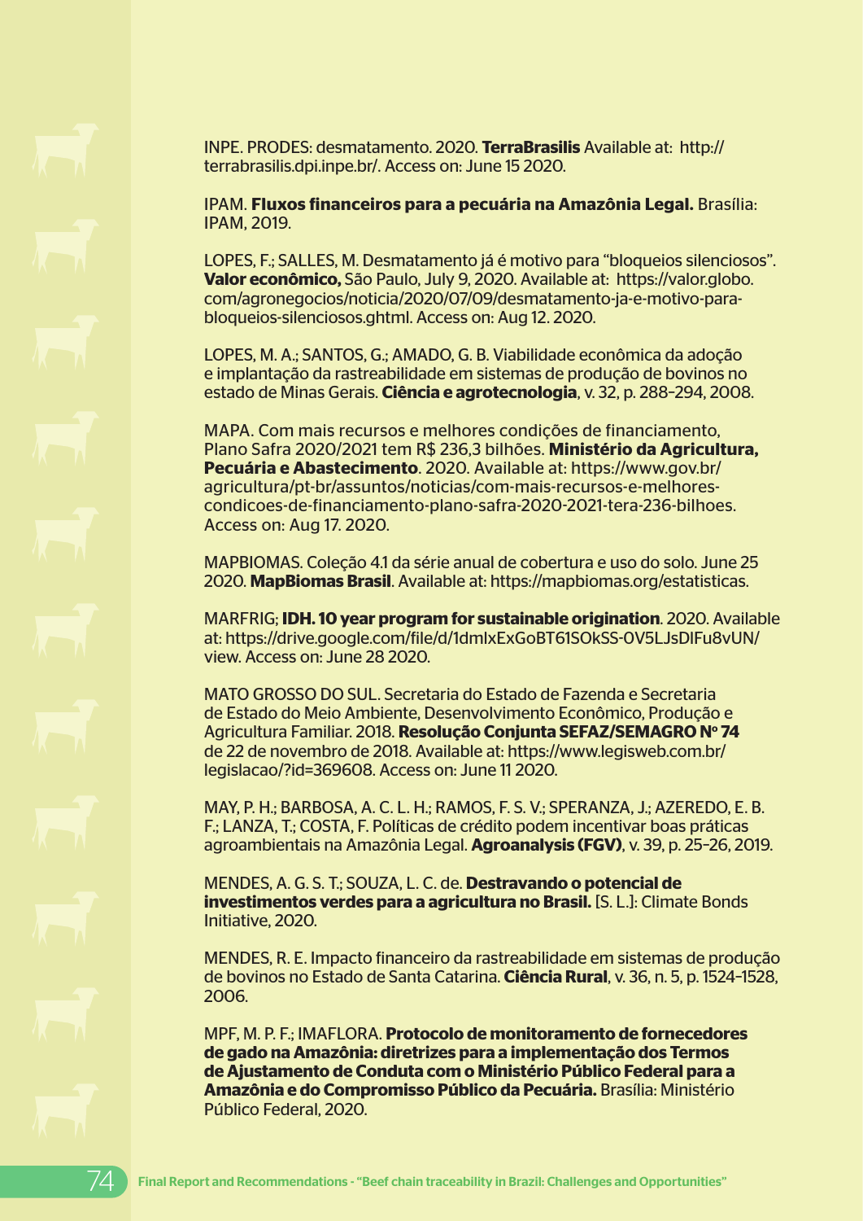INPE. PRODES: desmatamento. 2020. **TerraBrasilis** Available at: http://terrabrasilis.dpi.inpe.br/. Access on: June 15 2020.

IPAM. **Fluxos financeiros para a pecuária na Amazônia Legal.** Brasília: IPAM, 2019.

LOPES, F.; SALLES, M. Desmatamento já é motivo para "bloqueios silenciosos". **Valor econômico,** São Paulo, July 9, 2020. Available at: https://valor.globo.com/agronegocios/noticia/2020/07/09/desmatamento-ja-e-motivo-para-bloqueios-silenciosos.ghtml. Access on: Aug 12. 2020.

LOPES, M. A.; SANTOS, G.; AMADO, G. B. Viabilidade econômica da adoção e implantação da rastreabilidade em sistemas de produção de bovinos no estado de Minas Gerais. **Ciência e agrotecnologia**, v. 32, p. 288-294, 2008.

MAPA. Com mais recursos e melhores condições de financiamento, Plano Safra 2020/2021 tem R$ 236,3 bilhões. **Ministério da Agricultura, Pecuária e Abastecimento**. 2020. Available at: https://www.gov.br/agricultura/pt-br/assuntos/noticias/com-mais-recursos-e-melhores-condicoes-de-financiamento-plano-safra-2020-2021-tera-236-bilhoes. Access on: Aug 17. 2020.

MAPBIOMAS. Coleção 4.1 da série anual de cobertura e uso do solo. June 25 2020. **MapBiomas Brasil**. Available at: https://mapbiomas.org/estatisticas.

MARFRIG; **IDH. 10 year program for sustainable origination**. 2020. Available at: https://drive.google.com/file/d/1dmlxExGoBT61SOkSS-0V5LJsDlFu8vUN/view. Access on: June 28 2020.

MATO GROSSO DO SUL. Secretaria do Estado de Fazenda e Secretaria de Estado do Meio Ambiente, Desenvolvimento Econômico, Produção e Agricultura Familiar. 2018. **Resolução Conjunta SEFAZ/SEMAGRO Nº 74** de 22 de novembro de 2018. Available at: https://www.legisweb.com.br/legislacao/?id=369608. Access on: June 11 2020.

MAY, P. H.; BARBOSA, A. C. L. H.; RAMOS, F. S. V.; SPERANZA, J.; AZEREDO, E. B. F.; LANZA, T.; COSTA, F. Políticas de crédito podem incentivar boas práticas agroambientais na Amazônia Legal. **Agroanalysis (FGV)**, v. 39, p. 25-26, 2019.

MENDES, A. G. S. T.; SOUZA, L. C. de. **Destravando o potencial de investimentos verdes para a agricultura no Brasil.** [S. L.]: Climate Bonds Initiative, 2020.

MENDES, R. E. Impacto financeiro da rastreabilidade em sistemas de produção de bovinos no Estado de Santa Catarina. **Ciência Rural**, v. 36, n. 5, p. 1524-1528, 2006.

MPF, M. P. F.; IMAFLORA. **Protocolo de monitoramento de fornecedores de gado na Amazônia: diretrizes para a implementação dos Termos de Ajustamento de Conduta com o Ministério Público Federal para a Amazônia e do Compromisso Público da Pecuária.** Brasília: Ministério Público Federal, 2020.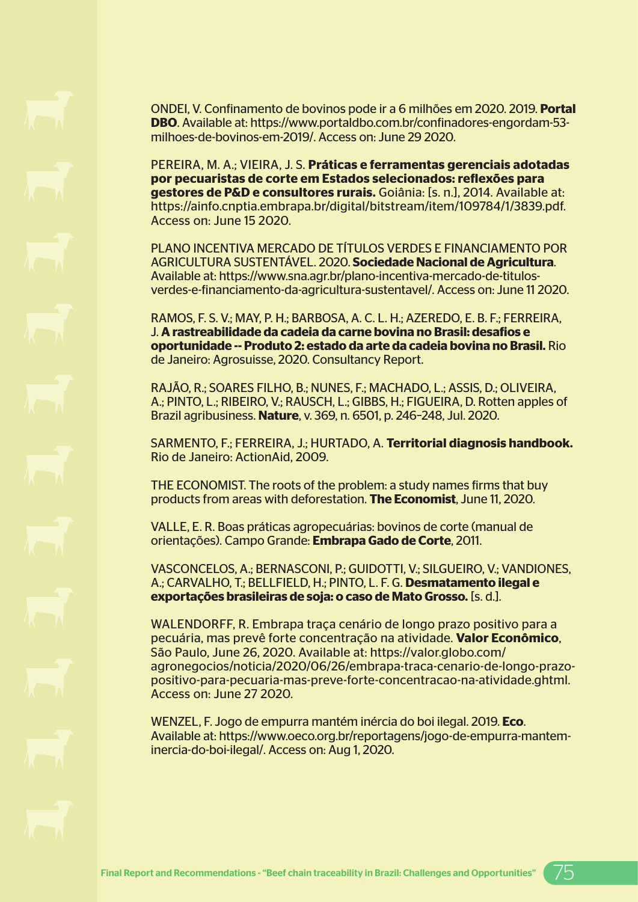ONDEI, V. Confinamento de bovinos pode ir a 6 milhões em 2020. 2019. **Portal DBO**. Available at: https://www.portaldbo.com.br/confinadores-engordam-53-milhoes-de-bovinos-em-2019/. Access on: June 29 2020.

PEREIRA, M. A.; VIEIRA, J. S. **Práticas e ferramentas gerenciais adotadas por pecuaristas de corte em Estados selecionados: reflexões para gestores de P&D e consultores rurais.** Goiânia: [s. n.], 2014. Available at: https://ainfo.cnptia.embrapa.br/digital/bitstream/item/109784/1/3839.pdf. Access on: June 15 2020.

PLANO INCENTIVA MERCADO DE TÍTULOS VERDES E FINANCIAMENTO POR AGRICULTURA SUSTENTÁVEL. 2020. **Sociedade Nacional de Agricultura**. Available at: https://www.sna.agr.br/plano-incentiva-mercado-de-titulos-verdes-e-financiamento-da-agricultura-sustentavel/. Access on: June 11 2020.

RAMOS, F. S. V.; MAY, P. H.; BARBOSA, A. C. L. H.; AZEREDO, E. B. F.; FERREIRA, J. **A rastreabilidade da cadeia da carne bovina no Brasil: desafios e oportunidade -- Produto 2: estado da arte da cadeia bovina no Brasil.** Rio de Janeiro: Agrosuisse, 2020. Consultancy Report.

RAJÃO, R.; SOARES FILHO, B.; NUNES, F.; MACHADO, L.; ASSIS, D.; OLIVEIRA, A.; PINTO, L.; RIBEIRO, V.; RAUSCH, L.; GIBBS, H.; FIGUEIRA, D. Rotten apples of Brazil agribusiness. **Nature**, v. 369, n. 6501, p. 246–248, Jul. 2020.

SARMENTO, F.; FERREIRA, J.; HURTADO, A. **Territorial diagnosis handbook.** Rio de Janeiro: ActionAid, 2009.

THE ECONOMIST. The roots of the problem: a study names firms that buy products from areas with deforestation. **The Economist**, June 11, 2020.

VALLE, E. R. Boas práticas agropecuárias: bovinos de corte (manual de orientações). Campo Grande: **Embrapa Gado de Corte**, 2011.

VASCONCELOS, A.; BERNASCONI, P.; GUIDOTTI, V.; SILGUEIRO, V.; VANDIONES, A.; CARVALHO, T.; BELLFIELD, H.; PINTO, L. F. G. **Desmatamento ilegal e exportações brasileiras de soja: o caso de Mato Grosso.** [s. d.].

WALENDORFF, R. Embrapa traça cenário de longo prazo positivo para a pecuária, mas prevê forte concentração na atividade. **Valor Econômico**, São Paulo, June 26, 2020. Available at: https://valor.globo.com/agronegocios/noticia/2020/06/26/embrapa-traca-cenario-de-longo-prazo-positivo-para-pecuaria-mas-preve-forte-concentracao-na-atividade.ghtml. Access on: June 27 2020.

WENZEL, F. Jogo de empurra mantém inércia do boi ilegal. 2019. **Eco**. Available at: https://www.oeco.org.br/reportagens/jogo-de-empurra-mantem-inercia-do-boi-ilegal/. Access on: Aug 1, 2020.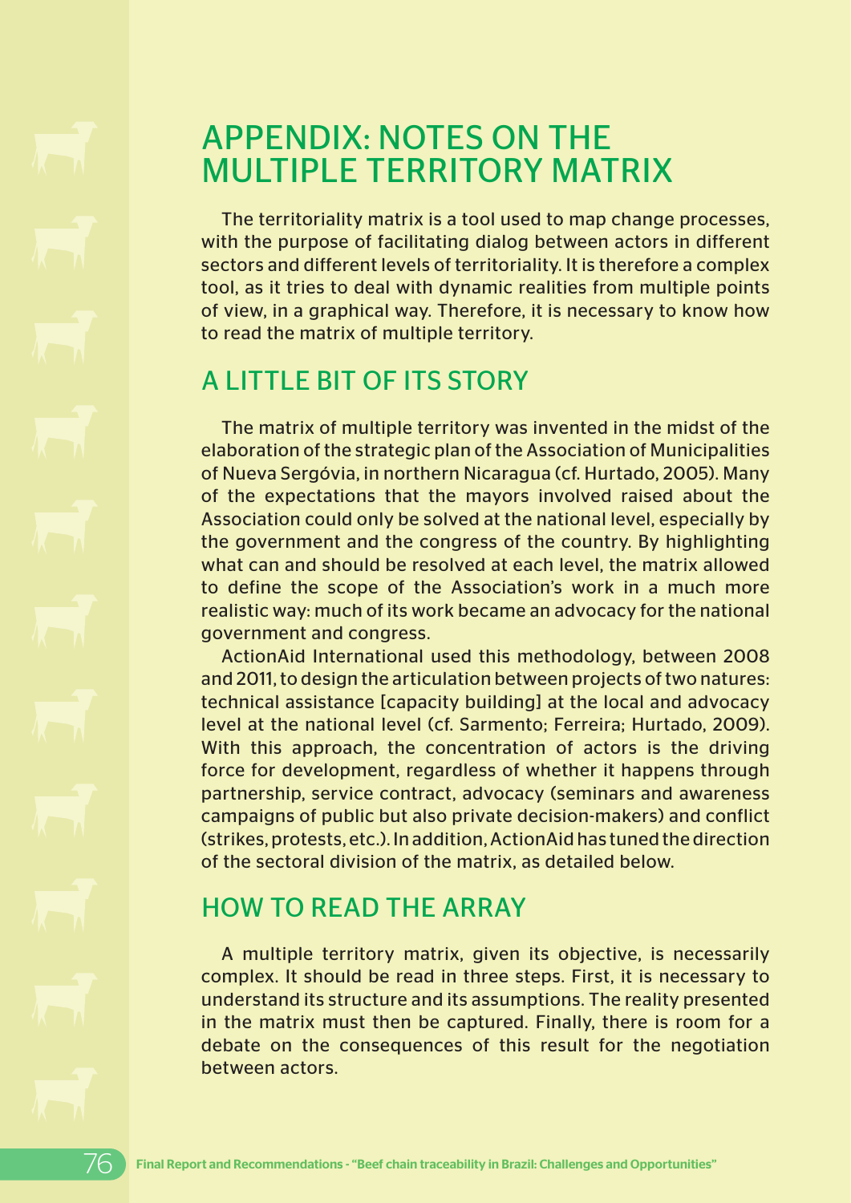# APPENDIX: NOTES ON THE MULTIPLE TERRITORY MATRIX

The territoriality matrix is a tool used to map change processes, with the purpose of facilitating dialog between actors in different sectors and different levels of territoriality. It is therefore a complex tool, as it tries to deal with dynamic realities from multiple points of view, in a graphical way. Therefore, it is necessary to know how to read the matrix of multiple territory.

## A LITTLE BIT OF ITS STORY

The matrix of multiple territory was invented in the midst of the elaboration of the strategic plan of the Association of Municipalities of Nueva Sergóvia, in northern Nicaragua (cf. Hurtado, 2005). Many of the expectations that the mayors involved raised about the Association could only be solved at the national level, especially by the government and the congress of the country. By highlighting what can and should be resolved at each level, the matrix allowed to define the scope of the Association's work in a much more realistic way: much of its work became an advocacy for the national government and congress.

ActionAid International used this methodology, between 2008 and 2011, to design the articulation between projects of two natures: technical assistance [capacity building] at the local and advocacy level at the national level (cf. Sarmento; Ferreira; Hurtado, 2009). With this approach, the concentration of actors is the driving force for development, regardless of whether it happens through partnership, service contract, advocacy (seminars and awareness campaigns of public but also private decision-makers) and conflict (strikes, protests, etc.). In addition, ActionAid has tuned the direction of the sectoral division of the matrix, as detailed below.

## HOW TO READ THE ARRAY

A multiple territory matrix, given its objective, is necessarily complex. It should be read in three steps. First, it is necessary to understand its structure and its assumptions. The reality presented in the matrix must then be captured. Finally, there is room for a debate on the consequences of this result for the negotiation between actors.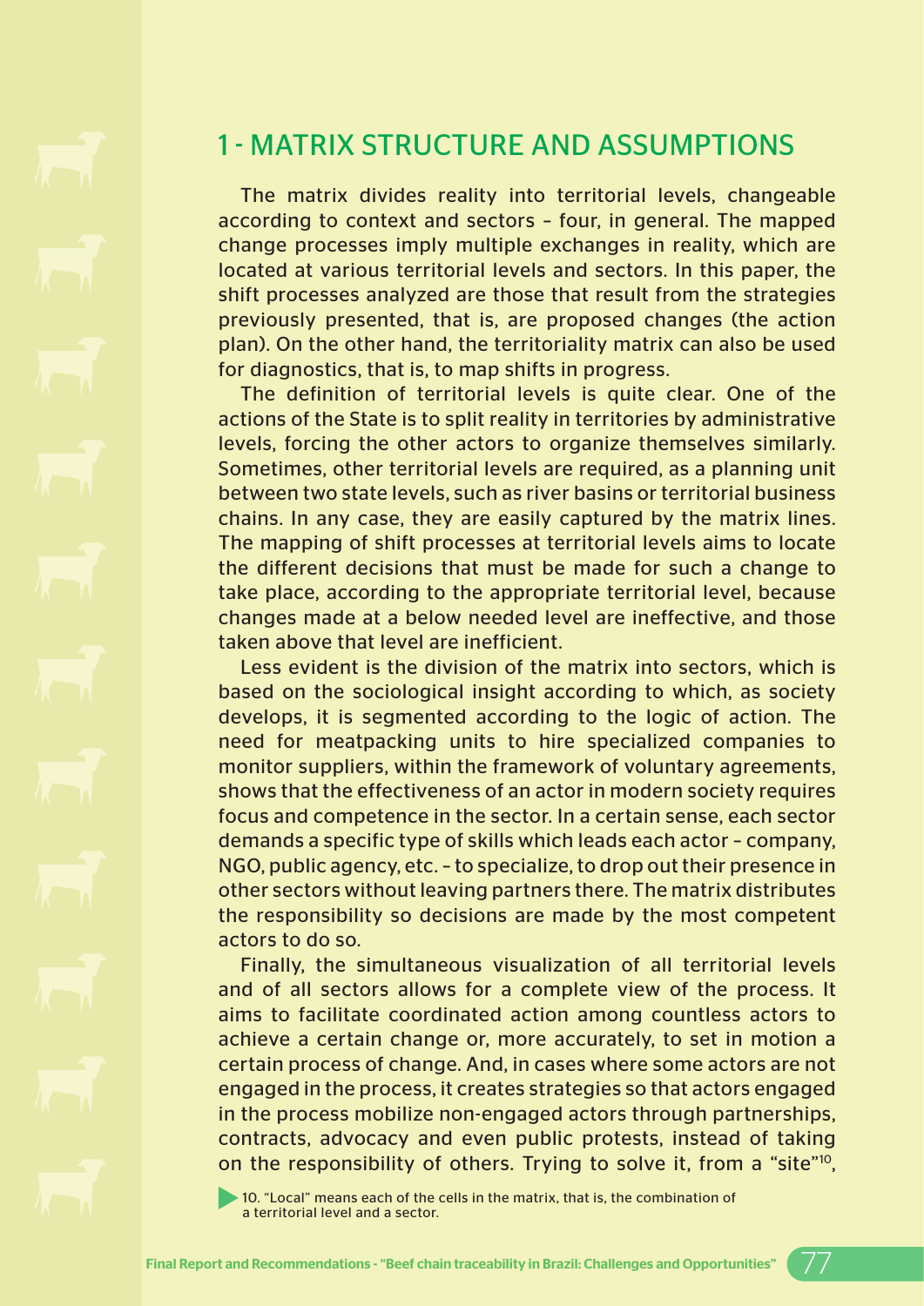## 1 - MATRIX STRUCTURE AND ASSUMPTIONS

The matrix divides reality into territorial levels, changeable according to context and sectors – four, in general. The mapped change processes imply multiple exchanges in reality, which are located at various territorial levels and sectors. In this paper, the shift processes analyzed are those that result from the strategies previously presented, that is, are proposed changes (the action plan). On the other hand, the territoriality matrix can also be used for diagnostics, that is, to map shifts in progress.

The definition of territorial levels is quite clear. One of the actions of the State is to split reality in territories by administrative levels, forcing the other actors to organize themselves similarly. Sometimes, other territorial levels are required, as a planning unit between two state levels, such as river basins or territorial business chains. In any case, they are easily captured by the matrix lines. The mapping of shift processes at territorial levels aims to locate the different decisions that must be made for such a change to take place, according to the appropriate territorial level, because changes made at a below needed level are ineffective, and those taken above that level are inefficient.

Less evident is the division of the matrix into sectors, which is based on the sociological insight according to which, as society develops, it is segmented according to the logic of action. The need for meatpacking units to hire specialized companies to monitor suppliers, within the framework of voluntary agreements, shows that the effectiveness of an actor in modern society requires focus and competence in the sector. In a certain sense, each sector demands a specific type of skills which leads each actor – company, NGO, public agency, etc. – to specialize, to drop out their presence in other sectors without leaving partners there. The matrix distributes the responsibility so decisions are made by the most competent actors to do so.

Finally, the simultaneous visualization of all territorial levels and of all sectors allows for a complete view of the process. It aims to facilitate coordinated action among countless actors to achieve a certain change or, more accurately, to set in motion a certain process of change. And, in cases where some actors are not engaged in the process, it creates strategies so that actors engaged in the process mobilize non-engaged actors through partnerships, contracts, advocacy and even public protests, instead of taking on the responsibility of others. Trying to solve it, from a "site"[10],

10. "Local" means each of the cells in the matrix, that is, the combination of a territorial level and a sector.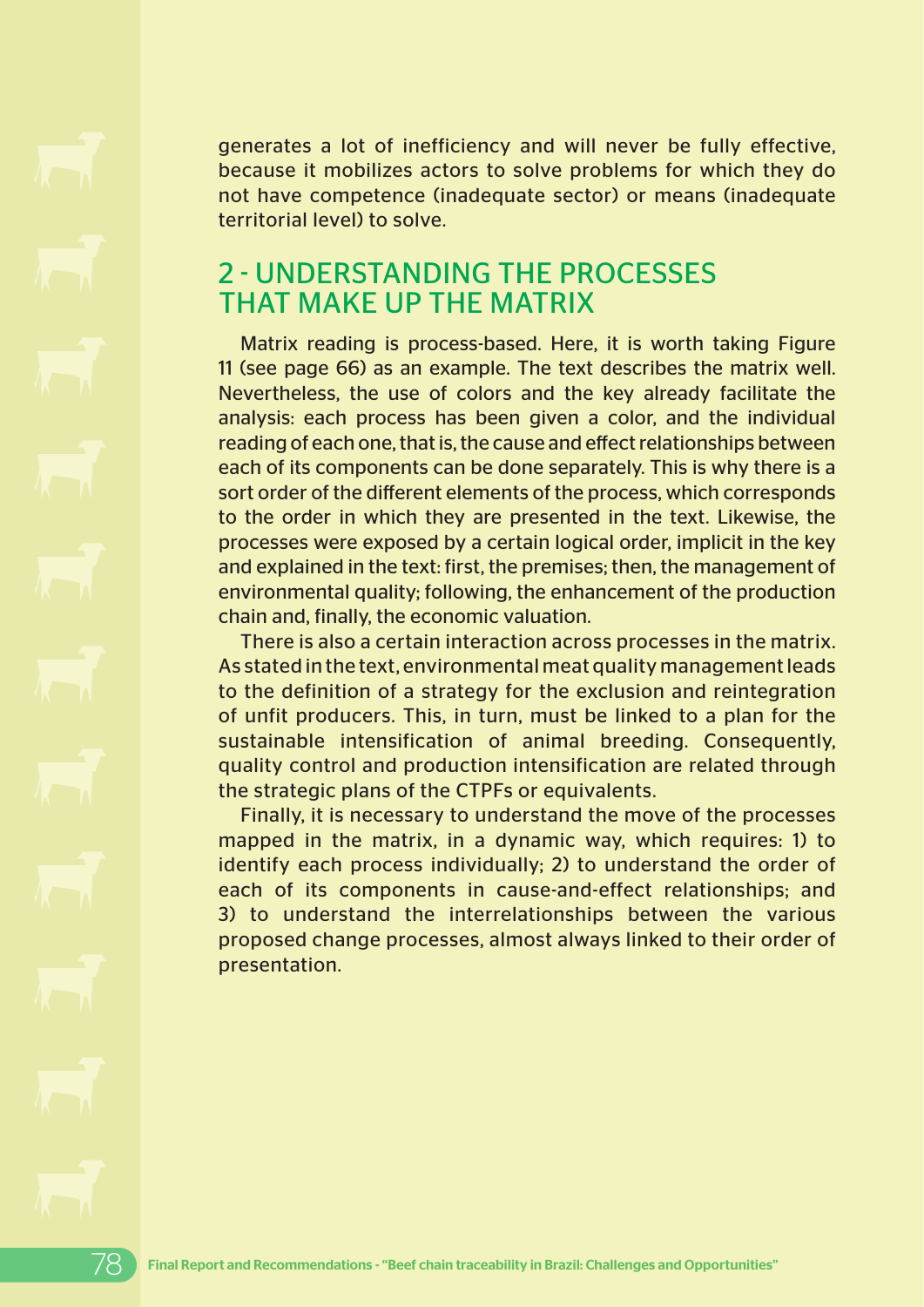generates a lot of inefficiency and will never be fully effective, because it mobilizes actors to solve problems for which they do not have competence (inadequate sector) or means (inadequate territorial level) to solve.

## 2 - UNDERSTANDING THE PROCESSES THAT MAKE UP THE MATRIX

Matrix reading is process-based. Here, it is worth taking Figure 11 (see page 66) as an example. The text describes the matrix well. Nevertheless, the use of colors and the key already facilitate the analysis: each process has been given a color, and the individual reading of each one, that is, the cause and effect relationships between each of its components can be done separately. This is why there is a sort order of the different elements of the process, which corresponds to the order in which they are presented in the text. Likewise, the processes were exposed by a certain logical order, implicit in the key and explained in the text: first, the premises; then, the management of environmental quality; following, the enhancement of the production chain and, finally, the economic valuation.

There is also a certain interaction across processes in the matrix. As stated in the text, environmental meat quality management leads to the definition of a strategy for the exclusion and reintegration of unfit producers. This, in turn, must be linked to a plan for the sustainable intensification of animal breeding. Consequently, quality control and production intensification are related through the strategic plans of the CTPFs or equivalents.

Finally, it is necessary to understand the move of the processes mapped in the matrix, in a dynamic way, which requires: 1) to identify each process individually; 2) to understand the order of each of its components in cause-and-effect relationships; and 3) to understand the interrelationships between the various proposed change processes, almost always linked to their order of presentation.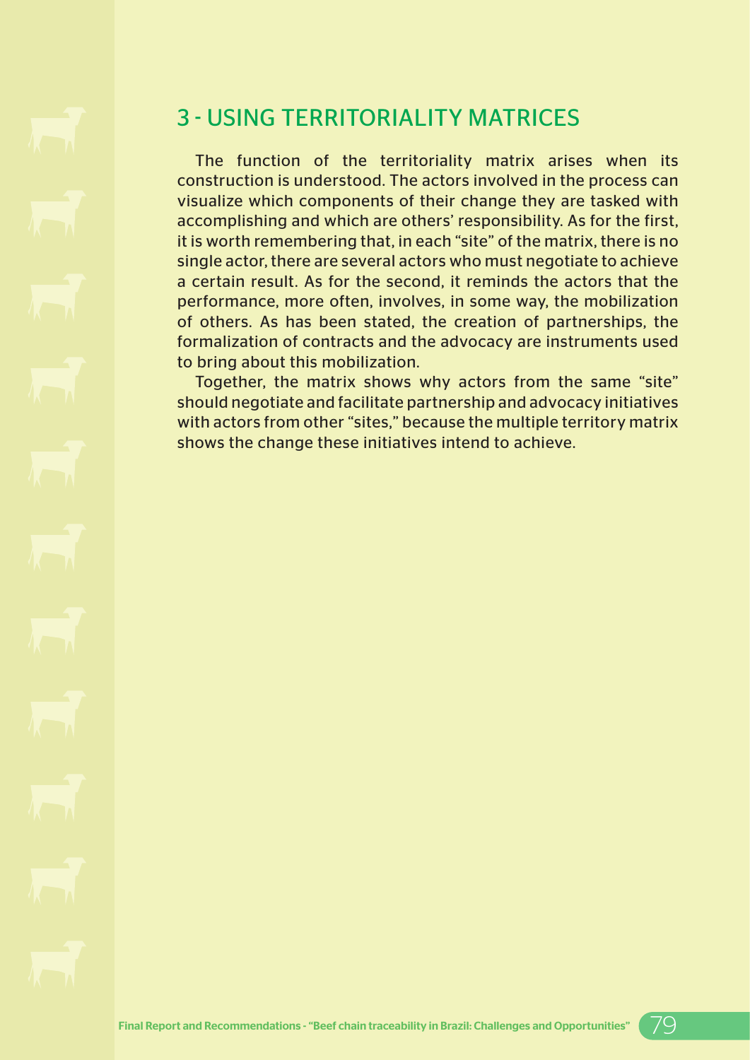## 3 - USING TERRITORIALITY MATRICES

The function of the territoriality matrix arises when its construction is understood. The actors involved in the process can visualize which components of their change they are tasked with accomplishing and which are others' responsibility. As for the first, it is worth remembering that, in each "site" of the matrix, there is no single actor, there are several actors who must negotiate to achieve a certain result. As for the second, it reminds the actors that the performance, more often, involves, in some way, the mobilization of others. As has been stated, the creation of partnerships, the formalization of contracts and the advocacy are instruments used to bring about this mobilization.

Together, the matrix shows why actors from the same "site" should negotiate and facilitate partnership and advocacy initiatives with actors from other "sites," because the multiple territory matrix shows the change these initiatives intend to achieve.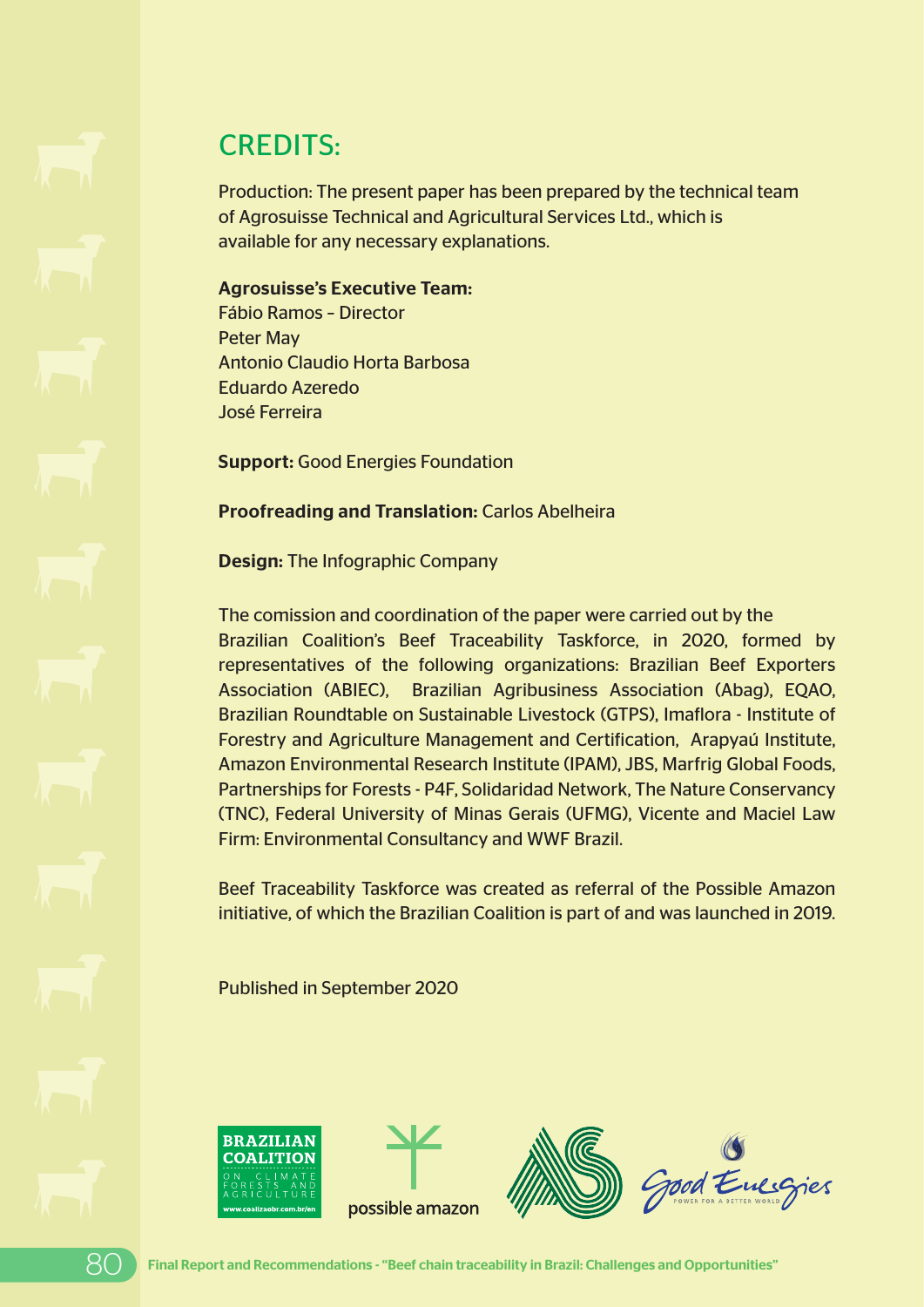# CREDITS:

Production: The present paper has been prepared by the technical team of Agrosuisse Technical and Agricultural Services Ltd., which is available for any necessary explanations.

**Agrosuisse's Executive Team:**
Fábio Ramos – Director
Peter May
Antonio Claudio Horta Barbosa
Eduardo Azeredo
José Ferreira

**Support:** Good Energies Foundation

**Proofreading and Translation:** Carlos Abelheira

**Design:** The Infographic Company

The comission and coordination of the paper were carried out by the Brazilian Coalition's Beef Traceability Taskforce, in 2020, formed by representatives of the following organizations: Brazilian Beef Exporters Association (ABIEC), Brazilian Agribusiness Association (Abag), EQAO, Brazilian Roundtable on Sustainable Livestock (GTPS), Imaflora - Institute of Forestry and Agriculture Management and Certification, Arapyaú Institute, Amazon Environmental Research Institute (IPAM), JBS, Marfrig Global Foods, Partnerships for Forests - P4F, Solidaridad Network, The Nature Conservancy (TNC), Federal University of Minas Gerais (UFMG), Vicente and Maciel Law Firm: Environmental Consultancy and WWF Brazil.

Beef Traceability Taskforce was created as referral of the Possible Amazon initiative, of which the Brazilian Coalition is part of and was launched in 2019.

Published in September 2020

BRAZILIAN COALITION ON CLIMATE FORESTS AND AGRICULTURE
www.coalizaobr.com.br/en

possible amazon

Good Energies
POWER FOR A BETTER WORLD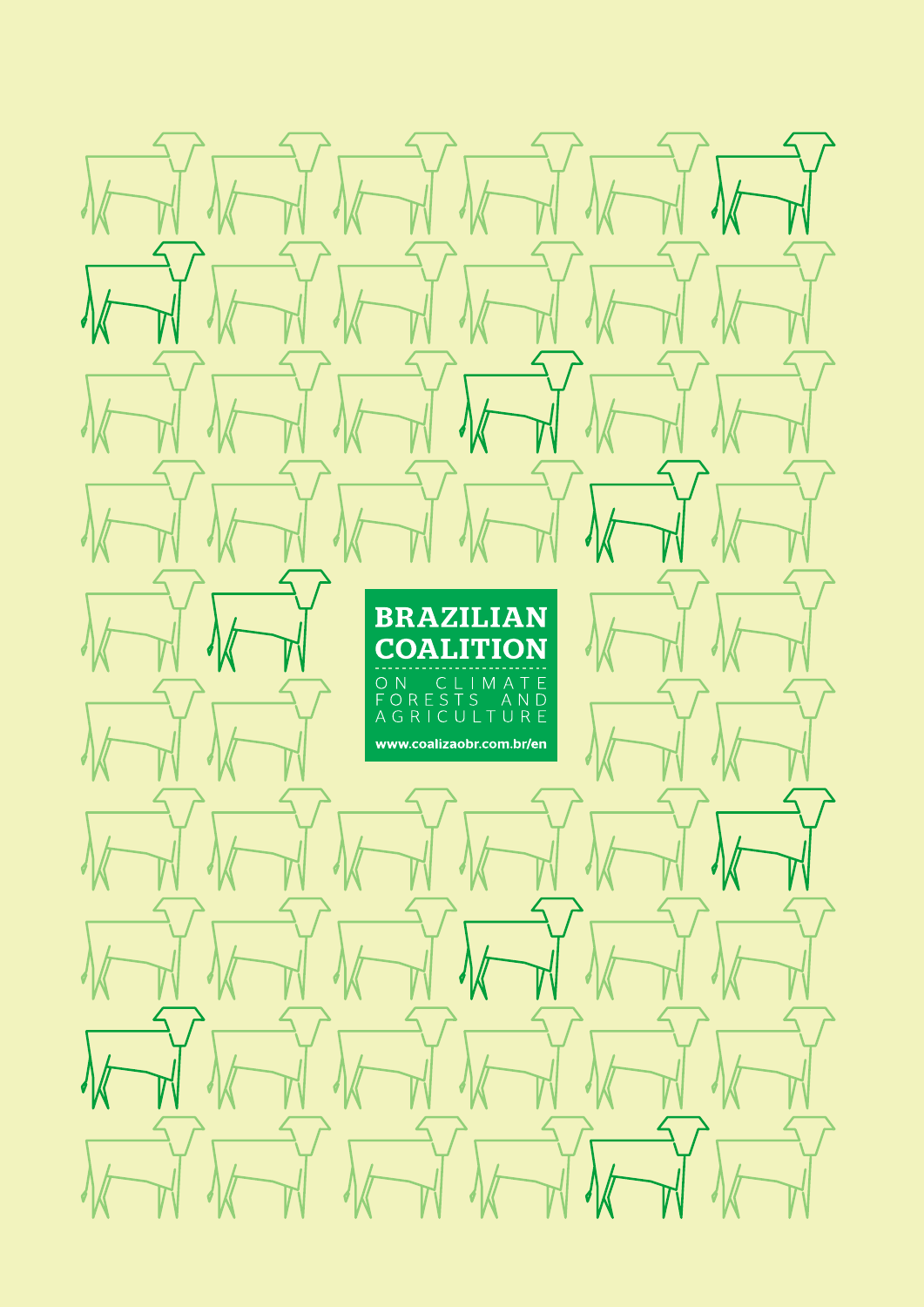# BRAZILIAN COALITION

ON CLIMATE FORESTS AND AGRICULTURE

www.coalizaobr.com.br/en